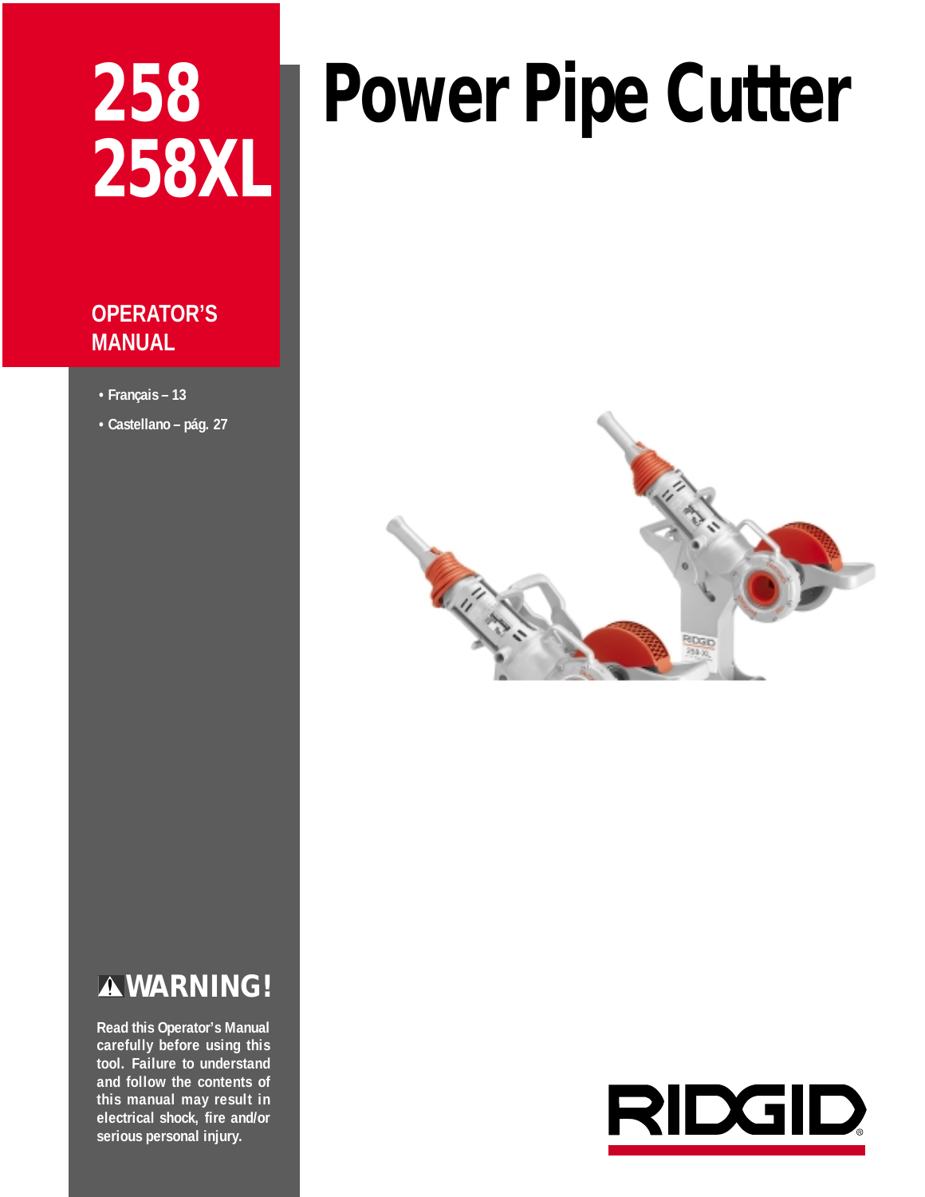# 258
# 258XL

# Power Pipe Cutter

## OPERATOR'S MANUAL

- Français – 13
- Castellano – pág. 27

## ⚠WARNING!

**Read this Operator's Manual carefully before using this tool. Failure to understand and follow the contents of this manual may result in electrical shock, fire and/or serious personal injury.**

RIDGID®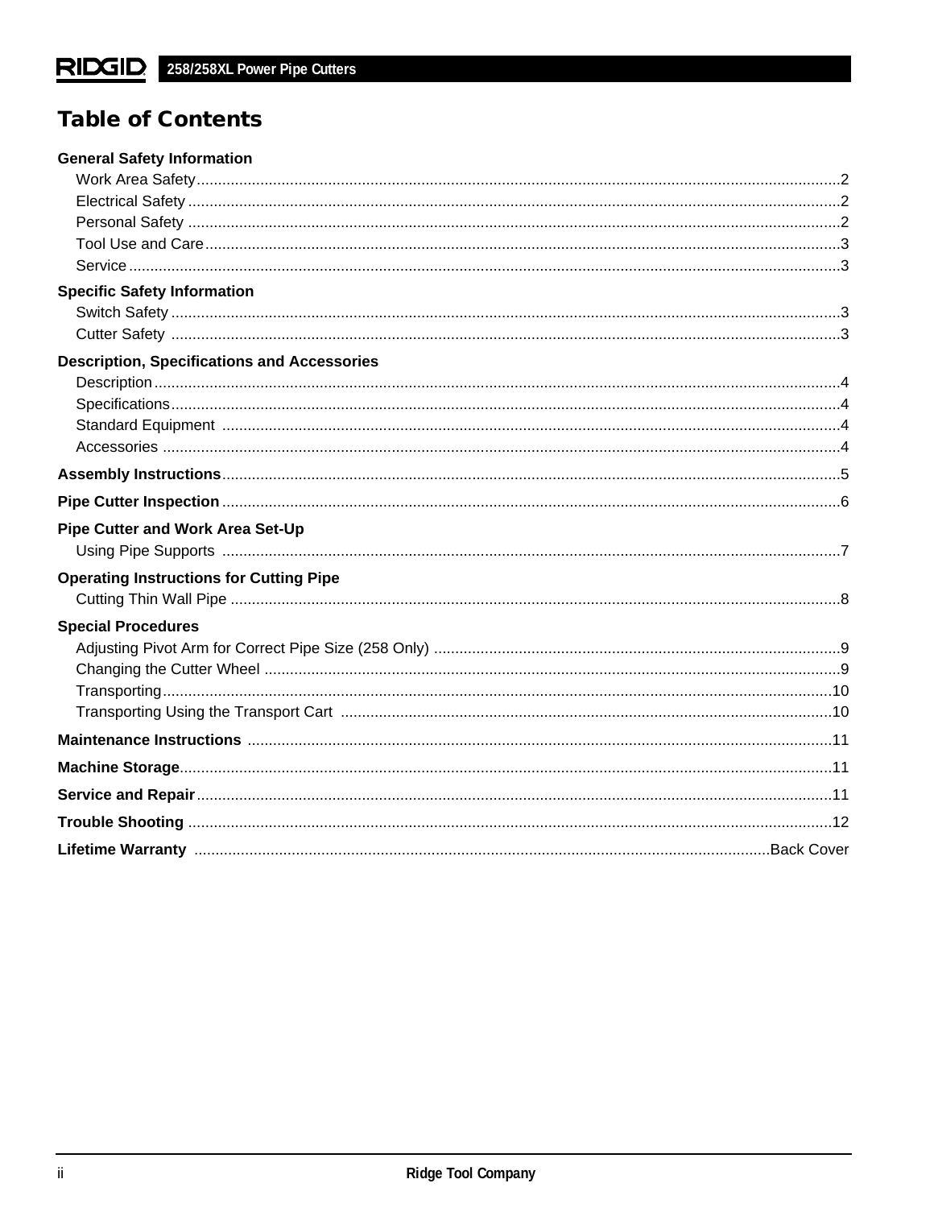# Table of Contents

**General Safety Information**
- Work Area Safety ..................................................2
- Electrical Safety ..................................................2
- Personal Safety ..................................................2
- Tool Use and Care ..................................................3
- Service ..................................................3

**Specific Safety Information**
- Switch Safety ..................................................3
- Cutter Safety ..................................................3

**Description, Specifications and Accessories**
- Description ..................................................4
- Specifications ..................................................4
- Standard Equipment ..................................................4
- Accessories ..................................................4

**Assembly Instructions** ..................................................5

**Pipe Cutter Inspection** ..................................................6

**Pipe Cutter and Work Area Set-Up**
- Using Pipe Supports ..................................................7

**Operating Instructions for Cutting Pipe**
- Cutting Thin Wall Pipe ..................................................8

**Special Procedures**
- Adjusting Pivot Arm for Correct Pipe Size (258 Only) ..................................................9
- Changing the Cutter Wheel ..................................................9
- Transporting ..................................................10
- Transporting Using the Transport Cart ..................................................10

**Maintenance Instructions** ..................................................11

**Machine Storage** ..................................................11

**Service and Repair** ..................................................11

**Trouble Shooting** ..................................................12

**Lifetime Warranty** ..................................................Back Cover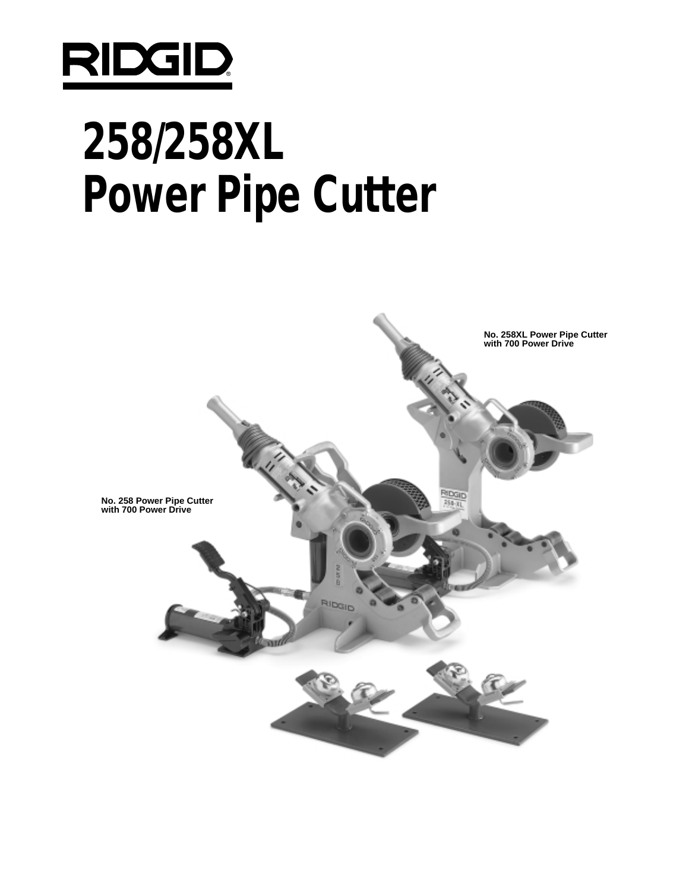RIDGID®

# 258/258XL Power Pipe Cutter

No. 258XL Power Pipe Cutter with 700 Power Drive

No. 258 Power Pipe Cutter with 700 Power Drive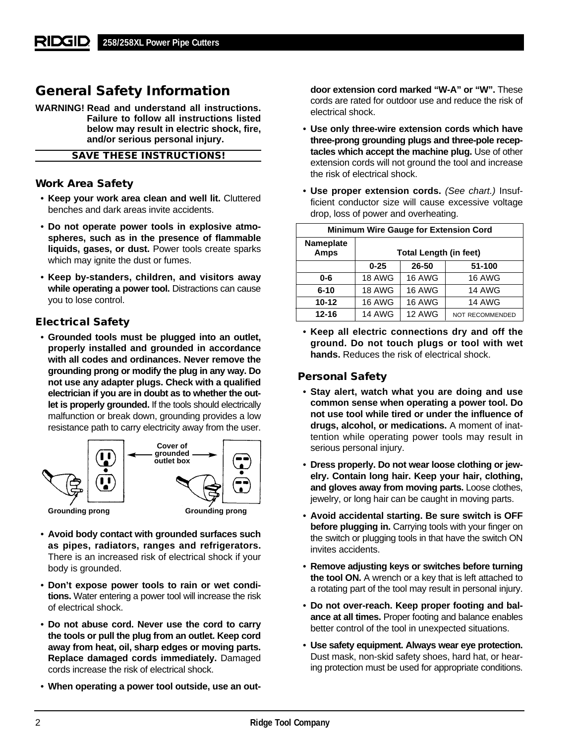## General Safety Information

**WARNING! Read and understand all instructions. Failure to follow all instructions listed below may result in electric shock, fire, and/or serious personal injury.**

**SAVE THESE INSTRUCTIONS!**

### Work Area Safety

- **Keep your work area clean and well lit.** Cluttered benches and dark areas invite accidents.
- **Do not operate power tools in explosive atmospheres, such as in the presence of flammable liquids, gases, or dust.** Power tools create sparks which may ignite the dust or fumes.
- **Keep by-standers, children, and visitors away while operating a power tool.** Distractions can cause you to lose control.

### Electrical Safety

- **Grounded tools must be plugged into an outlet, properly installed and grounded in accordance with all codes and ordinances. Never remove the grounding prong or modify the plug in any way. Do not use any adapter plugs. Check with a qualified electrician if you are in doubt as to whether the outlet is properly grounded.** If the tools should electrically malfunction or break down, grounding provides a low resistance path to carry electricity away from the user.

Cover of grounded outlet box

Grounding prong    Grounding prong

- **Avoid body contact with grounded surfaces such as pipes, radiators, ranges and refrigerators.** There is an increased risk of electrical shock if your body is grounded.
- **Don't expose power tools to rain or wet conditions.** Water entering a power tool will increase the risk of electrical shock.
- **Do not abuse cord. Never use the cord to carry the tools or pull the plug from an outlet. Keep cord away from heat, oil, sharp edges or moving parts. Replace damaged cords immediately.** Damaged cords increase the risk of electrical shock.
- **When operating a power tool outside, use an outdoor extension cord marked "W-A" or "W".** These cords are rated for outdoor use and reduce the risk of electrical shock.
- **Use only three-wire extension cords which have three-prong grounding plugs and three-pole receptacles which accept the machine plug.** Use of other extension cords will not ground the tool and increase the risk of electrical shock.
- **Use proper extension cords.** *(See chart.)* Insufficient conductor size will cause excessive voltage drop, loss of power and overheating.

| Minimum Wire Gauge for Extension Cord | | | |
|---|---|---|---|
| **Nameplate Amps** | **Total Length (in feet)** | | |
| | **0-25** | **26-50** | **51-100** |
| **0-6** | 18 AWG | 16 AWG | 16 AWG |
| **6-10** | 18 AWG | 16 AWG | 14 AWG |
| **10-12** | 16 AWG | 16 AWG | 14 AWG |
| **12-16** | 14 AWG | 12 AWG | NOT RECOMMENDED |

- **Keep all electric connections dry and off the ground. Do not touch plugs or tool with wet hands.** Reduces the risk of electrical shock.

### Personal Safety

- **Stay alert, watch what you are doing and use common sense when operating a power tool. Do not use tool while tired or under the influence of drugs, alcohol, or medications.** A moment of inattention while operating power tools may result in serious personal injury.
- **Dress properly. Do not wear loose clothing or jewelry. Contain long hair. Keep your hair, clothing, and gloves away from moving parts.** Loose clothes, jewelry, or long hair can be caught in moving parts.
- **Avoid accidental starting. Be sure switch is OFF before plugging in.** Carrying tools with your finger on the switch or plugging tools in that have the switch ON invites accidents.
- **Remove adjusting keys or switches before turning the tool ON.** A wrench or a key that is left attached to a rotating part of the tool may result in personal injury.
- **Do not over-reach. Keep proper footing and balance at all times.** Proper footing and balance enables better control of the tool in unexpected situations.
- **Use safety equipment. Always wear eye protection.** Dust mask, non-skid safety shoes, hard hat, or hearing protection must be used for appropriate conditions.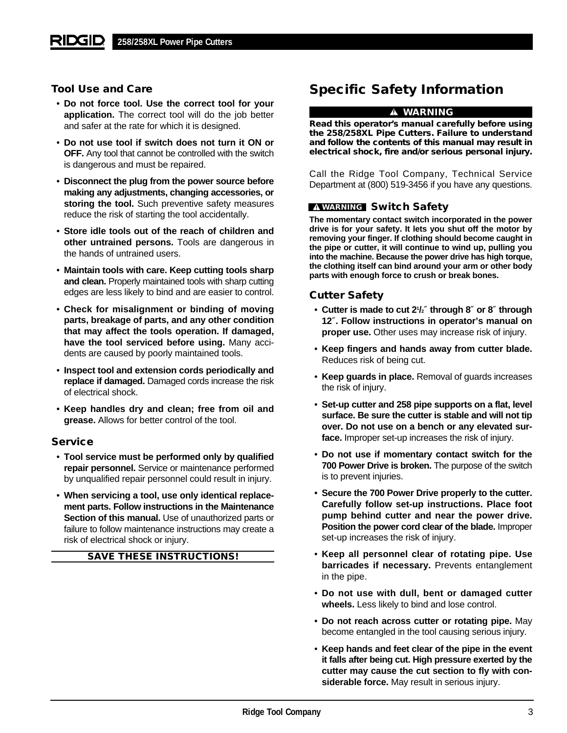### Tool Use and Care

- **Do not force tool. Use the correct tool for your application.** The correct tool will do the job better and safer at the rate for which it is designed.
- **Do not use tool if switch does not turn it ON or OFF.** Any tool that cannot be controlled with the switch is dangerous and must be repaired.
- **Disconnect the plug from the power source before making any adjustments, changing accessories, or storing the tool.** Such preventive safety measures reduce the risk of starting the tool accidentally.
- **Store idle tools out of the reach of children and other untrained persons.** Tools are dangerous in the hands of untrained users.
- **Maintain tools with care. Keep cutting tools sharp and clean.** Properly maintained tools with sharp cutting edges are less likely to bind and are easier to control.
- **Check for misalignment or binding of moving parts, breakage of parts, and any other condition that may affect the tools operation. If damaged, have the tool serviced before using.** Many accidents are caused by poorly maintained tools.
- **Inspect tool and extension cords periodically and replace if damaged.** Damaged cords increase the risk of electrical shock.
- **Keep handles dry and clean; free from oil and grease.** Allows for better control of the tool.

### Service

- **Tool service must be performed only by qualified repair personnel.** Service or maintenance performed by unqualified repair personnel could result in injury.
- **When servicing a tool, use only identical replacement parts. Follow instructions in the Maintenance Section of this manual.** Use of unauthorized parts or failure to follow maintenance instructions may create a risk of electrical shock or injury.

**SAVE THESE INSTRUCTIONS!**

## Specific Safety Information

**⚠ WARNING**

**Read this operator's manual carefully before using the 258/258XL Pipe Cutters. Failure to understand and follow the contents of this manual may result in electrical shock, fire and/or serious personal injury.**

Call the Ridge Tool Company, Technical Service Department at (800) 519-3456 if you have any questions.

### ⚠ WARNING Switch Safety

**The momentary contact switch incorporated in the power drive is for your safety. It lets you shut off the motor by removing your finger. If clothing should become caught in the pipe or cutter, it will continue to wind up, pulling you into the machine. Because the power drive has high torque, the clothing itself can bind around your arm or other body parts with enough force to crush or break bones.**

### Cutter Safety

- **Cutter is made to cut 2½″ through 8″ or 8″ through 12″. Follow instructions in operator's manual on proper use.** Other uses may increase risk of injury.
- **Keep fingers and hands away from cutter blade.** Reduces risk of being cut.
- **Keep guards in place.** Removal of guards increases the risk of injury.
- **Set-up cutter and 258 pipe supports on a flat, level surface. Be sure the cutter is stable and will not tip over. Do not use on a bench or any elevated surface.** Improper set-up increases the risk of injury.
- **Do not use if momentary contact switch for the 700 Power Drive is broken.** The purpose of the switch is to prevent injuries.
- **Secure the 700 Power Drive properly to the cutter. Carefully follow set-up instructions. Place foot pump behind cutter and near the power drive. Position the power cord clear of the blade.** Improper set-up increases the risk of injury.
- **Keep all personnel clear of rotating pipe. Use barricades if necessary.** Prevents entanglement in the pipe.
- **Do not use with dull, bent or damaged cutter wheels.** Less likely to bind and lose control.
- **Do not reach across cutter or rotating pipe.** May become entangled in the tool causing serious injury.
- **Keep hands and feet clear of the pipe in the event it falls after being cut. High pressure exerted by the cutter may cause the cut section to fly with considerable force.** May result in serious injury.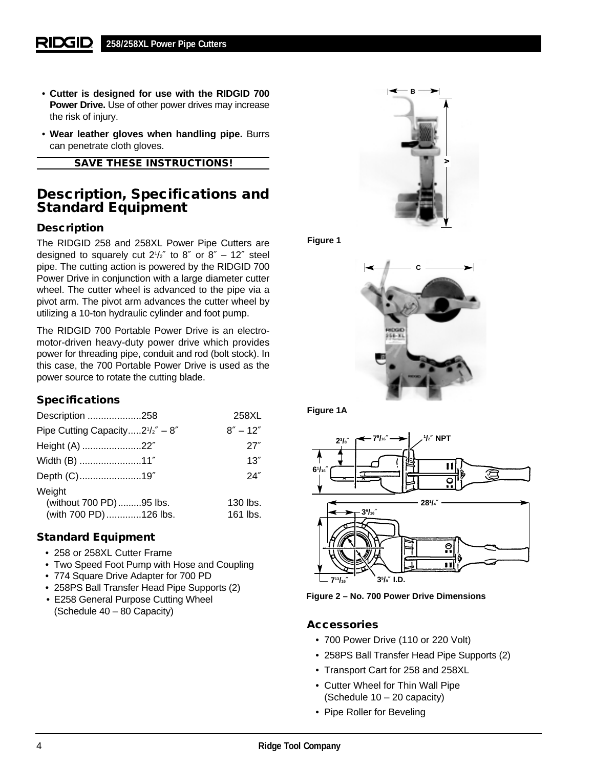- **Cutter is designed for use with the RIDGID 700 Power Drive.** Use of other power drives may increase the risk of injury.
- **Wear leather gloves when handling pipe.** Burrs can penetrate cloth gloves.

**SAVE THESE INSTRUCTIONS!**

## Description, Specifications and Standard Equipment

### Description

The RIDGID 258 and 258XL Power Pipe Cutters are designed to squarely cut 2½″ to 8″ or 8″ – 12″ steel pipe. The cutting action is powered by the RIDGID 700 Power Drive in conjunction with a large diameter cutter wheel. The cutter wheel is advanced to the pipe via a pivot arm. The pivot arm advances the cutter wheel by utilizing a 10-ton hydraulic cylinder and foot pump.

The RIDGID 700 Portable Power Drive is an electro-motor-driven heavy-duty power drive which provides power for threading pipe, conduit and rod (bolt stock). In this case, the 700 Portable Power Drive is used as the power source to rotate the cutting blade.

### Specifications

| Description | 258 | 258XL |
|---|---|---|
| Pipe Cutting Capacity | 2½″ – 8″ | 8″ – 12″ |
| Height (A) | 22″ | 27″ |
| Width (B) | 11″ | 13″ |
| Depth (C) | 19″ | 24″ |
| Weight | | |
| (without 700 PD) | 95 lbs. | 130 lbs. |
| (with 700 PD) | 126 lbs. | 161 lbs. |

### Standard Equipment

- 258 or 258XL Cutter Frame
- Two Speed Foot Pump with Hose and Coupling
- 774 Square Drive Adapter for 700 PD
- 258PS Ball Transfer Head Pipe Supports (2)
- E258 General Purpose Cutting Wheel (Schedule 40 – 80 Capacity)

Figure 1

Figure 1A

Figure 2 – No. 700 Power Drive Dimensions

### Accessories

- 700 Power Drive (110 or 220 Volt)
- 258PS Ball Transfer Head Pipe Supports (2)
- Transport Cart for 258 and 258XL
- Cutter Wheel for Thin Wall Pipe (Schedule 10 – 20 capacity)
- Pipe Roller for Beveling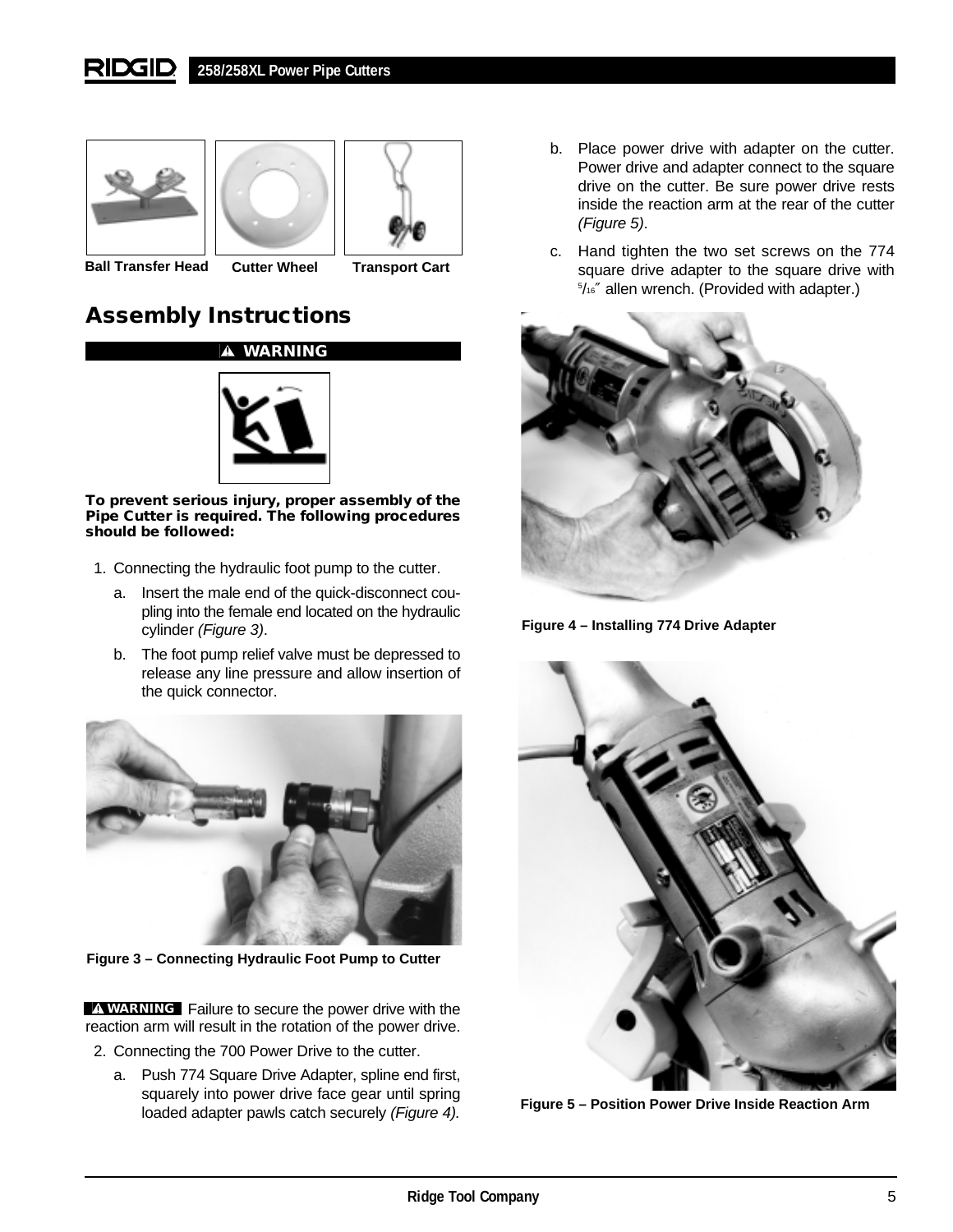Ball Transfer Head

Cutter Wheel

Transport Cart

## Assembly Instructions

**⚠ WARNING**

**To prevent serious injury, proper assembly of the Pipe Cutter is required. The following procedures should be followed:**

1. Connecting the hydraulic foot pump to the cutter.
   a. Insert the male end of the quick-disconnect coupling into the female end located on the hydraulic cylinder *(Figure 3)*.
   b. The foot pump relief valve must be depressed to release any line pressure and allow insertion of the quick connector.

Figure 3 – Connecting Hydraulic Foot Pump to Cutter

**⚠ WARNING** Failure to secure the power drive with the reaction arm will result in the rotation of the power drive.

2. Connecting the 700 Power Drive to the cutter.
   a. Push 774 Square Drive Adapter, spline end first, squarely into power drive face gear until spring loaded adapter pawls catch securely *(Figure 4).*
   b. Place power drive with adapter on the cutter. Power drive and adapter connect to the square drive on the cutter. Be sure power drive rests inside the reaction arm at the rear of the cutter *(Figure 5)*.
   c. Hand tighten the two set screws on the 774 square drive adapter to the square drive with 5/16″ allen wrench. (Provided with adapter.)

Figure 4 – Installing 774 Drive Adapter

Figure 5 – Position Power Drive Inside Reaction Arm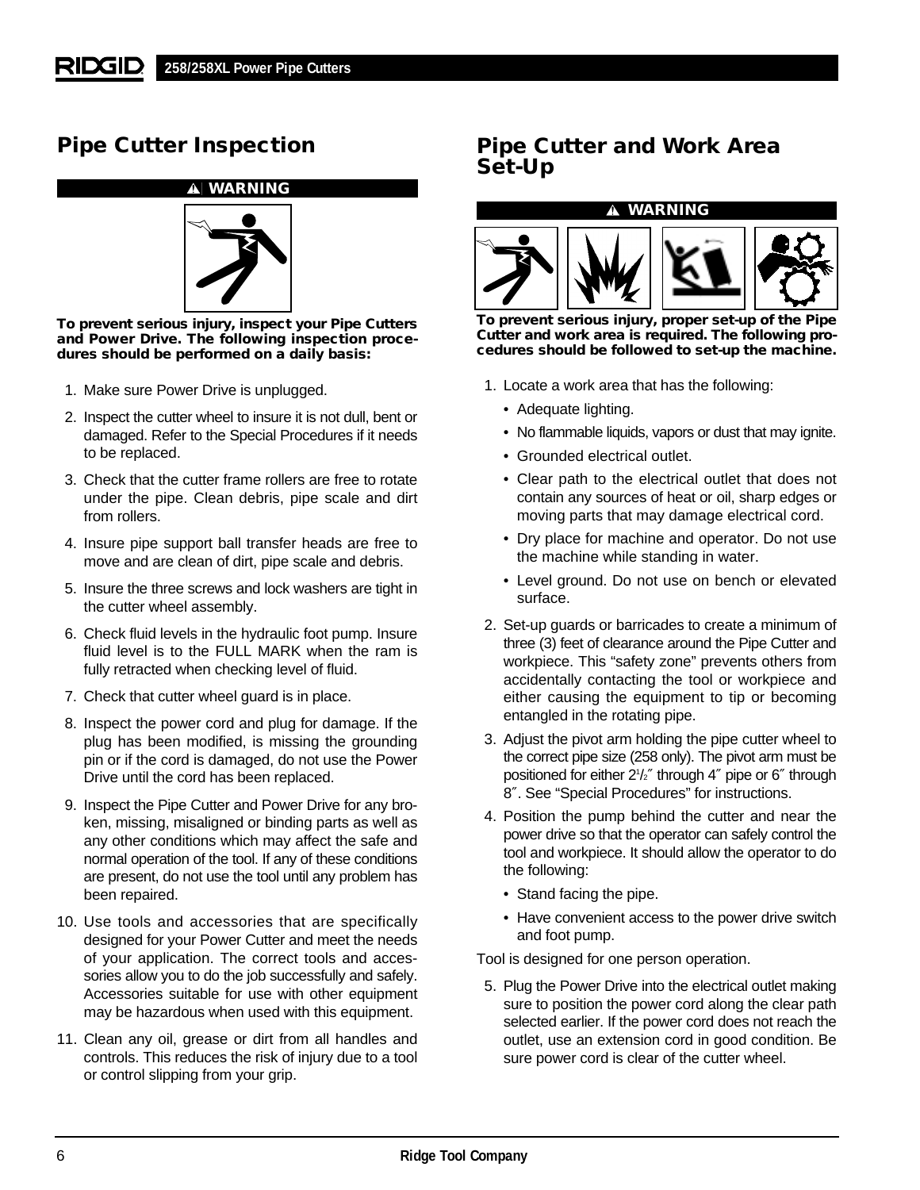## Pipe Cutter Inspection

**⚠ WARNING**

**To prevent serious injury, inspect your Pipe Cutters and Power Drive. The following inspection procedures should be performed on a daily basis:**

1. Make sure Power Drive is unplugged.
2. Inspect the cutter wheel to insure it is not dull, bent or damaged. Refer to the Special Procedures if it needs to be replaced.
3. Check that the cutter frame rollers are free to rotate under the pipe. Clean debris, pipe scale and dirt from rollers.
4. Insure pipe support ball transfer heads are free to move and are clean of dirt, pipe scale and debris.
5. Insure the three screws and lock washers are tight in the cutter wheel assembly.
6. Check fluid levels in the hydraulic foot pump. Insure fluid level is to the FULL MARK when the ram is fully retracted when checking level of fluid.
7. Check that cutter wheel guard is in place.
8. Inspect the power cord and plug for damage. If the plug has been modified, is missing the grounding pin or if the cord is damaged, do not use the Power Drive until the cord has been replaced.
9. Inspect the Pipe Cutter and Power Drive for any broken, missing, misaligned or binding parts as well as any other conditions which may affect the safe and normal operation of the tool. If any of these conditions are present, do not use the tool until any problem has been repaired.
10. Use tools and accessories that are specifically designed for your Power Cutter and meet the needs of your application. The correct tools and accessories allow you to do the job successfully and safely. Accessories suitable for use with other equipment may be hazardous when used with this equipment.
11. Clean any oil, grease or dirt from all handles and controls. This reduces the risk of injury due to a tool or control slipping from your grip.

## Pipe Cutter and Work Area Set-Up

**⚠ WARNING**

**To prevent serious injury, proper set-up of the Pipe Cutter and work area is required. The following procedures should be followed to set-up the machine.**

1. Locate a work area that has the following:
   - Adequate lighting.
   - No flammable liquids, vapors or dust that may ignite.
   - Grounded electrical outlet.
   - Clear path to the electrical outlet that does not contain any sources of heat or oil, sharp edges or moving parts that may damage electrical cord.
   - Dry place for machine and operator. Do not use the machine while standing in water.
   - Level ground. Do not use on bench or elevated surface.
2. Set-up guards or barricades to create a minimum of three (3) feet of clearance around the Pipe Cutter and workpiece. This "safety zone" prevents others from accidentally contacting the tool or workpiece and either causing the equipment to tip or becoming entangled in the rotating pipe.
3. Adjust the pivot arm holding the pipe cutter wheel to the correct pipe size (258 only). The pivot arm must be positioned for either 2½″ through 4″ pipe or 6″ through 8″. See "Special Procedures" for instructions.
4. Position the pump behind the cutter and near the power drive so that the operator can safely control the tool and workpiece. It should allow the operator to do the following:
   - Stand facing the pipe.
   - Have convenient access to the power drive switch and foot pump.

Tool is designed for one person operation.

5. Plug the Power Drive into the electrical outlet making sure to position the power cord along the clear path selected earlier. If the power cord does not reach the outlet, use an extension cord in good condition. Be sure power cord is clear of the cutter wheel.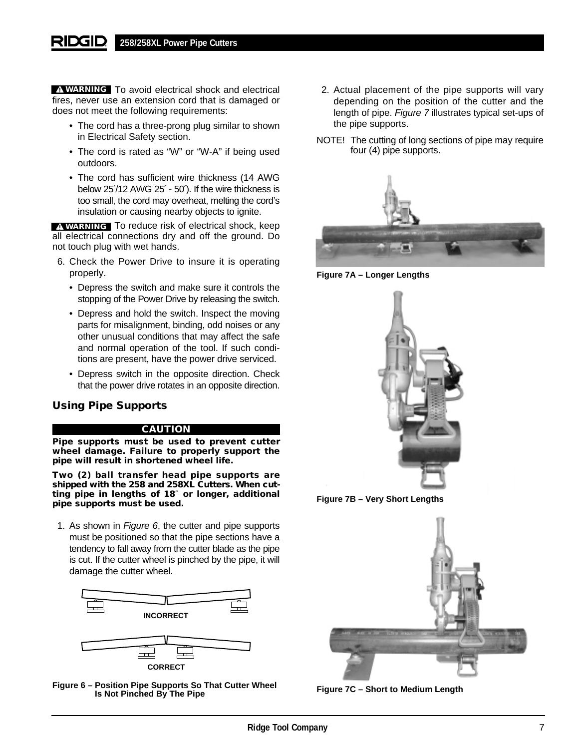**⚠ WARNING** To avoid electrical shock and electrical fires, never use an extension cord that is damaged or does not meet the following requirements:

- The cord has a three-prong plug similar to shown in Electrical Safety section.
- The cord is rated as "W" or "W-A" if being used outdoors.
- The cord has sufficient wire thickness (14 AWG below 25′/12 AWG 25′ - 50′). If the wire thickness is too small, the cord may overheat, melting the cord's insulation or causing nearby objects to ignite.

**⚠ WARNING** To reduce risk of electrical shock, keep all electrical connections dry and off the ground. Do not touch plug with wet hands.

6. Check the Power Drive to insure it is operating properly.
   - Depress the switch and make sure it controls the stopping of the Power Drive by releasing the switch.
   - Depress and hold the switch. Inspect the moving parts for misalignment, binding, odd noises or any other unusual conditions that may affect the safe and normal operation of the tool. If such conditions are present, have the power drive serviced.
   - Depress switch in the opposite direction. Check that the power drive rotates in an opposite direction.

## Using Pipe Supports

**CAUTION**

**Pipe supports must be used to prevent cutter wheel damage. Failure to properly support the pipe will result in shortened wheel life.**

**Two (2) ball transfer head pipe supports are shipped with the 258 and 258XL Cutters. When cutting pipe in lengths of 18″ or longer, additional pipe supports must be used.**

1. As shown in *Figure 6*, the cutter and pipe supports must be positioned so that the pipe sections have a tendency to fall away from the cutter blade as the pipe is cut. If the cutter wheel is pinched by the pipe, it will damage the cutter wheel.

INCORRECT

CORRECT

**Figure 6 – Position Pipe Supports So That Cutter Wheel Is Not Pinched By The Pipe**

2. Actual placement of the pipe supports will vary depending on the position of the cutter and the length of pipe. *Figure 7* illustrates typical set-ups of the pipe supports.

NOTE! The cutting of long sections of pipe may require four (4) pipe supports.

**Figure 7A – Longer Lengths**

**Figure 7B – Very Short Lengths**

**Figure 7C – Short to Medium Length**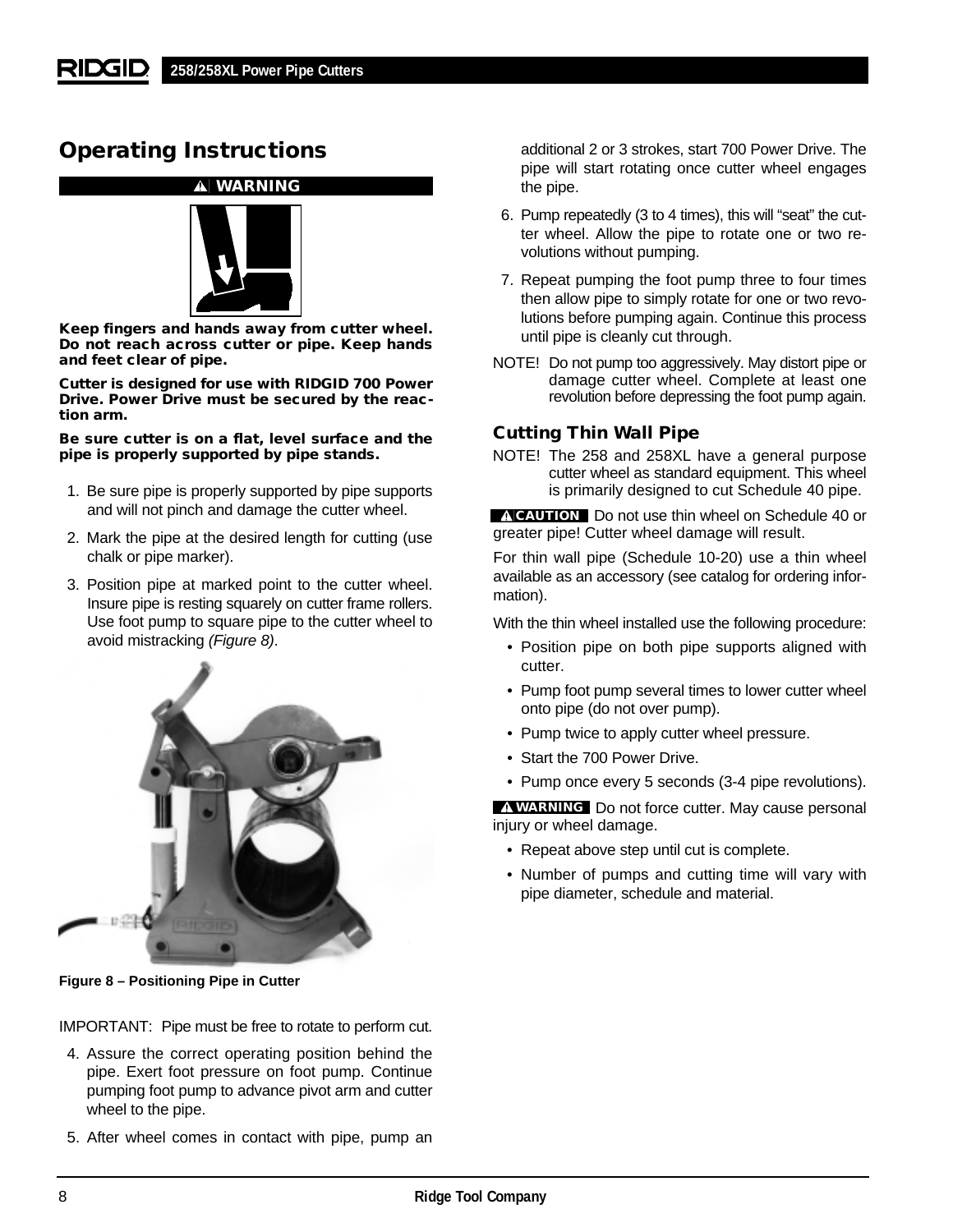## Operating Instructions

**⚠ WARNING**

**Keep fingers and hands away from cutter wheel. Do not reach across cutter or pipe. Keep hands and feet clear of pipe.**

**Cutter is designed for use with RIDGID 700 Power Drive. Power Drive must be secured by the reaction arm.**

**Be sure cutter is on a flat, level surface and the pipe is properly supported by pipe stands.**

1. Be sure pipe is properly supported by pipe supports and will not pinch and damage the cutter wheel.
2. Mark the pipe at the desired length for cutting (use chalk or pipe marker).
3. Position pipe at marked point to the cutter wheel. Insure pipe is resting squarely on cutter frame rollers. Use foot pump to square pipe to the cutter wheel to avoid mistracking *(Figure 8)*.

**Figure 8 – Positioning Pipe in Cutter**

IMPORTANT: Pipe must be free to rotate to perform cut.

4. Assure the correct operating position behind the pipe. Exert foot pressure on foot pump. Continue pumping foot pump to advance pivot arm and cutter wheel to the pipe.
5. After wheel comes in contact with pipe, pump an additional 2 or 3 strokes, start 700 Power Drive. The pipe will start rotating once cutter wheel engages the pipe.
6. Pump repeatedly (3 to 4 times), this will "seat" the cutter wheel. Allow the pipe to rotate one or two revolutions without pumping.
7. Repeat pumping the foot pump three to four times then allow pipe to simply rotate for one or two revolutions before pumping again. Continue this process until pipe is cleanly cut through.

NOTE! Do not pump too aggressively. May distort pipe or damage cutter wheel. Complete at least one revolution before depressing the foot pump again.

### Cutting Thin Wall Pipe

NOTE! The 258 and 258XL have a general purpose cutter wheel as standard equipment. This wheel is primarily designed to cut Schedule 40 pipe.

**⚠ CAUTION** Do not use thin wheel on Schedule 40 or greater pipe! Cutter wheel damage will result.

For thin wall pipe (Schedule 10-20) use a thin wheel available as an accessory (see catalog for ordering information).

With the thin wheel installed use the following procedure:

- Position pipe on both pipe supports aligned with cutter.
- Pump foot pump several times to lower cutter wheel onto pipe (do not over pump).
- Pump twice to apply cutter wheel pressure.
- Start the 700 Power Drive.
- Pump once every 5 seconds (3-4 pipe revolutions).

**⚠ WARNING** Do not force cutter. May cause personal injury or wheel damage.

- Repeat above step until cut is complete.
- Number of pumps and cutting time will vary with pipe diameter, schedule and material.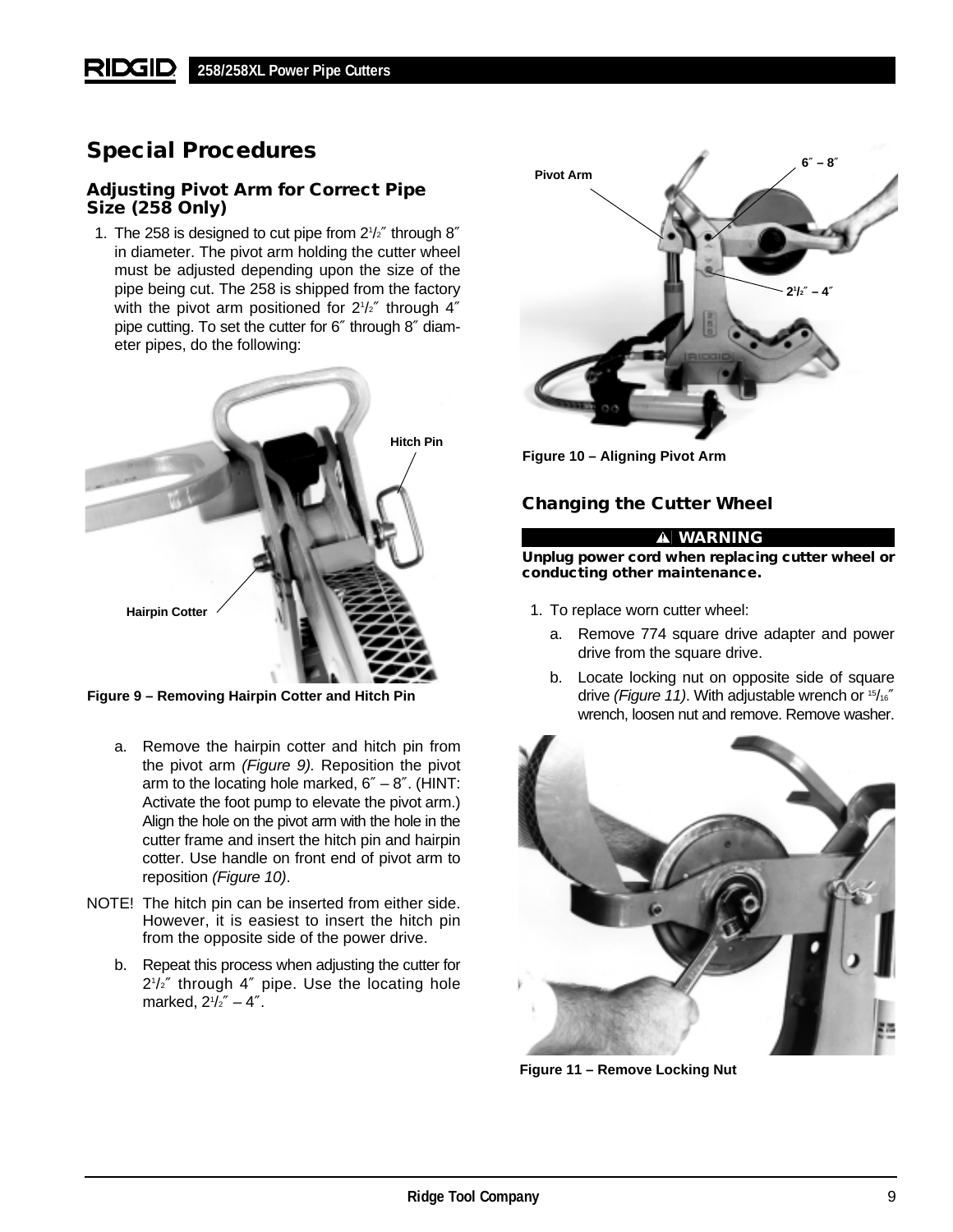## Special Procedures

### Adjusting Pivot Arm for Correct Pipe Size (258 Only)

1. The 258 is designed to cut pipe from 2$^1/_2$″ through 8″ in diameter. The pivot arm holding the cutter wheel must be adjusted depending upon the size of the pipe being cut. The 258 is shipped from the factory with the pivot arm positioned for 2$^1/_2$″ through 4″ pipe cutting. To set the cutter for 6″ through 8″ diameter pipes, do the following:

Hitch Pin

Hairpin Cotter

**Figure 9 – Removing Hairpin Cotter and Hitch Pin**

   a. Remove the hairpin cotter and hitch pin from the pivot arm *(Figure 9).* Reposition the pivot arm to the locating hole marked, 6″ – 8″. (HINT: Activate the foot pump to elevate the pivot arm.) Align the hole on the pivot arm with the hole in the cutter frame and insert the hitch pin and hairpin cotter. Use handle on front end of pivot arm to reposition *(Figure 10)*.

NOTE! The hitch pin can be inserted from either side. However, it is easiest to insert the hitch pin from the opposite side of the power drive.

   b. Repeat this process when adjusting the cutter for 2$^1/_2$″ through 4″ pipe. Use the locating hole marked, 2$^1/_2$″ – 4″.

Pivot Arm

6″ – 8″

2$^1/_2$″ – 4″

**Figure 10 – Aligning Pivot Arm**

### Changing the Cutter Wheel

**⚠ WARNING**

**Unplug power cord when replacing cutter wheel or conducting other maintenance.**

1. To replace worn cutter wheel:

   a. Remove 774 square drive adapter and power drive from the square drive.

   b. Locate locking nut on opposite side of square drive *(Figure 11)*. With adjustable wrench or $^{15}/_{16}$″ wrench, loosen nut and remove. Remove washer.

**Figure 11 – Remove Locking Nut**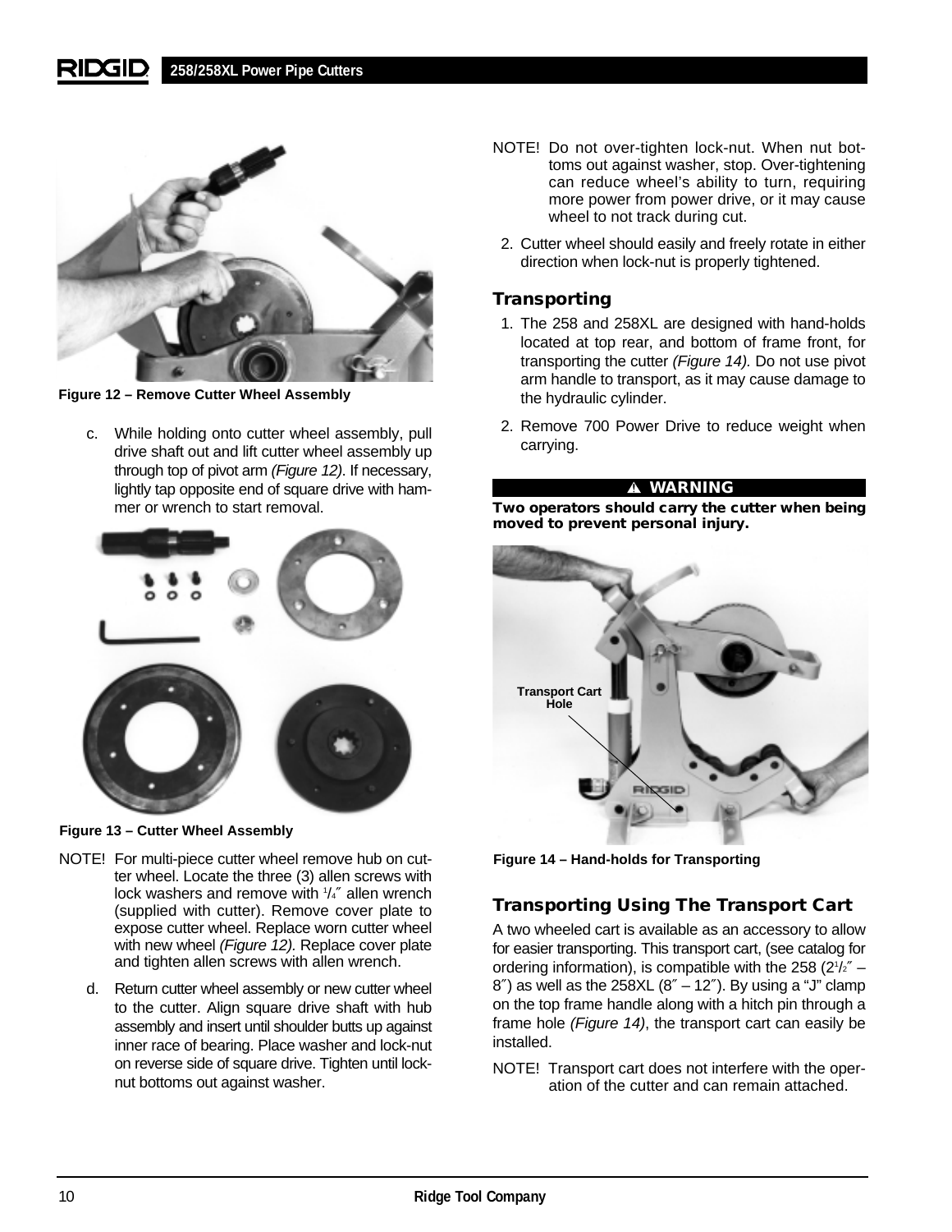Figure 12 – Remove Cutter Wheel Assembly

c. While holding onto cutter wheel assembly, pull drive shaft out and lift cutter wheel assembly up through top of pivot arm *(Figure 12)*. If necessary, lightly tap opposite end of square drive with hammer or wrench to start removal.

Figure 13 – Cutter Wheel Assembly

NOTE! For multi-piece cutter wheel remove hub on cutter wheel. Locate the three (3) allen screws with lock washers and remove with 1/4″ allen wrench (supplied with cutter). Remove cover plate to expose cutter wheel. Replace worn cutter wheel with new wheel *(Figure 12).* Replace cover plate and tighten allen screws with allen wrench.

d. Return cutter wheel assembly or new cutter wheel to the cutter. Align square drive shaft with hub assembly and insert until shoulder butts up against inner race of bearing. Place washer and lock-nut on reverse side of square drive. Tighten until lock-nut bottoms out against washer.

NOTE! Do not over-tighten lock-nut. When nut bottoms out against washer, stop. Over-tightening can reduce wheel's ability to turn, requiring more power from power drive, or it may cause wheel to not track during cut.

2. Cutter wheel should easily and freely rotate in either direction when lock-nut is properly tightened.

## Transporting

1. The 258 and 258XL are designed with hand-holds located at top rear, and bottom of frame front, for transporting the cutter *(Figure 14).* Do not use pivot arm handle to transport, as it may cause damage to the hydraulic cylinder.
2. Remove 700 Power Drive to reduce weight when carrying.

**⚠ WARNING**

**Two operators should carry the cutter when being moved to prevent personal injury.**

Transport Cart Hole

Figure 14 – Hand-holds for Transporting

## Transporting Using The Transport Cart

A two wheeled cart is available as an accessory to allow for easier transporting. This transport cart, (see catalog for ordering information), is compatible with the 258 (2 1/2″ – 8″) as well as the 258XL (8″ – 12″). By using a "J" clamp on the top frame handle along with a hitch pin through a frame hole *(Figure 14)*, the transport cart can easily be installed.

NOTE! Transport cart does not interfere with the operation of the cutter and can remain attached.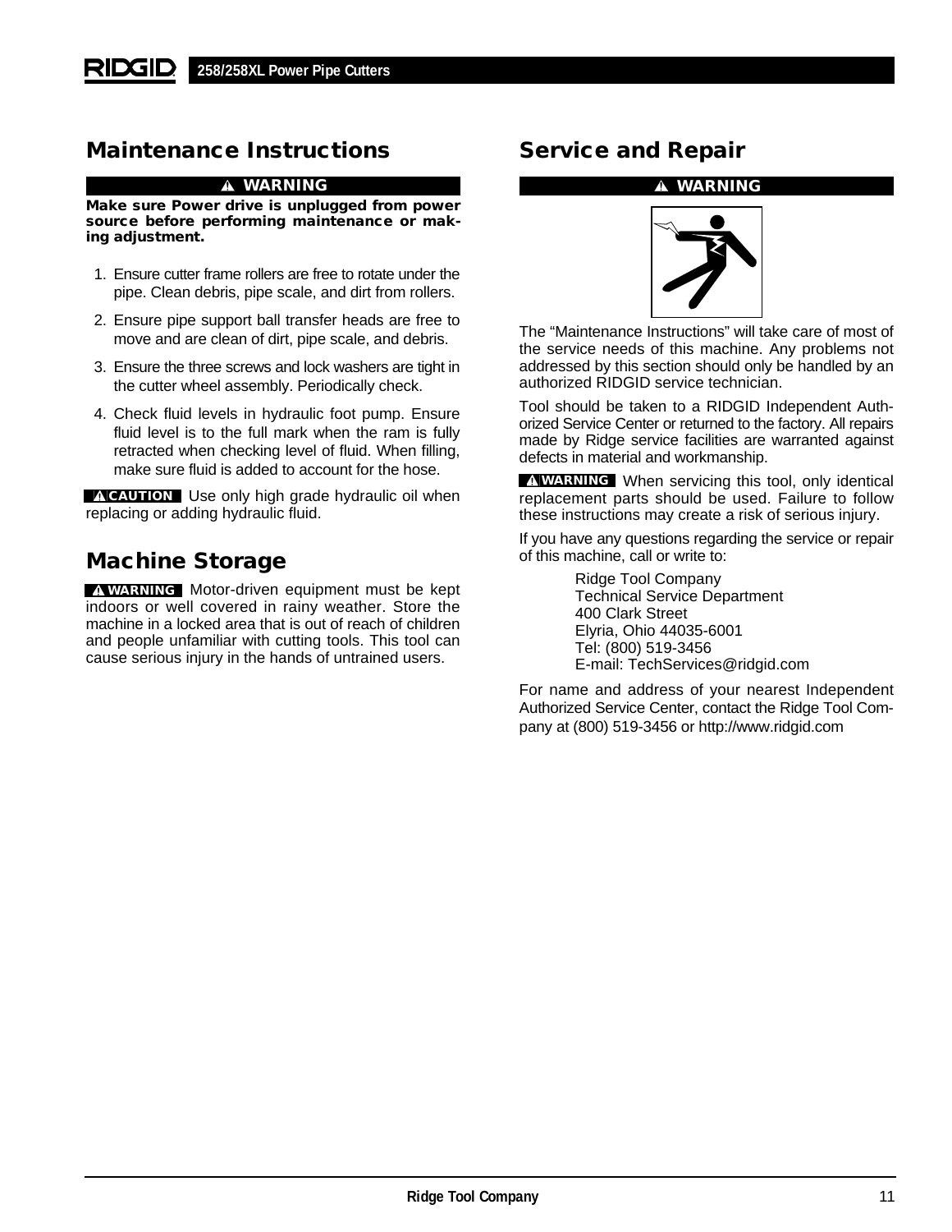## Maintenance Instructions

**⚠ WARNING**

**Make sure Power drive is unplugged from power source before performing maintenance or making adjustment.**

1. Ensure cutter frame rollers are free to rotate under the pipe. Clean debris, pipe scale, and dirt from rollers.
2. Ensure pipe support ball transfer heads are free to move and are clean of dirt, pipe scale, and debris.
3. Ensure the three screws and lock washers are tight in the cutter wheel assembly. Periodically check.
4. Check fluid levels in hydraulic foot pump. Ensure fluid level is to the full mark when the ram is fully retracted when checking level of fluid. When filling, make sure fluid is added to account for the hose.

**⚠ CAUTION** Use only high grade hydraulic oil when replacing or adding hydraulic fluid.

## Machine Storage

**⚠ WARNING** Motor-driven equipment must be kept indoors or well covered in rainy weather. Store the machine in a locked area that is out of reach of children and people unfamiliar with cutting tools. This tool can cause serious injury in the hands of untrained users.

## Service and Repair

**⚠ WARNING**

The "Maintenance Instructions" will take care of most of the service needs of this machine. Any problems not addressed by this section should only be handled by an authorized RIDGID service technician.

Tool should be taken to a RIDGID Independent Authorized Service Center or returned to the factory. All repairs made by Ridge service facilities are warranted against defects in material and workmanship.

**⚠ WARNING** When servicing this tool, only identical replacement parts should be used. Failure to follow these instructions may create a risk of serious injury.

If you have any questions regarding the service or repair of this machine, call or write to:

Ridge Tool Company
Technical Service Department
400 Clark Street
Elyria, Ohio 44035-6001
Tel: (800) 519-3456
E-mail: TechServices@ridgid.com

For name and address of your nearest Independent Authorized Service Center, contact the Ridge Tool Company at (800) 519-3456 or http://www.ridgid.com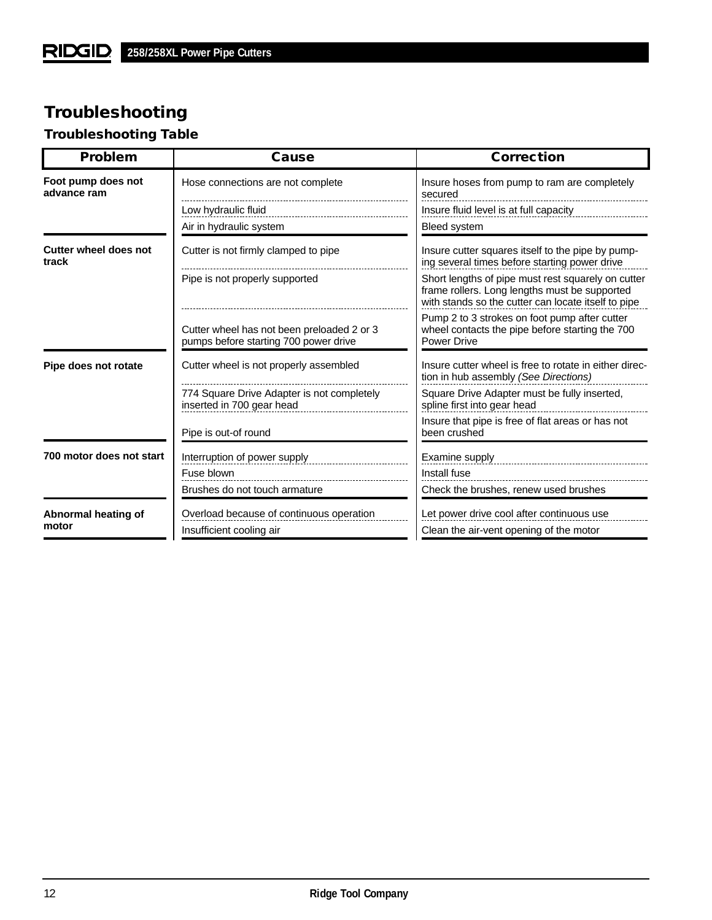# Troubleshooting

## Troubleshooting Table

| Problem | Cause | Correction |
|---|---|---|
| **Foot pump does not advance ram** | Hose connections are not complete | Insure hoses from pump to ram are completely secured |
| | Low hydraulic fluid | Insure fluid level is at full capacity |
| | Air in hydraulic system | Bleed system |
| **Cutter wheel does not track** | Cutter is not firmly clamped to pipe | Insure cutter squares itself to the pipe by pumping several times before starting power drive |
| | Pipe is not properly supported | Short lengths of pipe must rest squarely on cutter frame rollers. Long lengths must be supported with stands so the cutter can locate itself to pipe |
| | Cutter wheel has not been preloaded 2 or 3 pumps before starting 700 power drive | Pump 2 to 3 strokes on foot pump after cutter wheel contacts the pipe before starting the 700 Power Drive |
| **Pipe does not rotate** | Cutter wheel is not properly assembled | Insure cutter wheel is free to rotate in either direction in hub assembly *(See Directions)* |
| | 774 Square Drive Adapter is not completely inserted in 700 gear head | Square Drive Adapter must be fully inserted, spline first into gear head |
| | Pipe is out-of round | Insure that pipe is free of flat areas or has not been crushed |
| **700 motor does not start** | Interruption of power supply | Examine supply |
| | Fuse blown | Install fuse |
| | Brushes do not touch armature | Check the brushes, renew used brushes |
| **Abnormal heating of motor** | Overload because of continuous operation | Let power drive cool after continuous use |
| | Insufficient cooling air | Clean the air-vent opening of the motor |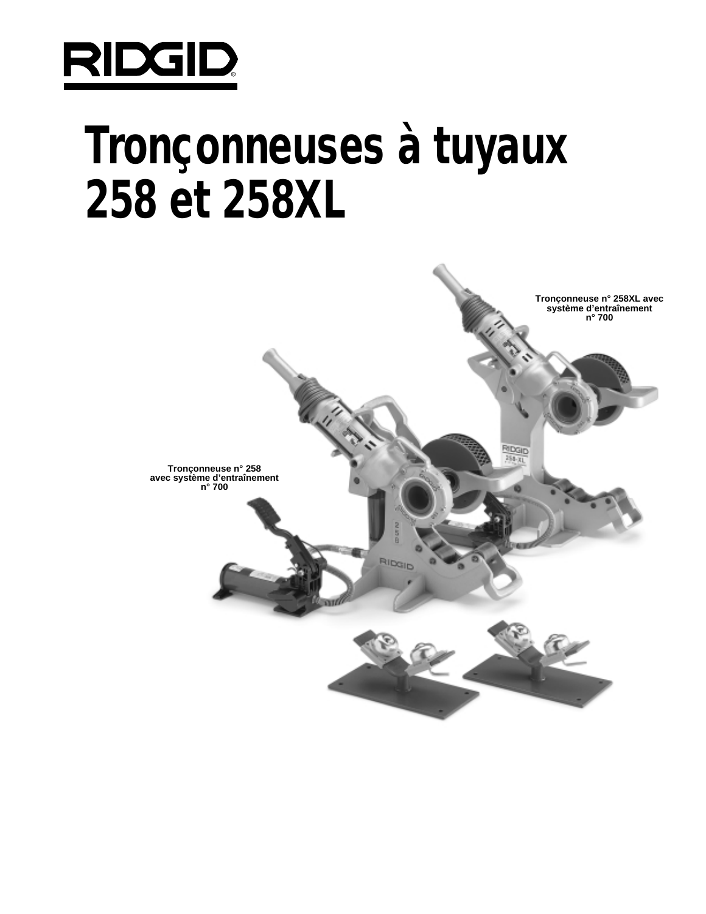RIDGID®

# Tronçonneuses à tuyaux 258 et 258XL

Tronçonneuse n° 258XL avec système d'entraînement n° 700

Tronçonneuse n° 258 avec système d'entraînement n° 700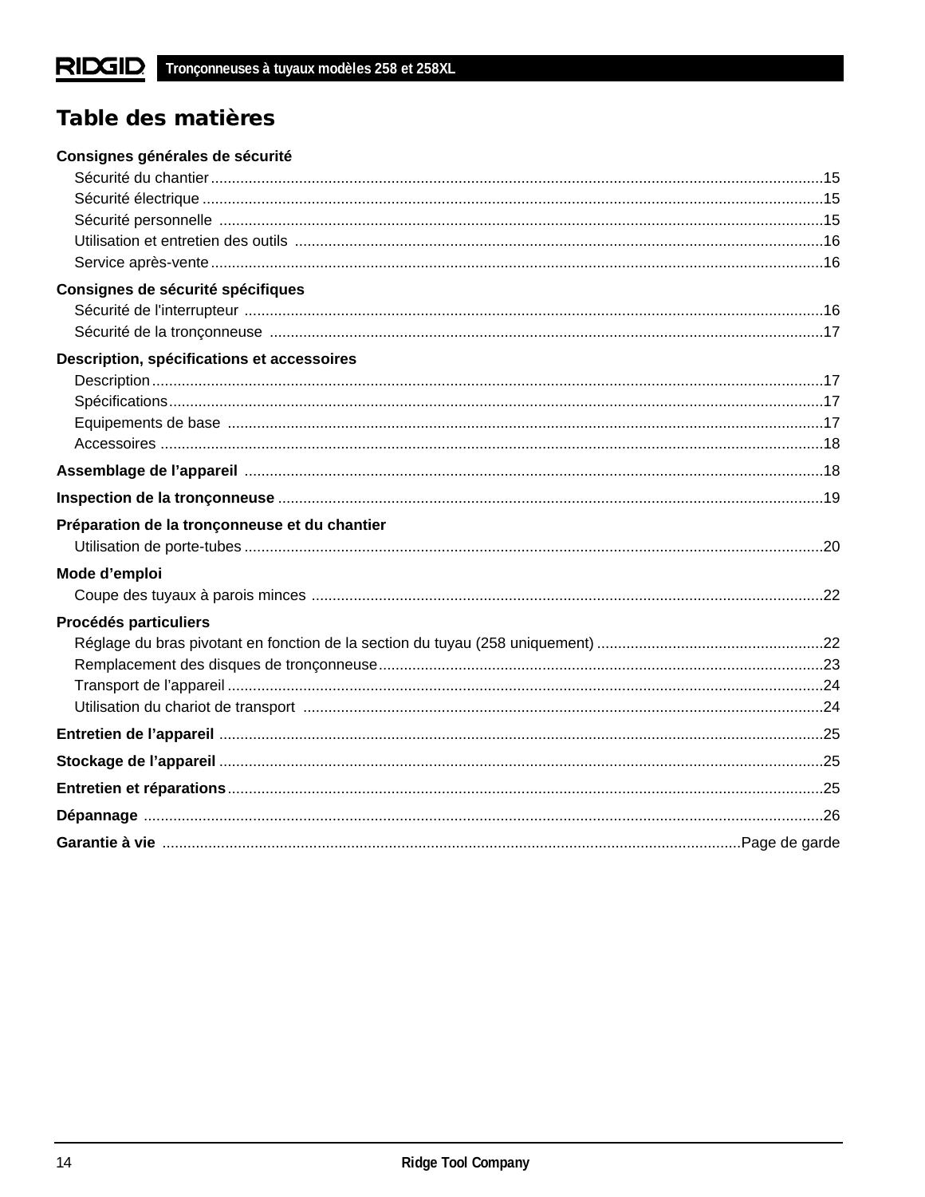# Table des matières

**Consignes générales de sécurité**

- Sécurité du chantier ....15
- Sécurité électrique ....15
- Sécurité personnelle ....15
- Utilisation et entretien des outils ....16
- Service après-vente ....16

**Consignes de sécurité spécifiques**

- Sécurité de l'interrupteur ....16
- Sécurité de la tronçonneuse ....17

**Description, spécifications et accessoires**

- Description ....17
- Spécifications ....17
- Equipements de base ....17
- Accessoires ....18

**Assemblage de l'appareil** ....18

**Inspection de la tronçonneuse** ....19

**Préparation de la tronçonneuse et du chantier**

- Utilisation de porte-tubes ....20

**Mode d'emploi**

- Coupe des tuyaux à parois minces ....22

**Procédés particuliers**

- Réglage du bras pivotant en fonction de la section du tuyau (258 uniquement) ....22
- Remplacement des disques de tronçonneuse ....23
- Transport de l'appareil ....24
- Utilisation du chariot de transport ....24

**Entretien de l'appareil** ....25

**Stockage de l'appareil** ....25

**Entretien et réparations** ....25

**Dépannage** ....26

**Garantie à vie** ....Page de garde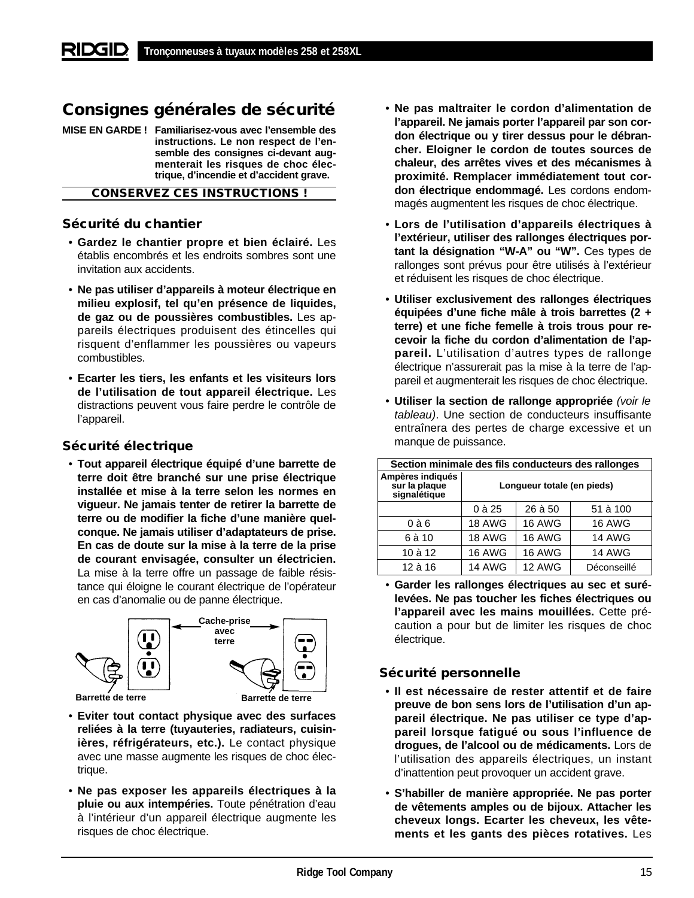## Consignes générales de sécurité

**MISE EN GARDE ! Familiarisez-vous avec l'ensemble des instructions. Le non respect de l'ensemble des consignes ci-devant augmenterait les risques de choc électrique, d'incendie et d'accident grave.**

**CONSERVEZ CES INSTRUCTIONS !**

### Sécurité du chantier

- **Gardez le chantier propre et bien éclairé.** Les établis encombrés et les endroits sombres sont une invitation aux accidents.
- **Ne pas utiliser d'appareils à moteur électrique en milieu explosif, tel qu'en présence de liquides, de gaz ou de poussières combustibles.** Les appareils électriques produisent des étincelles qui risquent d'enflammer les poussières ou vapeurs combustibles.
- **Ecarter les tiers, les enfants et les visiteurs lors de l'utilisation de tout appareil électrique.** Les distractions peuvent vous faire perdre le contrôle de l'appareil.

### Sécurité électrique

- **Tout appareil électrique équipé d'une barrette de terre doit être branché sur une prise électrique installée et mise à la terre selon les normes en vigueur. Ne jamais tenter de retirer la barrette de terre ou de modifier la fiche d'une manière quelconque. Ne jamais utiliser d'adaptateurs de prise. En cas de doute sur la mise à la terre de la prise de courant envisagée, consulter un électricien.** La mise à la terre offre un passage de faible résistance qui éloigne le courant électrique de l'opérateur en cas d'anomalie ou de panne électrique.

Cache-prise avec terre

Barrette de terre    Barrette de terre

- **Eviter tout contact physique avec des surfaces reliées à la terre (tuyauteries, radiateurs, cuisinières, réfrigérateurs, etc.).** Le contact physique avec une masse augmente les risques de choc électrique.
- **Ne pas exposer les appareils électriques à la pluie ou aux intempéries.** Toute pénétration d'eau à l'intérieur d'un appareil électrique augmente les risques de choc électrique.
- **Ne pas maltraiter le cordon d'alimentation de l'appareil. Ne jamais porter l'appareil par son cordon électrique ou y tirer dessus pour le débrancher. Eloigner le cordon de toutes sources de chaleur, des arrêtes vives et des mécanismes à proximité. Remplacer immédiatement tout cordon électrique endommagé.** Les cordons endommagés augmentent les risques de choc électrique.
- **Lors de l'utilisation d'appareils électriques à l'extérieur, utiliser des rallonges électriques portant la désignation "W-A" ou "W".** Ces types de rallonges sont prévus pour être utilisés à l'extérieur et réduisent les risques de choc électrique.
- **Utiliser exclusivement des rallonges électriques équipées d'une fiche mâle à trois barrettes (2 + terre) et une fiche femelle à trois trous pour recevoir la fiche du cordon d'alimentation de l'appareil.** L'utilisation d'autres types de rallonge électrique n'assurerait pas la mise à la terre de l'appareil et augmenterait les risques de choc électrique.
- **Utiliser la section de rallonge appropriée** *(voir le tableau)*. Une section de conducteurs insuffisante entraînera des pertes de charge excessive et un manque de puissance.

| Section minimale des fils conducteurs des rallonges | | | |
|---|---|---|---|
| Ampères indiqués sur la plaque signalétique | Longueur totale (en pieds) | | |
| | 0 à 25 | 26 à 50 | 51 à 100 |
| 0 à 6 | 18 AWG | 16 AWG | 16 AWG |
| 6 à 10 | 18 AWG | 16 AWG | 14 AWG |
| 10 à 12 | 16 AWG | 16 AWG | 14 AWG |
| 12 à 16 | 14 AWG | 12 AWG | Déconseillé |

- **Garder les rallonges électriques au sec et surélevées. Ne pas toucher les fiches électriques ou l'appareil avec les mains mouillées.** Cette précaution a pour but de limiter les risques de choc électrique.

### Sécurité personnelle

- **Il est nécessaire de rester attentif et de faire preuve de bon sens lors de l'utilisation d'un appareil électrique. Ne pas utiliser ce type d'appareil lorsque fatigué ou sous l'influence de drogues, de l'alcool ou de médicaments.** Lors de l'utilisation des appareils électriques, un instant d'inattention peut provoquer un accident grave.
- **S'habiller de manière appropriée. Ne pas porter de vêtements amples ou de bijoux. Attacher les cheveux longs. Ecarter les cheveux, les vêtements et les gants des pièces rotatives.** Les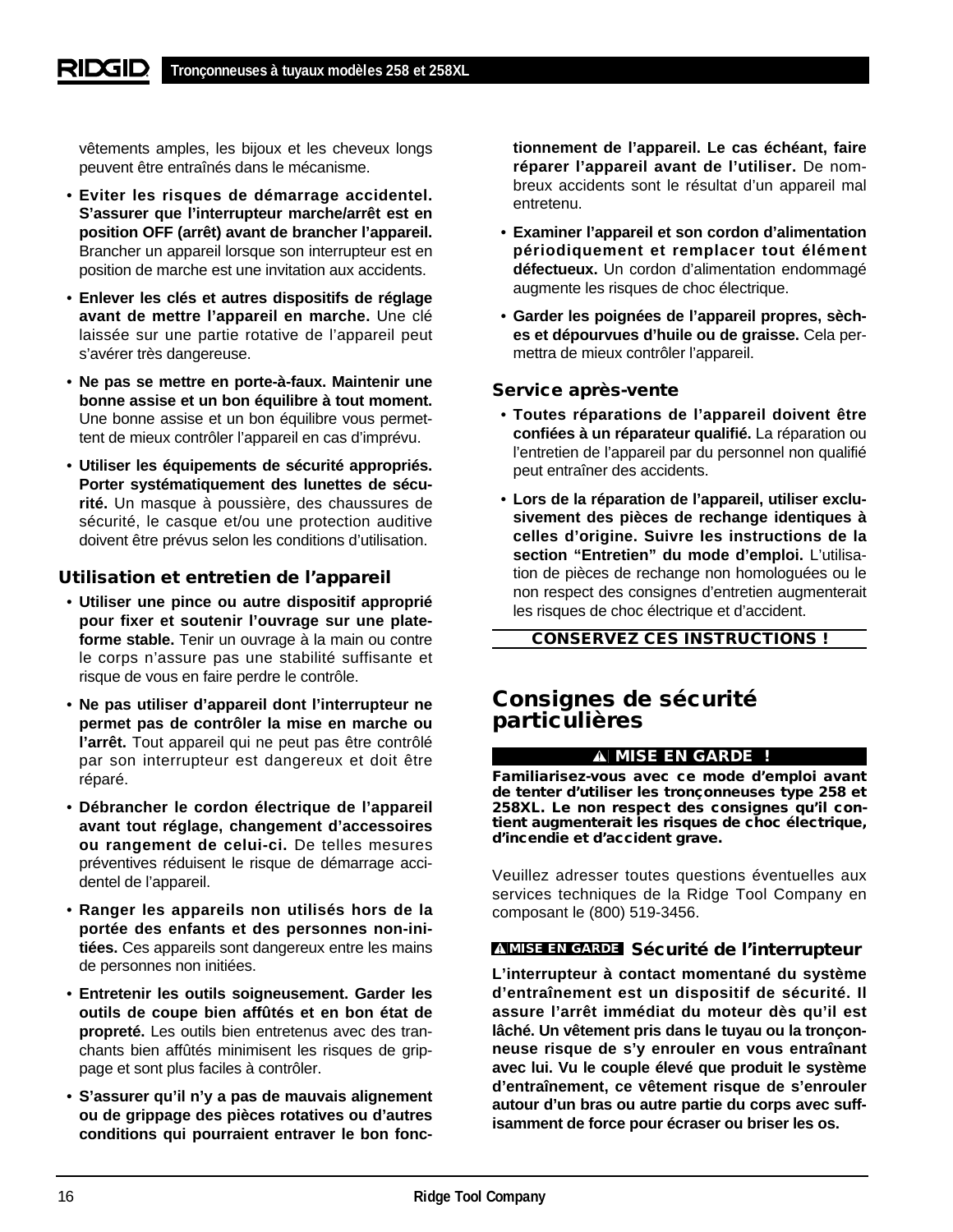vêtements amples, les bijoux et les cheveux longs peuvent être entraînés dans le mécanisme.

- **Eviter les risques de démarrage accidentel. S'assurer que l'interrupteur marche/arrêt est en position OFF (arrêt) avant de brancher l'appareil.** Brancher un appareil lorsque son interrupteur est en position de marche est une invitation aux accidents.
- **Enlever les clés et autres dispositifs de réglage avant de mettre l'appareil en marche.** Une clé laissée sur une partie rotative de l'appareil peut s'avérer très dangereuse.
- **Ne pas se mettre en porte-à-faux. Maintenir une bonne assise et un bon équilibre à tout moment.** Une bonne assise et un bon équilibre vous permettent de mieux contrôler l'appareil en cas d'imprévu.
- **Utiliser les équipements de sécurité appropriés. Porter systématiquement des lunettes de sécurité.** Un masque à poussière, des chaussures de sécurité, le casque et/ou une protection auditive doivent être prévus selon les conditions d'utilisation.

### Utilisation et entretien de l'appareil

- **Utiliser une pince ou autre dispositif approprié pour fixer et soutenir l'ouvrage sur une plateforme stable.** Tenir un ouvrage à la main ou contre le corps n'assure pas une stabilité suffisante et risque de vous en faire perdre le contrôle.
- **Ne pas utiliser d'appareil dont l'interrupteur ne permet pas de contrôler la mise en marche ou l'arrêt.** Tout appareil qui ne peut pas être contrôlé par son interrupteur est dangereux et doit être réparé.
- **Débrancher le cordon électrique de l'appareil avant tout réglage, changement d'accessoires ou rangement de celui-ci.** De telles mesures préventives réduisent le risque de démarrage accidentel de l'appareil.
- **Ranger les appareils non utilisés hors de la portée des enfants et des personnes non-initiées.** Ces appareils sont dangereux entre les mains de personnes non initiées.
- **Entretenir les outils soigneusement. Garder les outils de coupe bien affûtés et en bon état de propreté.** Les outils bien entretenus avec des tranchants bien affûtés minimisent les risques de grippage et sont plus faciles à contrôler.
- **S'assurer qu'il n'y a pas de mauvais alignement ou de grippage des pièces rotatives ou d'autres conditions qui pourraient entraver le bon fonctionnement de l'appareil. Le cas échéant, faire réparer l'appareil avant de l'utiliser.** De nombreux accidents sont le résultat d'un appareil mal entretenu.
- **Examiner l'appareil et son cordon d'alimentation périodiquement et remplacer tout élément défectueux.** Un cordon d'alimentation endommagé augmente les risques de choc électrique.
- **Garder les poignées de l'appareil propres, sèches et dépourvues d'huile ou de graisse.** Cela permettra de mieux contrôler l'appareil.

### Service après-vente

- **Toutes réparations de l'appareil doivent être confiées à un réparateur qualifié.** La réparation ou l'entretien de l'appareil par du personnel non qualifié peut entraîner des accidents.
- **Lors de la réparation de l'appareil, utiliser exclusivement des pièces de rechange identiques à celles d'origine. Suivre les instructions de la section "Entretien" du mode d'emploi.** L'utilisation de pièces de rechange non homologuées ou le non respect des consignes d'entretien augmenterait les risques de choc électrique et d'accident.

**CONSERVEZ CES INSTRUCTIONS !**

## Consignes de sécurité particulières

**⚠ MISE EN GARDE !**

**Familiarisez-vous avec ce mode d'emploi avant de tenter d'utiliser les tronçonneuses type 258 et 258XL. Le non respect des consignes qu'il contient augmenterait les risques de choc électrique, d'incendie et d'accident grave.**

Veuillez adresser toutes questions éventuelles aux services techniques de la Ridge Tool Company en composant le (800) 519-3456.

### ⚠ MISE EN GARDE Sécurité de l'interrupteur

**L'interrupteur à contact momentané du système d'entraînement est un dispositif de sécurité. Il assure l'arrêt immédiat du moteur dès qu'il est lâché. Un vêtement pris dans le tuyau ou la tronçonneuse risque de s'y enrouler en vous entraînant avec lui. Vu le couple élevé que produit le système d'entraînement, ce vêtement risque de s'enrouler autour d'un bras ou autre partie du corps avec suffisamment de force pour écraser ou briser les os.**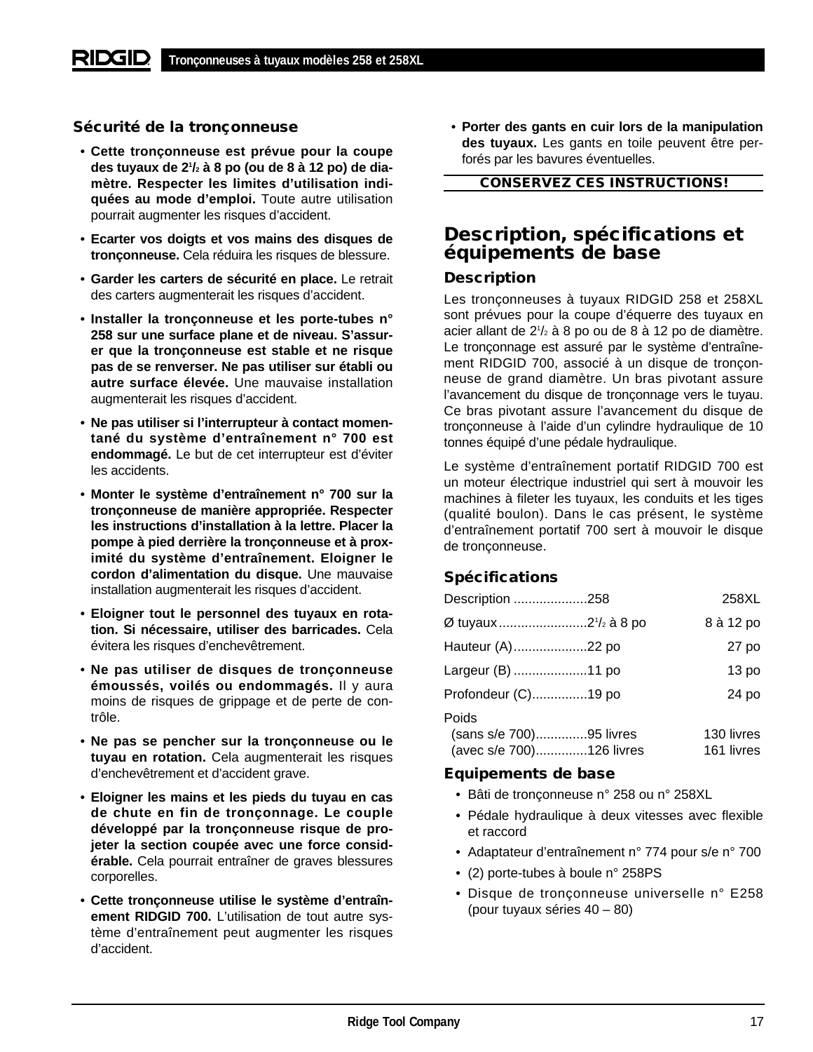## Sécurité de la tronçonneuse

- **Cette tronçonneuse est prévue pour la coupe des tuyaux de 2½ à 8 po (ou de 8 à 12 po) de diamètre. Respecter les limites d'utilisation indiquées au mode d'emploi.** Toute autre utilisation pourrait augmenter les risques d'accident.
- **Ecarter vos doigts et vos mains des disques de tronçonneuse.** Cela réduira les risques de blessure.
- **Garder les carters de sécurité en place.** Le retrait des carters augmenterait les risques d'accident.
- **Installer la tronçonneuse et les porte-tubes n° 258 sur une surface plane et de niveau. S'assurer que la tronçonneuse est stable et ne risque pas de se renverser. Ne pas utiliser sur établi ou autre surface élevée.** Une mauvaise installation augmenterait les risques d'accident.
- **Ne pas utiliser si l'interrupteur à contact momentané du système d'entraînement n° 700 est endommagé.** Le but de cet interrupteur est d'éviter les accidents.
- **Monter le système d'entraînement n° 700 sur la tronçonneuse de manière appropriée. Respecter les instructions d'installation à la lettre. Placer la pompe à pied derrière la tronçonneuse et à proximité du système d'entraînement. Eloigner le cordon d'alimentation du disque.** Une mauvaise installation augmenterait les risques d'accident.
- **Eloigner tout le personnel des tuyaux en rotation. Si nécessaire, utiliser des barricades.** Cela évitera les risques d'enchevêtrement.
- **Ne pas utiliser de disques de tronçonneuse émoussés, voilés ou endommagés.** Il y aura moins de risques de grippage et de perte de contrôle.
- **Ne pas se pencher sur la tronçonneuse ou le tuyau en rotation.** Cela augmenterait les risques d'enchevêtrement et d'accident grave.
- **Eloigner les mains et les pieds du tuyau en cas de chute en fin de tronçonnage. Le couple développé par la tronçonneuse risque de projeter la section coupée avec une force considérable.** Cela pourrait entraîner de graves blessures corporelles.
- **Cette tronçonneuse utilise le système d'entraînement RIDGID 700.** L'utilisation de tout autre système d'entraînement peut augmenter les risques d'accident.
- **Porter des gants en cuir lors de la manipulation des tuyaux.** Les gants en toile peuvent être perforés par les bavures éventuelles.

**CONSERVEZ CES INSTRUCTIONS!**

# Description, spécifications et équipements de base

## Description

Les tronçonneuses à tuyaux RIDGID 258 et 258XL sont prévues pour la coupe d'équerre des tuyaux en acier allant de 2½ à 8 po ou de 8 à 12 po de diamètre. Le tronçonnage est assuré par le système d'entraînement RIDGID 700, associé à un disque de tronçonneuse de grand diamètre. Un bras pivotant assure l'avancement du disque de tronçonnage vers le tuyau. Ce bras pivotant assure l'avancement du disque de tronçonneuse à l'aide d'un cylindre hydraulique de 10 tonnes équipé d'une pédale hydraulique.

Le système d'entraînement portatif RIDGID 700 est un moteur électrique industriel qui sert à mouvoir les machines à fileter les tuyaux, les conduits et les tiges (qualité boulon). Dans le cas présent, le système d'entraînement portatif 700 sert à mouvoir le disque de tronçonneuse.

## Spécifications

| Description | 258 | 258XL |
|---|---|---|
| Ø tuyaux | 2½ à 8 po | 8 à 12 po |
| Hauteur (A) | 22 po | 27 po |
| Largeur (B) | 11 po | 13 po |
| Profondeur (C) | 19 po | 24 po |
| Poids | | |
| (sans s/e 700) | 95 livres | 130 livres |
| (avec s/e 700) | 126 livres | 161 livres |

## Equipements de base

- Bâti de tronçonneuse n° 258 ou n° 258XL
- Pédale hydraulique à deux vitesses avec flexible et raccord
- Adaptateur d'entraînement n° 774 pour s/e n° 700
- (2) porte-tubes à boule n° 258PS
- Disque de tronçonneuse universelle n° E258 (pour tuyaux séries 40 – 80)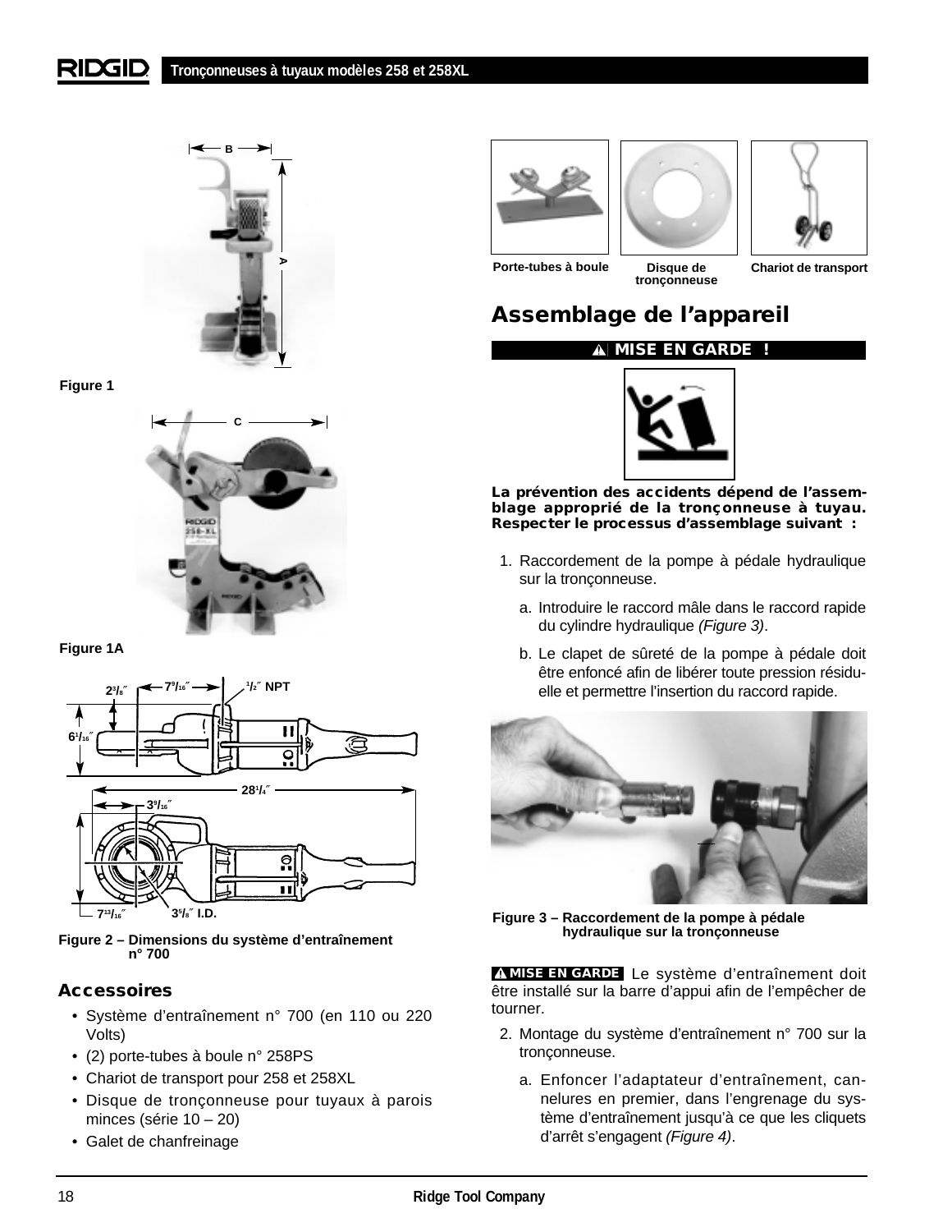Figure 1

Figure 1A

Figure 2 – Dimensions du système d'entraînement n° 700

## Accessoires

- Système d'entraînement n° 700 (en 110 ou 220 Volts)
- (2) porte-tubes à boule n° 258PS
- Chariot de transport pour 258 et 258XL
- Disque de tronçonneuse pour tuyaux à parois minces (série 10 – 20)
- Galet de chanfreinage

Porte-tubes à boule

Disque de tronçonneuse

Chariot de transport

## Assemblage de l'appareil

**⚠ MISE EN GARDE !**

**La prévention des accidents dépend de l'assemblage approprié de la tronçonneuse à tuyau. Respecter le processus d'assemblage suivant :**

1. Raccordement de la pompe à pédale hydraulique sur la tronçonneuse.
   a. Introduire le raccord mâle dans le raccord rapide du cylindre hydraulique *(Figure 3)*.
   b. Le clapet de sûreté de la pompe à pédale doit être enfoncé afin de libérer toute pression résiduelle et permettre l'insertion du raccord rapide.

Figure 3 – Raccordement de la pompe à pédale hydraulique sur la tronçonneuse

**⚠ MISE EN GARDE** Le système d'entraînement doit être installé sur la barre d'appui afin de l'empêcher de tourner.

2. Montage du système d'entraînement n° 700 sur la tronçonneuse.
   a. Enfoncer l'adaptateur d'entraînement, cannelures en premier, dans l'engrenage du système d'entraînement jusqu'à ce que les cliquets d'arrêt s'engagent *(Figure 4)*.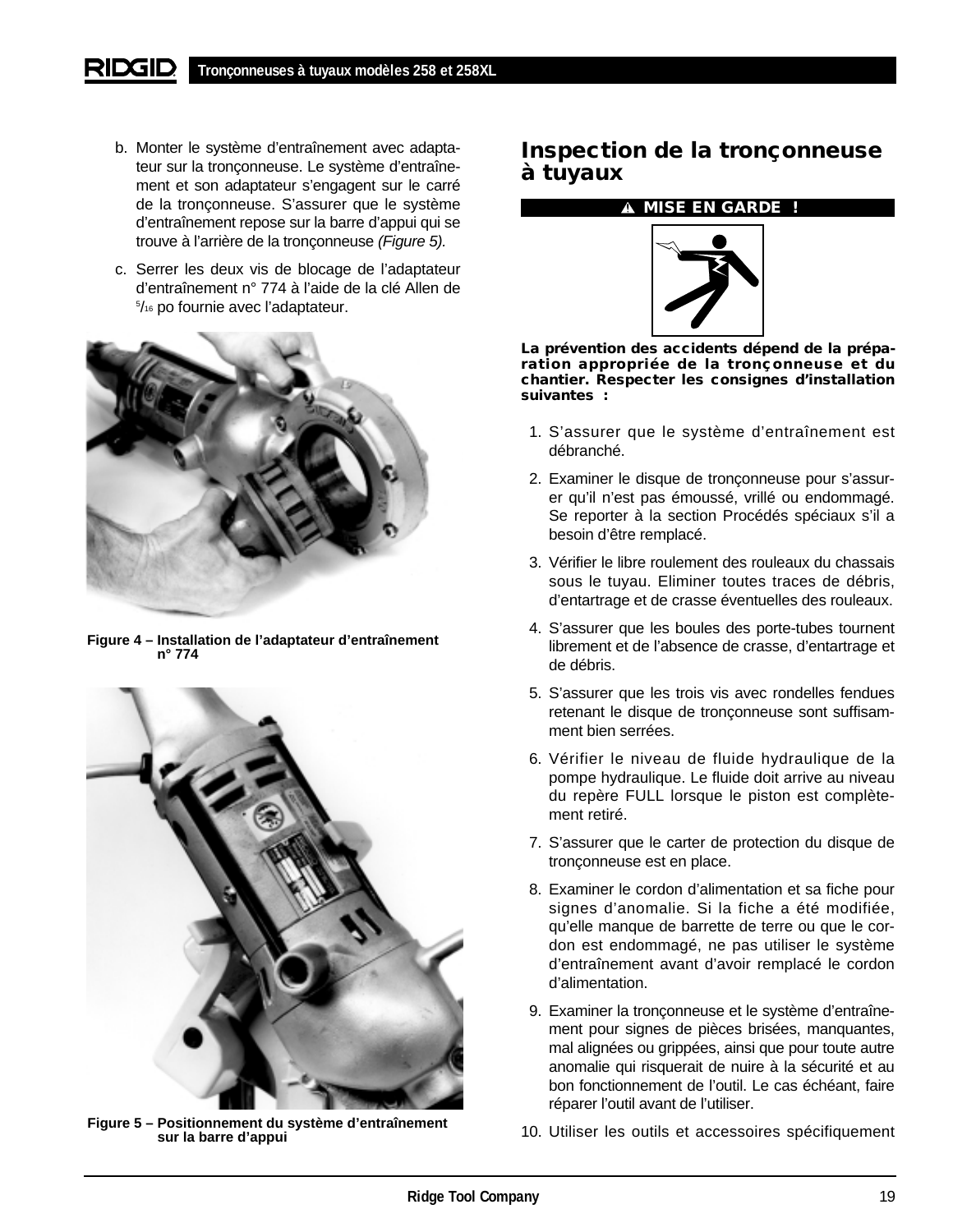b. Monter le système d'entraînement avec adaptateur sur la tronçonneuse. Le système d'entraînement et son adaptateur s'engagent sur le carré de la tronçonneuse. S'assurer que le système d'entraînement repose sur la barre d'appui qui se trouve à l'arrière de la tronçonneuse *(Figure 5).*

c. Serrer les deux vis de blocage de l'adaptateur d'entraînement n° 774 à l'aide de la clé Allen de 5/16 po fournie avec l'adaptateur.

**Figure 4 – Installation de l'adaptateur d'entraînement n° 774**

**Figure 5 – Positionnement du système d'entraînement sur la barre d'appui**

## Inspection de la tronçonneuse à tuyaux

**⚠ MISE EN GARDE !**

**La prévention des accidents dépend de la préparation appropriée de la tronçonneuse et du chantier. Respecter les consignes d'installation suivantes :**

1. S'assurer que le système d'entraînement est débranché.
2. Examiner le disque de tronçonneuse pour s'assurer qu'il n'est pas émoussé, vrillé ou endommagé. Se reporter à la section Procédés spéciaux s'il a besoin d'être remplacé.
3. Vérifier le libre roulement des rouleaux du chassais sous le tuyau. Eliminer toutes traces de débris, d'entartrage et de crasse éventuelles des rouleaux.
4. S'assurer que les boules des porte-tubes tournent librement et de l'absence de crasse, d'entartrage et de débris.
5. S'assurer que les trois vis avec rondelles fendues retenant le disque de tronçonneuse sont suffisamment bien serrées.
6. Vérifier le niveau de fluide hydraulique de la pompe hydraulique. Le fluide doit arrive au niveau du repère FULL lorsque le piston est complètement retiré.
7. S'assurer que le carter de protection du disque de tronçonneuse est en place.
8. Examiner le cordon d'alimentation et sa fiche pour signes d'anomalie. Si la fiche a été modifiée, qu'elle manque de barrette de terre ou que le cordon est endommagé, ne pas utiliser le système d'entraînement avant d'avoir remplacé le cordon d'alimentation.
9. Examiner la tronçonneuse et le système d'entraînement pour signes de pièces brisées, manquantes, mal alignées ou grippées, ainsi que pour toute autre anomalie qui risquerait de nuire à la sécurité et au bon fonctionnement de l'outil. Le cas échéant, faire réparer l'outil avant de l'utiliser.
10. Utiliser les outils et accessoires spécifiquement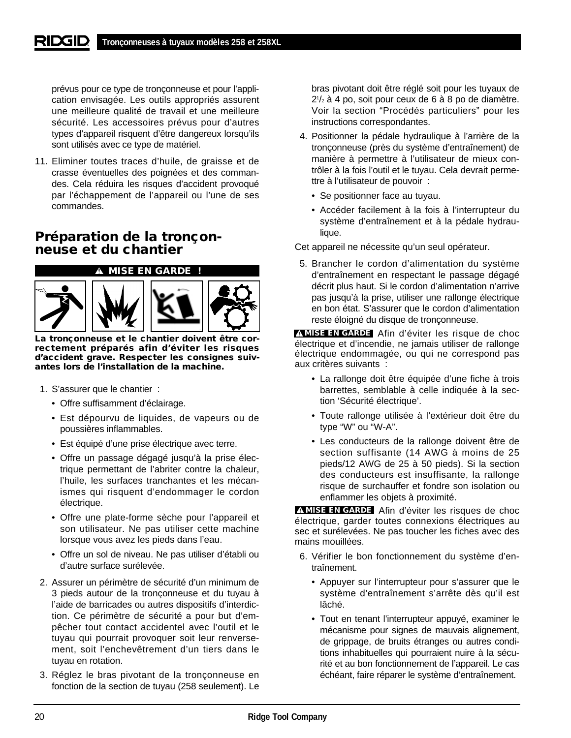prévus pour ce type de tronçonneuse et pour l'application envisagée. Les outils appropriés assurent une meilleure qualité de travail et une meilleure sécurité. Les accessoires prévus pour d'autres types d'appareil risquent d'être dangereux lorsqu'ils sont utilisés avec ce type de matériel.

11. Eliminer toutes traces d'huile, de graisse et de crasse éventuelles des poignées et des commandes. Cela réduira les risques d'accident provoqué par l'échappement de l'appareil ou l'une de ses commandes.

## Préparation de la tronçonneuse et du chantier

**⚠ MISE EN GARDE !**

**La tronçonneuse et le chantier doivent être correctement préparés afin d'éviter les risques d'accident grave. Respecter les consignes suivantes lors de l'installation de la machine.**

1. S'assurer que le chantier :
   - Offre suffisamment d'éclairage.
   - Est dépourvu de liquides, de vapeurs ou de poussières inflammables.
   - Est équipé d'une prise électrique avec terre.
   - Offre un passage dégagé jusqu'à la prise électrique permettant de l'abriter contre la chaleur, l'huile, les surfaces tranchantes et les mécanismes qui risquent d'endommager le cordon électrique.
   - Offre une plate-forme sèche pour l'appareil et son utilisateur. Ne pas utiliser cette machine lorsque vous avez les pieds dans l'eau.
   - Offre un sol de niveau. Ne pas utiliser d'établi ou d'autre surface surélevée.
2. Assurer un périmètre de sécurité d'un minimum de 3 pieds autour de la tronçonneuse et du tuyau à l'aide de barricades ou autres dispositifs d'interdiction. Ce périmètre de sécurité a pour but d'empêcher tout contact accidentel avec l'outil et le tuyau qui pourrait provoquer soit leur renversement, soit l'enchevêtrement d'un tiers dans le tuyau en rotation.
3. Réglez le bras pivotant de la tronçonneuse en fonction de la section de tuyau (258 seulement). Le bras pivotant doit être réglé soit pour les tuyaux de 2½ à 4 po, soit pour ceux de 6 à 8 po de diamètre. Voir la section "Procédés particuliers" pour les instructions correspondantes.
4. Positionner la pédale hydraulique à l'arrière de la tronçonneuse (près du système d'entraînement) de manière à permettre à l'utilisateur de mieux contrôler à la fois l'outil et le tuyau. Cela devrait permettre à l'utilisateur de pouvoir :
   - Se positionner face au tuyau.
   - Accéder facilement à la fois à l'interrupteur du système d'entraînement et à la pédale hydraulique.

Cet appareil ne nécessite qu'un seul opérateur.

5. Brancher le cordon d'alimentation du système d'entraînement en respectant le passage dégagé décrit plus haut. Si le cordon d'alimentation n'arrive pas jusqu'à la prise, utiliser une rallonge électrique en bon état. S'assurer que le cordon d'alimentation reste éloigné du disque de tronçonneuse.

**⚠ MISE EN GARDE** Afin d'éviter les risque de choc électrique et d'incendie, ne jamais utiliser de rallonge électrique endommagée, ou qui ne correspond pas aux critères suivants :

- La rallonge doit être équipée d'une fiche à trois barrettes, semblable à celle indiquée à la section 'Sécurité électrique'.
- Toute rallonge utilisée à l'extérieur doit être du type "W" ou "W-A".
- Les conducteurs de la rallonge doivent être de section suffisante (14 AWG à moins de 25 pieds/12 AWG de 25 à 50 pieds). Si la section des conducteurs est insuffisante, la rallonge risque de surchauffer et fondre son isolation ou enflammer les objets à proximité.

**⚠ MISE EN GARDE** Afin d'éviter les risques de choc électrique, garder toutes connexions électriques au sec et surélevées. Ne pas toucher les fiches avec des mains mouillées.

6. Vérifier le bon fonctionnement du système d'entraînement.
   - Appuyer sur l'interrupteur pour s'assurer que le système d'entraînement s'arrête dès qu'il est lâché.
   - Tout en tenant l'interrupteur appuyé, examiner le mécanisme pour signes de mauvais alignement, de grippage, de bruits étranges ou autres conditions inhabituelles qui pourraient nuire à la sécurité et au bon fonctionnement de l'appareil. Le cas échéant, faire réparer le système d'entraînement.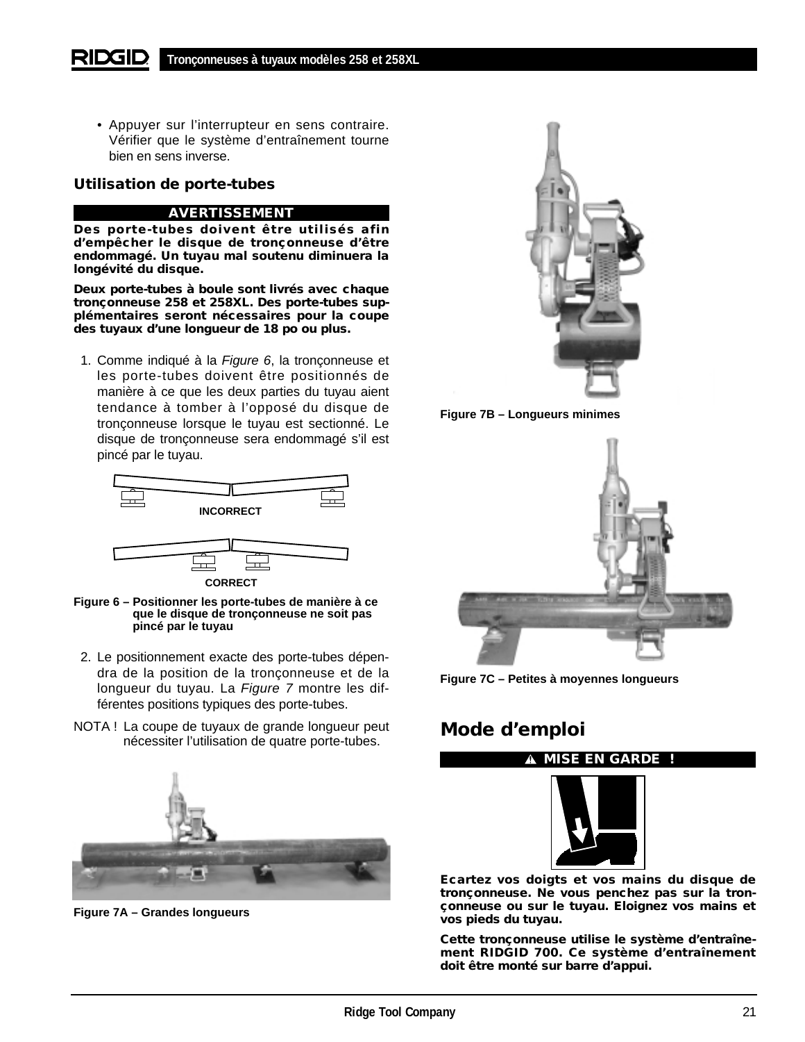- Appuyer sur l'interrupteur en sens contraire. Vérifier que le système d'entraînement tourne bien en sens inverse.

### Utilisation de porte-tubes

**AVERTISSEMENT**

**Des porte-tubes doivent être utilisés afin d'empêcher le disque de tronçonneuse d'être endommagé. Un tuyau mal soutenu diminuera la longévité du disque.**

**Deux porte-tubes à boule sont livrés avec chaque tronçonneuse 258 et 258XL. Des porte-tubes supplémentaires seront nécessaires pour la coupe des tuyaux d'une longueur de 18 po ou plus.**

1. Comme indiqué à la *Figure 6*, la tronçonneuse et les porte-tubes doivent être positionnés de manière à ce que les deux parties du tuyau aient tendance à tomber à l'opposé du disque de tronçonneuse lorsque le tuyau est sectionné. Le disque de tronçonneuse sera endommagé s'il est pincé par le tuyau.

INCORRECT

CORRECT

**Figure 6 – Positionner les porte-tubes de manière à ce que le disque de tronçonneuse ne soit pas pincé par le tuyau**

2. Le positionnement exacte des porte-tubes dépendra de la position de la tronçonneuse et de la longueur du tuyau. La *Figure 7* montre les différentes positions typiques des porte-tubes.

NOTA ! La coupe de tuyaux de grande longueur peut nécessiter l'utilisation de quatre porte-tubes.

**Figure 7A – Grandes longueurs**

**Figure 7B – Longueurs minimes**

**Figure 7C – Petites à moyennes longueurs**

## Mode d'emploi

**⚠ MISE EN GARDE !**

**Ecartez vos doigts et vos mains du disque de tronçonneuse. Ne vous penchez pas sur la tronçonneuse ou sur le tuyau. Eloignez vos mains et vos pieds du tuyau.**

**Cette tronçonneuse utilise le système d'entraînement RIDGID 700. Ce système d'entraînement doit être monté sur barre d'appui.**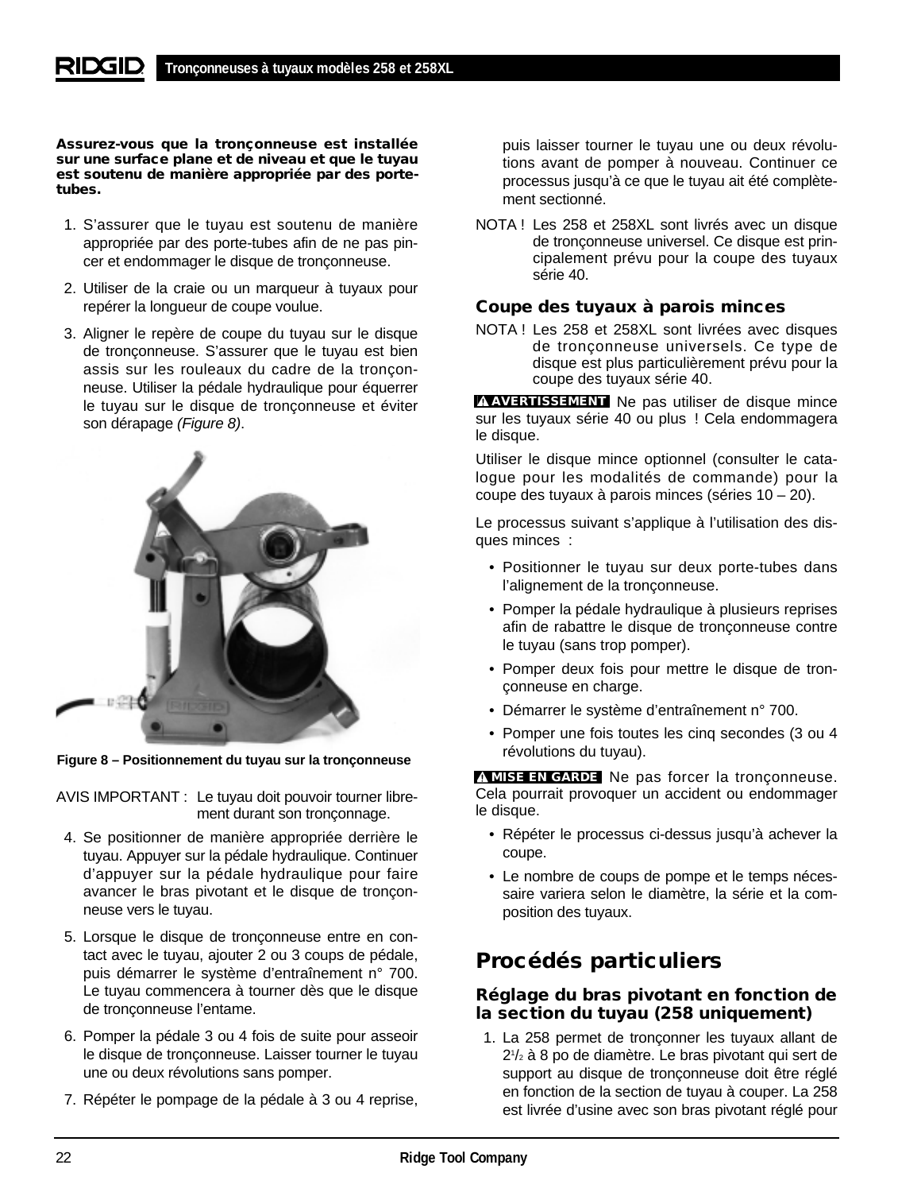**Assurez-vous que la tronçonneuse est installée sur une surface plane et de niveau et que le tuyau est soutenu de manière appropriée par des porte-tubes.**

1. S'assurer que le tuyau est soutenu de manière appropriée par des porte-tubes afin de ne pas pincer et endommager le disque de tronçonneuse.
2. Utiliser de la craie ou un marqueur à tuyaux pour repérer la longueur de coupe voulue.
3. Aligner le repère de coupe du tuyau sur le disque de tronçonneuse. S'assurer que le tuyau est bien assis sur les rouleaux du cadre de la tronçonneuse. Utiliser la pédale hydraulique pour équerrer le tuyau sur le disque de tronçonneuse et éviter son dérapage *(Figure 8)*.

Figure 8 – Positionnement du tuyau sur la tronçonneuse

AVIS IMPORTANT : Le tuyau doit pouvoir tourner librement durant son tronçonnage.

4. Se positionner de manière appropriée derrière le tuyau. Appuyer sur la pédale hydraulique. Continuer d'appuyer sur la pédale hydraulique pour faire avancer le bras pivotant et le disque de tronçonneuse vers le tuyau.
5. Lorsque le disque de tronçonneuse entre en contact avec le tuyau, ajouter 2 ou 3 coups de pédale, puis démarrer le système d'entraînement n° 700. Le tuyau commencera à tourner dès que le disque de tronçonneuse l'entame.
6. Pomper la pédale 3 ou 4 fois de suite pour asseoir le disque de tronçonneuse. Laisser tourner le tuyau une ou deux révolutions sans pomper.
7. Répéter le pompage de la pédale à 3 ou 4 reprise, puis laisser tourner le tuyau une ou deux révolutions avant de pomper à nouveau. Continuer ce processus jusqu'à ce que le tuyau ait été complètement sectionné.

NOTA ! Les 258 et 258XL sont livrés avec un disque de tronçonneuse universel. Ce disque est principalement prévu pour la coupe des tuyaux série 40.

### Coupe des tuyaux à parois minces

NOTA ! Les 258 et 258XL sont livrées avec disques de tronçonneuse universels. Ce type de disque est plus particulièrement prévu pour la coupe des tuyaux série 40.

**⚠ AVERTISSEMENT** Ne pas utiliser de disque mince sur les tuyaux série 40 ou plus ! Cela endommagera le disque.

Utiliser le disque mince optionnel (consulter le catalogue pour les modalités de commande) pour la coupe des tuyaux à parois minces (séries 10 – 20).

Le processus suivant s'applique à l'utilisation des disques minces :

- Positionner le tuyau sur deux porte-tubes dans l'alignement de la tronçonneuse.
- Pomper la pédale hydraulique à plusieurs reprises afin de rabattre le disque de tronçonneuse contre le tuyau (sans trop pomper).
- Pomper deux fois pour mettre le disque de tronçonneuse en charge.
- Démarrer le système d'entraînement n° 700.
- Pomper une fois toutes les cinq secondes (3 ou 4 révolutions du tuyau).

**⚠ MISE EN GARDE** Ne pas forcer la tronçonneuse. Cela pourrait provoquer un accident ou endommager le disque.

- Répéter le processus ci-dessus jusqu'à achever la coupe.
- Le nombre de coups de pompe et le temps nécessaire variera selon le diamètre, la série et la composition des tuyaux.

## Procédés particuliers

### Réglage du bras pivotant en fonction de la section du tuyau (258 uniquement)

1. La 258 permet de tronçonner les tuyaux allant de 2½ à 8 po de diamètre. Le bras pivotant qui sert de support au disque de tronçonneuse doit être réglé en fonction de la section de tuyau à couper. La 258 est livrée d'usine avec son bras pivotant réglé pour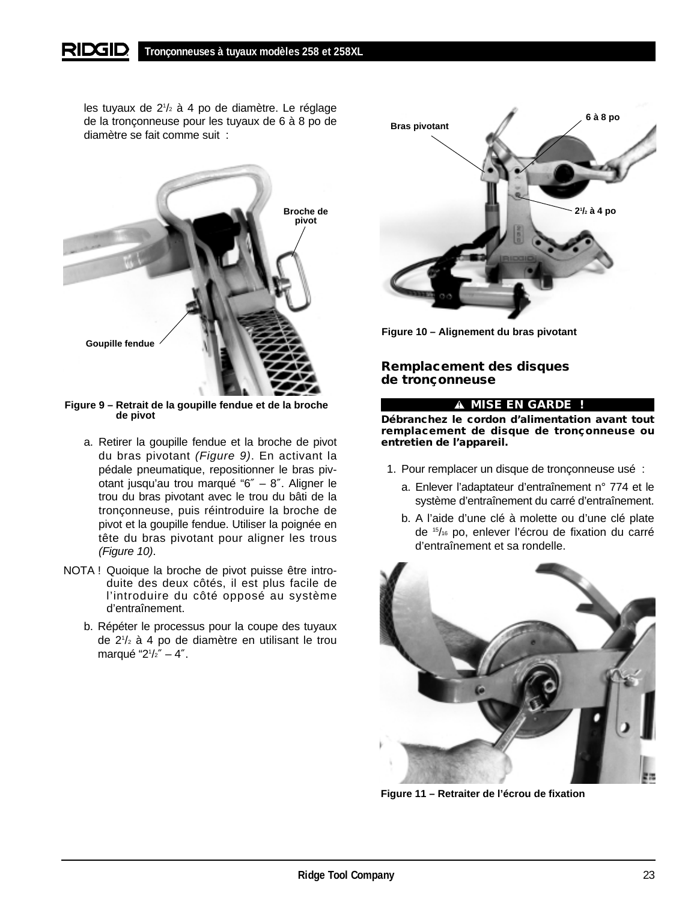les tuyaux de 2$^1/_2$ à 4 po de diamètre. Le réglage de la tronçonneuse pour les tuyaux de 6 à 8 po de diamètre se fait comme suit :

Broche de pivot

Goupille fendue

**Figure 9 – Retrait de la goupille fendue et de la broche de pivot**

a. Retirer la goupille fendue et la broche de pivot du bras pivotant *(Figure 9)*. En activant la pédale pneumatique, repositionner le bras pivotant jusqu'au trou marqué "6″ – 8″". Aligner le trou du bras pivotant avec le trou du bâti de la tronçonneuse, puis réintroduire la broche de pivot et la goupille fendue. Utiliser la poignée en tête du bras pivotant pour aligner les trous *(Figure 10)*.

NOTA ! Quoique la broche de pivot puisse être introduite des deux côtés, il est plus facile de l'introduire du côté opposé au système d'entraînement.

b. Répéter le processus pour la coupe des tuyaux de 2$^1/_2$ à 4 po de diamètre en utilisant le trou marqué "2$^1/_2$″ – 4″".

Bras pivotant

6 à 8 po

2$^1/_2$ à 4 po

**Figure 10 – Alignement du bras pivotant**

## Remplacement des disques de tronçonneuse

**⚠ MISE EN GARDE !**

**Débranchez le cordon d'alimentation avant tout remplacement de disque de tronçonneuse ou entretien de l'appareil.**

1. Pour remplacer un disque de tronçonneuse usé :

   a. Enlever l'adaptateur d'entraînement n° 774 et le système d'entraînement du carré d'entraînement.

   b. A l'aide d'une clé à molette ou d'une clé plate de $^{15}/_{16}$ po, enlever l'écrou de fixation du carré d'entraînement et sa rondelle.

**Figure 11 – Retraiter de l'écrou de fixation**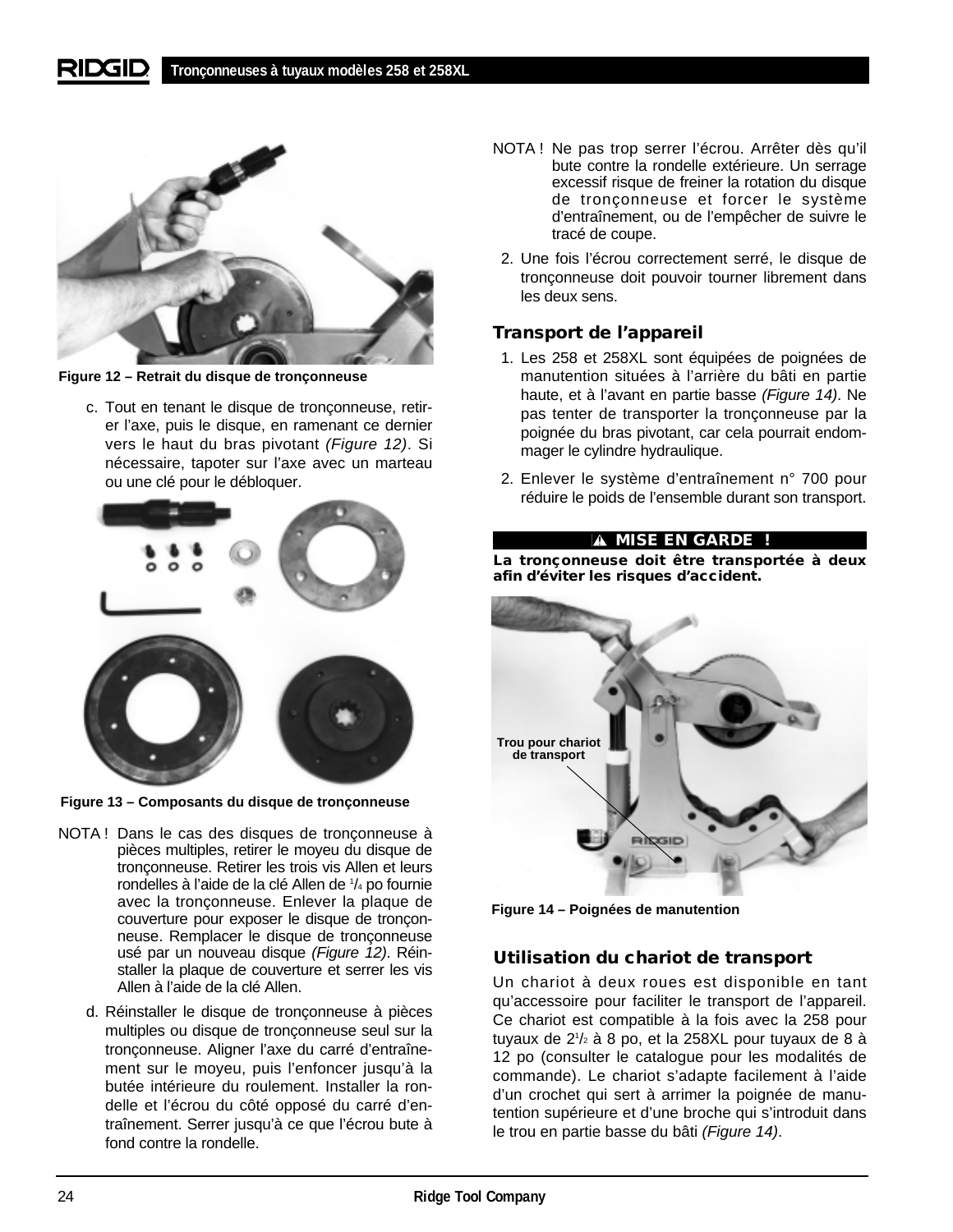Figure 12 – Retrait du disque de tronçonneuse

c. Tout en tenant le disque de tronçonneuse, retirer l'axe, puis le disque, en ramenant ce dernier vers le haut du bras pivotant *(Figure 12)*. Si nécessaire, tapoter sur l'axe avec un marteau ou une clé pour le débloquer.

Figure 13 – Composants du disque de tronçonneuse

NOTA ! Dans le cas des disques de tronçonneuse à pièces multiples, retirer le moyeu du disque de tronçonneuse. Retirer les trois vis Allen et leurs rondelles à l'aide de la clé Allen de 1/4 po fournie avec la tronçonneuse. Enlever la plaque de couverture pour exposer le disque de tronçonneuse. Remplacer le disque de tronçonneuse usé par un nouveau disque *(Figure 12)*. Réinstaller la plaque de couverture et serrer les vis Allen à l'aide de la clé Allen.

d. Réinstaller le disque de tronçonneuse à pièces multiples ou disque de tronçonneuse seul sur la tronçonneuse. Aligner l'axe du carré d'entraînement sur le moyeu, puis l'enfoncer jusqu'à la butée intérieure du roulement. Installer la rondelle et l'écrou du côté opposé du carré d'entraînement. Serrer jusqu'à ce que l'écrou bute à fond contre la rondelle.

NOTA ! Ne pas trop serrer l'écrou. Arrêter dès qu'il bute contre la rondelle extérieure. Un serrage excessif risque de freiner la rotation du disque de tronçonneuse et forcer le système d'entraînement, ou de l'empêcher de suivre le tracé de coupe.

2. Une fois l'écrou correctement serré, le disque de tronçonneuse doit pouvoir tourner librement dans les deux sens.

### Transport de l'appareil

1. Les 258 et 258XL sont équipées de poignées de manutention situées à l'arrière du bâti en partie haute, et à l'avant en partie basse *(Figure 14)*. Ne pas tenter de transporter la tronçonneuse par la poignée du bras pivotant, car cela pourrait endommager le cylindre hydraulique.
2. Enlever le système d'entraînement n° 700 pour réduire le poids de l'ensemble durant son transport.

**⚠ MISE EN GARDE !**

**La tronçonneuse doit être transportée à deux afin d'éviter les risques d'accident.**

Trou pour chariot de transport

Figure 14 – Poignées de manutention

### Utilisation du chariot de transport

Un chariot à deux roues est disponible en tant qu'accessoire pour faciliter le transport de l'appareil. Ce chariot est compatible à la fois avec la 258 pour tuyaux de 2 1/2 à 8 po, et la 258XL pour tuyaux de 8 à 12 po (consulter le catalogue pour les modalités de commande). Le chariot s'adapte facilement à l'aide d'un crochet qui sert à arrimer la poignée de manutention supérieure et d'une broche qui s'introduit dans le trou en partie basse du bâti *(Figure 14)*.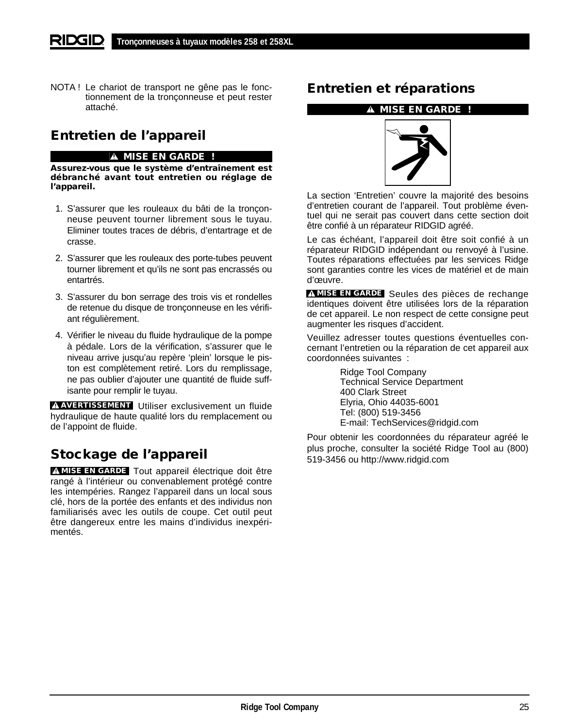NOTA ! Le chariot de transport ne gêne pas le fonctionnement de la tronçonneuse et peut rester attaché.

## Entretien de l'appareil

**⚠ MISE EN GARDE !**

**Assurez-vous que le système d'entraînement est débranché avant tout entretien ou réglage de l'appareil.**

1. S'assurer que les rouleaux du bâti de la tronçonneuse peuvent tourner librement sous le tuyau. Eliminer toutes traces de débris, d'entartrage et de crasse.
2. S'assurer que les rouleaux des porte-tubes peuvent tourner librement et qu'ils ne sont pas encrassés ou entartrés.
3. S'assurer du bon serrage des trois vis et rondelles de retenue du disque de tronçonneuse en les vérifiant régulièrement.
4. Vérifier le niveau du fluide hydraulique de la pompe à pédale. Lors de la vérification, s'assurer que le niveau arrive jusqu'au repère 'plein' lorsque le piston est complètement retiré. Lors du remplissage, ne pas oublier d'ajouter une quantité de fluide suffisante pour remplir le tuyau.

**⚠ AVERTISSEMENT** Utiliser exclusivement un fluide hydraulique de haute qualité lors du remplacement ou de l'appoint de fluide.

## Stockage de l'appareil

**⚠ MISE EN GARDE** Tout appareil électrique doit être rangé à l'intérieur ou convenablement protégé contre les intempéries. Rangez l'appareil dans un local sous clé, hors de la portée des enfants et des individus non familiarisés avec les outils de coupe. Cet outil peut être dangereux entre les mains d'individus inexpérimentés.

## Entretien et réparations

**⚠ MISE EN GARDE !**

La section 'Entretien' couvre la majorité des besoins d'entretien courant de l'appareil. Tout problème éventuel qui ne serait pas couvert dans cette section doit être confié à un réparateur RIDGID agréé.

Le cas échéant, l'appareil doit être soit confié à un réparateur RIDGID indépendant ou renvoyé à l'usine. Toutes réparations effectuées par les services Ridge sont garanties contre les vices de matériel et de main d'œuvre.

**⚠ MISE EN GARDE** Seules des pièces de rechange identiques doivent être utilisées lors de la réparation de cet appareil. Le non respect de cette consigne peut augmenter les risques d'accident.

Veuillez adresser toutes questions éventuelles concernant l'entretien ou la réparation de cet appareil aux coordonnées suivantes :

Ridge Tool Company
Technical Service Department
400 Clark Street
Elyria, Ohio 44035-6001
Tel: (800) 519-3456
E-mail: TechServices@ridgid.com

Pour obtenir les coordonnées du réparateur agréé le plus proche, consulter la société Ridge Tool au (800) 519-3456 ou http://www.ridgid.com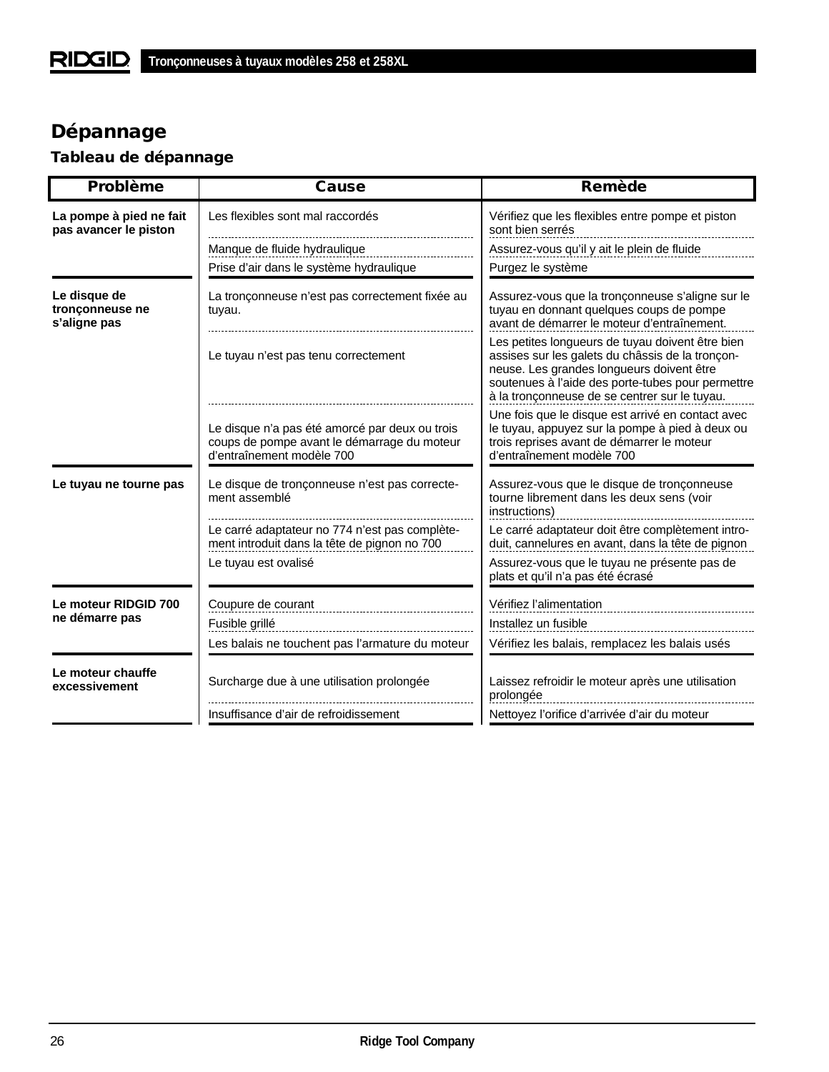## Dépannage

### Tableau de dépannage

| Problème | Cause | Remède |
|---|---|---|
| **La pompe à pied ne fait pas avancer le piston** | Les flexibles sont mal raccordés | Vérifiez que les flexibles entre pompe et piston sont bien serrés |
| | Manque de fluide hydraulique | Assurez-vous qu'il y ait le plein de fluide |
| | Prise d'air dans le système hydraulique | Purgez le système |
| **Le disque de tronçonneuse ne s'aligne pas** | La tronçonneuse n'est pas correctement fixée au tuyau. | Assurez-vous que la tronçonneuse s'aligne sur le tuyau en donnant quelques coups de pompe avant de démarrer le moteur d'entraînement. |
| | Le tuyau n'est pas tenu correctement | Les petites longueurs de tuyau doivent être bien assises sur les galets du châssis de la tronçonneuse. Les grandes longueurs doivent être soutenues à l'aide des porte-tubes pour permettre à la tronçonneuse de se centrer sur le tuyau. |
| | Le disque n'a pas été amorcé par deux ou trois coups de pompe avant le démarrage du moteur d'entraînement modèle 700 | Une fois que le disque est arrivé en contact avec le tuyau, appuyez sur la pompe à pied à deux ou trois reprises avant de démarrer le moteur d'entraînement modèle 700 |
| **Le tuyau ne tourne pas** | Le disque de tronçonneuse n'est pas correctement assemblé | Assurez-vous que le disque de tronçonneuse tourne librement dans les deux sens (voir instructions) |
| | Le carré adaptateur no 774 n'est pas complètement introduit dans la tête de pignon no 700 | Le carré adaptateur doit être complètement introduit, cannelures en avant, dans la tête de pignon |
| | Le tuyau est ovalisé | Assurez-vous que le tuyau ne présente pas de plats et qu'il n'a pas été écrasé |
| **Le moteur RIDGID 700 ne démarre pas** | Coupure de courant | Vérifiez l'alimentation |
| | Fusible grillé | Installez un fusible |
| | Les balais ne touchent pas l'armature du moteur | Vérifiez les balais, remplacez les balais usés |
| **Le moteur chauffe excessivement** | Surcharge due à une utilisation prolongée | Laissez refroidir le moteur après une utilisation prolongée |
| | Insuffisance d'air de refroidissement | Nettoyez l'orifice d'arrivée d'air du moteur |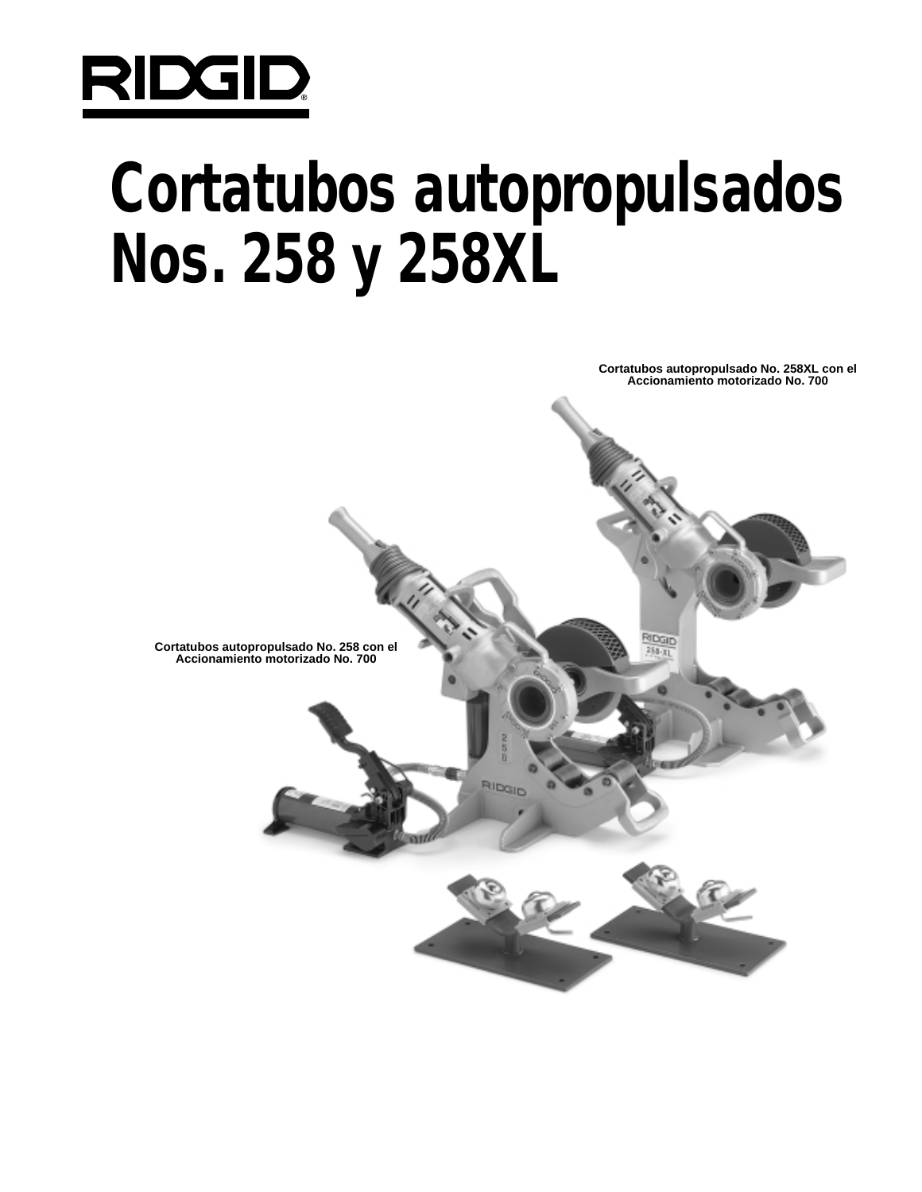# Cortatubos autopropulsados Nos. 258 y 258XL

Cortatubos autopropulsado No. 258XL con el Accionamiento motorizado No. 700

Cortatubos autopropulsado No. 258 con el Accionamiento motorizado No. 700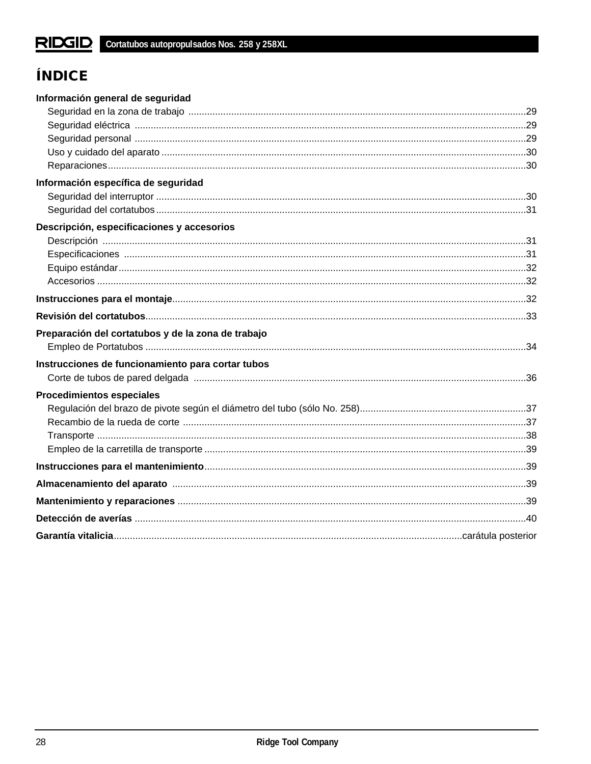# ÍNDICE

**Información general de seguridad**

- Seguridad en la zona de trabajo ....29
- Seguridad eléctrica ....29
- Seguridad personal ....29
- Uso y cuidado del aparato ....30
- Reparaciones....30

**Información específica de seguridad**

- Seguridad del interruptor ....30
- Seguridad del cortatubos....31

**Descripción, especificaciones y accesorios**

- Descripción ....31
- Especificaciones ....31
- Equipo estándar....32
- Accesorios ....32

**Instrucciones para el montaje**....32

**Revisión del cortatubos**....33

**Preparación del cortatubos y de la zona de trabajo**

- Empleo de Portatubos ....34

**Instrucciones de funcionamiento para cortar tubos**

- Corte de tubos de pared delgada ....36

**Procedimientos especiales**

- Regulación del brazo de pivote según el diámetro del tubo (sólo No. 258)....37
- Recambio de la rueda de corte ....37
- Transporte ....38
- Empleo de la carretilla de transporte ....39

**Instrucciones para el mantenimiento**....39

**Almacenamiento del aparato** ....39

**Mantenimiento y reparaciones** ....39

**Detección de averías** ....40

**Garantía vitalicia**....carátula posterior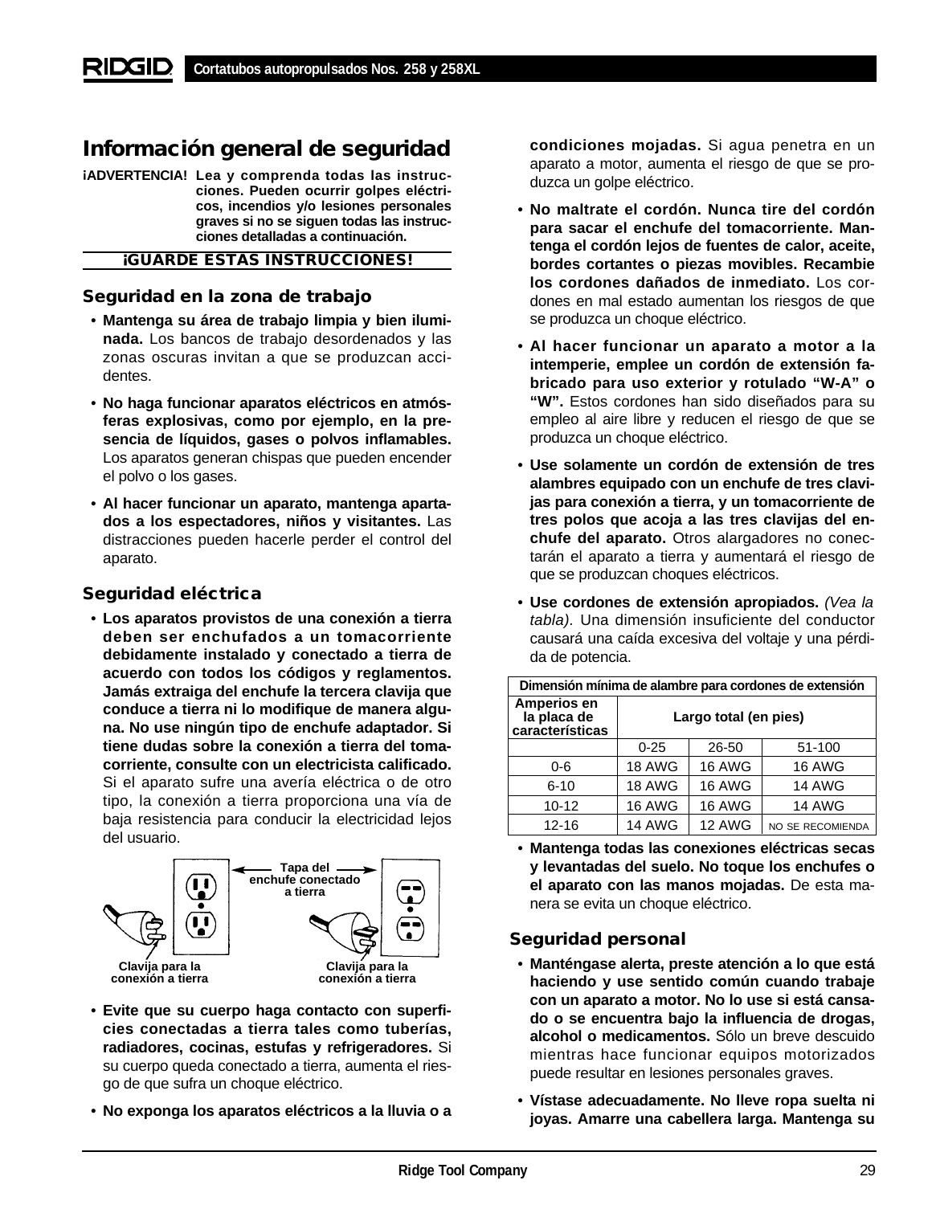## Información general de seguridad

**¡ADVERTENCIA!** **Lea y comprenda todas las instrucciones. Pueden ocurrir golpes eléctricos, incendios y/o lesiones personales graves si no se siguen todas las instrucciones detalladas a continuación.**

**¡GUARDE ESTAS INSTRUCCIONES!**

### Seguridad en la zona de trabajo

- **Mantenga su área de trabajo limpia y bien iluminada.** Los bancos de trabajo desordenados y las zonas oscuras invitan a que se produzcan accidentes.
- **No haga funcionar aparatos eléctricos en atmósferas explosivas, como por ejemplo, en la presencia de líquidos, gases o polvos inflamables.** Los aparatos generan chispas que pueden encender el polvo o los gases.
- **Al hacer funcionar un aparato, mantenga apartados a los espectadores, niños y visitantes.** Las distracciones pueden hacerle perder el control del aparato.

### Seguridad eléctrica

- **Los aparatos provistos de una conexión a tierra deben ser enchufados a un tomacorriente debidamente instalado y conectado a tierra de acuerdo con todos los códigos y reglamentos. Jamás extraiga del enchufe la tercera clavija que conduce a tierra ni lo modifique de manera alguna. No use ningún tipo de enchufe adaptador. Si tiene dudas sobre la conexión a tierra del tomacorriente, consulte con un electricista calificado.** Si el aparato sufre una avería eléctrica o de otro tipo, la conexión a tierra proporciona una vía de baja resistencia para conducir la electricidad lejos del usuario.

Tapa del enchufe conectado a tierra

Clavija para la conexión a tierra

Clavija para la conexión a tierra

- **Evite que su cuerpo haga contacto con superficies conectadas a tierra tales como tuberías, radiadores, cocinas, estufas y refrigeradores.** Si su cuerpo queda conectado a tierra, aumenta el riesgo de que sufra un choque eléctrico.
- **No exponga los aparatos eléctricos a la lluvia o a condiciones mojadas.** Si agua penetra en un aparato a motor, aumenta el riesgo de que se produzca un golpe eléctrico.
- **No maltrate el cordón. Nunca tire del cordón para sacar el enchufe del tomacorriente. Mantenga el cordón lejos de fuentes de calor, aceite, bordes cortantes o piezas movibles. Recambie los cordones dañados de inmediato.** Los cordones en mal estado aumentan los riesgos de que se produzca un choque eléctrico.
- **Al hacer funcionar un aparato a motor a la intemperie, emplee un cordón de extensión fabricado para uso exterior y rotulado "W-A" o "W".** Estos cordones han sido diseñados para su empleo al aire libre y reducen el riesgo de que se produzca un choque eléctrico.
- **Use solamente un cordón de extensión de tres alambres equipado con un enchufe de tres clavijas para conexión a tierra, y un tomacorriente de tres polos que acoja a las tres clavijas del enchufe del aparato.** Otros alargadores no conectarán el aparato a tierra y aumentará el riesgo de que se produzcan choques eléctricos.
- **Use cordones de extensión apropiados.** *(Vea la tabla).* Una dimensión insuficiente del conductor causará una caída excesiva del voltaje y una pérdida de potencia.

| Dimensión mínima de alambre para cordones de extensión | | | |
|---|---|---|---|
| **Amperios en la placa de características** | **Largo total (en pies)** | | |
| | 0-25 | 26-50 | 51-100 |
| 0-6 | 18 AWG | 16 AWG | 16 AWG |
| 6-10 | 18 AWG | 16 AWG | 14 AWG |
| 10-12 | 16 AWG | 16 AWG | 14 AWG |
| 12-16 | 14 AWG | 12 AWG | NO SE RECOMIENDA |

- **Mantenga todas las conexiones eléctricas secas y levantadas del suelo. No toque los enchufes o el aparato con las manos mojadas.** De esta manera se evita un choque eléctrico.

### Seguridad personal

- **Manténgase alerta, preste atención a lo que está haciendo y use sentido común cuando trabaje con un aparato a motor. No lo use si está cansado o se encuentra bajo la influencia de drogas, alcohol o medicamentos.** Sólo un breve descuido mientras hace funcionar equipos motorizados puede resultar en lesiones personales graves.
- **Vístase adecuadamente. No lleve ropa suelta ni joyas. Amarre una cabellera larga. Mantenga su**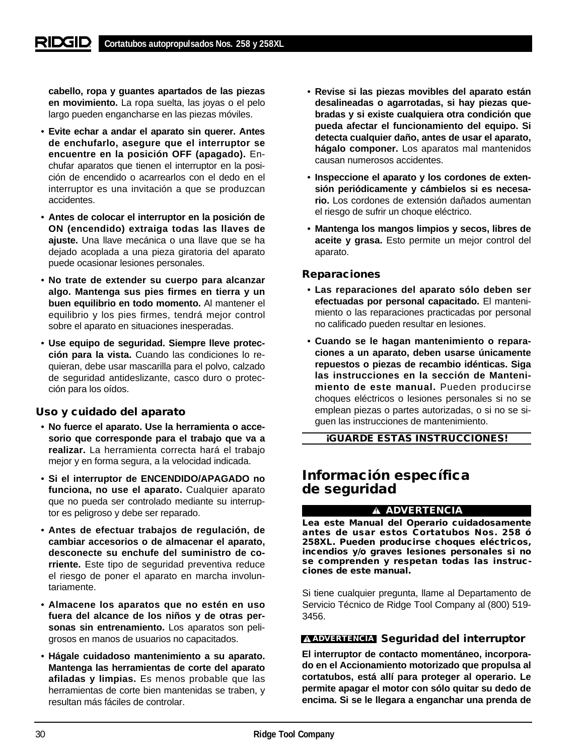**cabello, ropa y guantes apartados de las piezas en movimiento.** La ropa suelta, las joyas o el pelo largo pueden engancharse en las piezas móviles.

- **Evite echar a andar el aparato sin querer. Antes de enchufarlo, asegure que el interruptor se encuentre en la posición OFF (apagado).** Enchufar aparatos que tienen el interruptor en la posición de encendido o acarrearlos con el dedo en el interruptor es una invitación a que se produzcan accidentes.
- **Antes de colocar el interruptor en la posición de ON (encendido) extraiga todas las llaves de ajuste.** Una llave mecánica o una llave que se ha dejado acoplada a una pieza giratoria del aparato puede ocasionar lesiones personales.
- **No trate de extender su cuerpo para alcanzar algo. Mantenga sus pies firmes en tierra y un buen equilibrio en todo momento.** Al mantener el equilibrio y los pies firmes, tendrá mejor control sobre el aparato en situaciones inesperadas.
- **Use equipo de seguridad. Siempre lleve protección para la vista.** Cuando las condiciones lo requieran, debe usar mascarilla para el polvo, calzado de seguridad antideslizante, casco duro o protección para los oídos.

### Uso y cuidado del aparato

- **No fuerce el aparato. Use la herramienta o accesorio que corresponde para el trabajo que va a realizar.** La herramienta correcta hará el trabajo mejor y en forma segura, a la velocidad indicada.
- **Si el interruptor de ENCENDIDO/APAGADO no funciona, no use el aparato.** Cualquier aparato que no pueda ser controlado mediante su interruptor es peligroso y debe ser reparado.
- **Antes de efectuar trabajos de regulación, de cambiar accesorios o de almacenar el aparato, desconecte su enchufe del suministro de corriente.** Este tipo de seguridad preventiva reduce el riesgo de poner el aparato en marcha involuntariamente.
- **Almacene los aparatos que no estén en uso fuera del alcance de los niños y de otras personas sin entrenamiento.** Los aparatos son peligrosos en manos de usuarios no capacitados.
- **Hágale cuidadoso mantenimiento a su aparato. Mantenga las herramientas de corte del aparato afiladas y limpias.** Es menos probable que las herramientas de corte bien mantenidas se traben, y resultan más fáciles de controlar.
- **Revise si las piezas movibles del aparato están desalineadas o agarrotadas, si hay piezas quebradas y si existe cualquiera otra condición que pueda afectar el funcionamiento del equipo. Si detecta cualquier daño, antes de usar el aparato, hágalo componer.** Los aparatos mal mantenidos causan numerosos accidentes.
- **Inspeccione el aparato y los cordones de extensión periódicamente y cámbielos si es necesario.** Los cordones de extensión dañados aumentan el riesgo de sufrir un choque eléctrico.
- **Mantenga los mangos limpios y secos, libres de aceite y grasa.** Esto permite un mejor control del aparato.

### Reparaciones

- **Las reparaciones del aparato sólo deben ser efectuadas por personal capacitado.** El mantenimiento o las reparaciones practicadas por personal no calificado pueden resultar en lesiones.
- **Cuando se le hagan mantenimiento o reparaciones a un aparato, deben usarse únicamente repuestos o piezas de recambio idénticas. Siga las instrucciones en la sección de Mantenimiento de este manual.** Pueden producirse choques eléctricos o lesiones personales si no se emplean piezas o partes autorizadas, o si no se siguen las instrucciones de mantenimiento.

**¡GUARDE ESTAS INSTRUCCIONES!**

## Información específica de seguridad

**⚠ ADVERTENCIA**

**Lea este Manual del Operario cuidadosamente antes de usar estos Cortatubos Nos. 258 ó 258XL. Pueden producirse choques eléctricos, incendios y/o graves lesiones personales si no se comprenden y respetan todas las instrucciones de este manual.**

Si tiene cualquier pregunta, llame al Departamento de Servicio Técnico de Ridge Tool Company al (800) 519-3456.

### ⚠ ADVERTENCIA Seguridad del interruptor

**El interruptor de contacto momentáneo, incorporado en el Accionamiento motorizado que propulsa al cortatubos, está allí para proteger al operario. Le permite apagar el motor con sólo quitar su dedo de encima. Si se le llegara a enganchar una prenda de**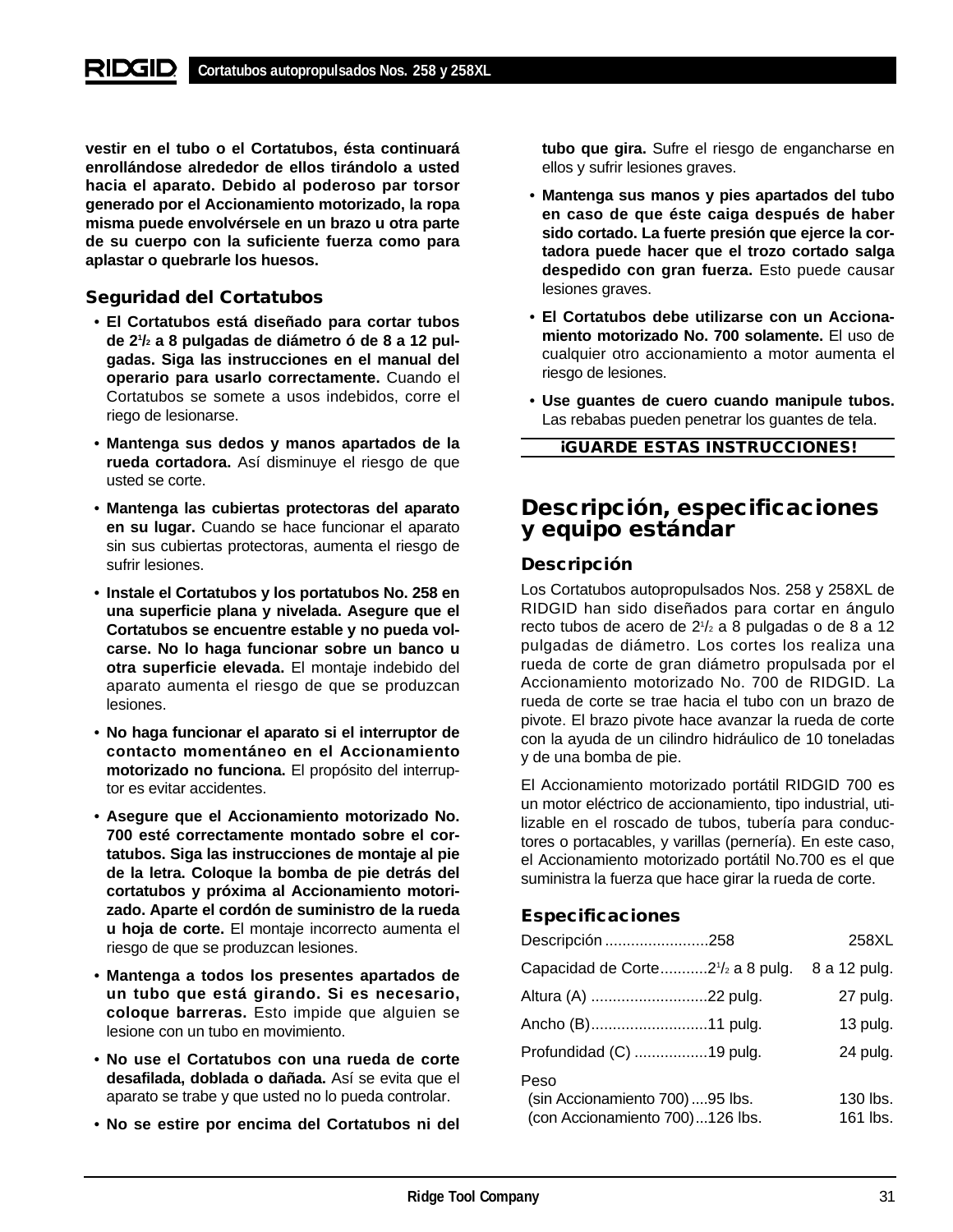**vestir en el tubo o el Cortatubos, ésta continuará enrollándose alrededor de ellos tirándolo a usted hacia el aparato. Debido al poderoso par torsor generado por el Accionamiento motorizado, la ropa misma puede envolvérsele en un brazo u otra parte de su cuerpo con la suficiente fuerza como para aplastar o quebrarle los huesos.**

### Seguridad del Cortatubos

- **El Cortatubos está diseñado para cortar tubos de 2$^1/_2$ a 8 pulgadas de diámetro ó de 8 a 12 pulgadas. Siga las instrucciones en el manual del operario para usarlo correctamente.** Cuando el Cortatubos se somete a usos indebidos, corre el riego de lesionarse.
- **Mantenga sus dedos y manos apartados de la rueda cortadora.** Así disminuye el riesgo de que usted se corte.
- **Mantenga las cubiertas protectoras del aparato en su lugar.** Cuando se hace funcionar el aparato sin sus cubiertas protectoras, aumenta el riesgo de sufrir lesiones.
- **Instale el Cortatubos y los portatubos No. 258 en una superficie plana y nivelada. Asegure que el Cortatubos se encuentre estable y no pueda volcarse. No lo haga funcionar sobre un banco u otra superficie elevada.** El montaje indebido del aparato aumenta el riesgo de que se produzcan lesiones.
- **No haga funcionar el aparato si el interruptor de contacto momentáneo en el Accionamiento motorizado no funciona.** El propósito del interruptor es evitar accidentes.
- **Asegure que el Accionamiento motorizado No. 700 esté correctamente montado sobre el cortatubos. Siga las instrucciones de montaje al pie de la letra. Coloque la bomba de pie detrás del cortatubos y próxima al Accionamiento motorizado. Aparte el cordón de suministro de la rueda u hoja de corte.** El montaje incorrecto aumenta el riesgo de que se produzcan lesiones.
- **Mantenga a todos los presentes apartados de un tubo que está girando. Si es necesario, coloque barreras.** Esto impide que alguien se lesione con un tubo en movimiento.
- **No use el Cortatubos con una rueda de corte desafilada, doblada o dañada.** Así se evita que el aparato se trabe y que usted no lo pueda controlar.
- **No se estire por encima del Cortatubos ni del tubo que gira.** Sufre el riesgo de engancharse en ellos y sufrir lesiones graves.
- **Mantenga sus manos y pies apartados del tubo en caso de que éste caiga después de haber sido cortado. La fuerte presión que ejerce la cortadora puede hacer que el trozo cortado salga despedido con gran fuerza.** Esto puede causar lesiones graves.
- **El Cortatubos debe utilizarse con un Accionamiento motorizado No. 700 solamente.** El uso de cualquier otro accionamiento a motor aumenta el riesgo de lesiones.
- **Use guantes de cuero cuando manipule tubos.** Las rebabas pueden penetrar los guantes de tela.

**¡GUARDE ESTAS INSTRUCCIONES!**

## Descripción, especificaciones y equipo estándar

### Descripción

Los Cortatubos autopropulsados Nos. 258 y 258XL de RIDGID han sido diseñados para cortar en ángulo recto tubos de acero de 2$^1/_2$ a 8 pulgadas o de 8 a 12 pulgadas de diámetro. Los cortes los realiza una rueda de corte de gran diámetro propulsada por el Accionamiento motorizado No. 700 de RIDGID. La rueda de corte se trae hacia el tubo con un brazo de pivote. El brazo pivote hace avanzar la rueda de corte con la ayuda de un cilindro hidráulico de 10 toneladas y de una bomba de pie.

El Accionamiento motorizado portátil RIDGID 700 es un motor eléctrico de accionamiento, tipo industrial, utilizable en el roscado de tubos, tubería para conductores o portacables, y varillas (pernería). En este caso, el Accionamiento motorizado portátil No.700 es el que suministra la fuerza que hace girar la rueda de corte.

### Especificaciones

| Descripción | 258 | 258XL |
|---|---|---|
| Capacidad de Corte | 2$^1/_2$ a 8 pulg. | 8 a 12 pulg. |
| Altura (A) | 22 pulg. | 27 pulg. |
| Ancho (B) | 11 pulg. | 13 pulg. |
| Profundidad (C) | 19 pulg. | 24 pulg. |
| Peso | | |
| (sin Accionamiento 700) | 95 lbs. | 130 lbs. |
| (con Accionamiento 700) | 126 lbs. | 161 lbs. |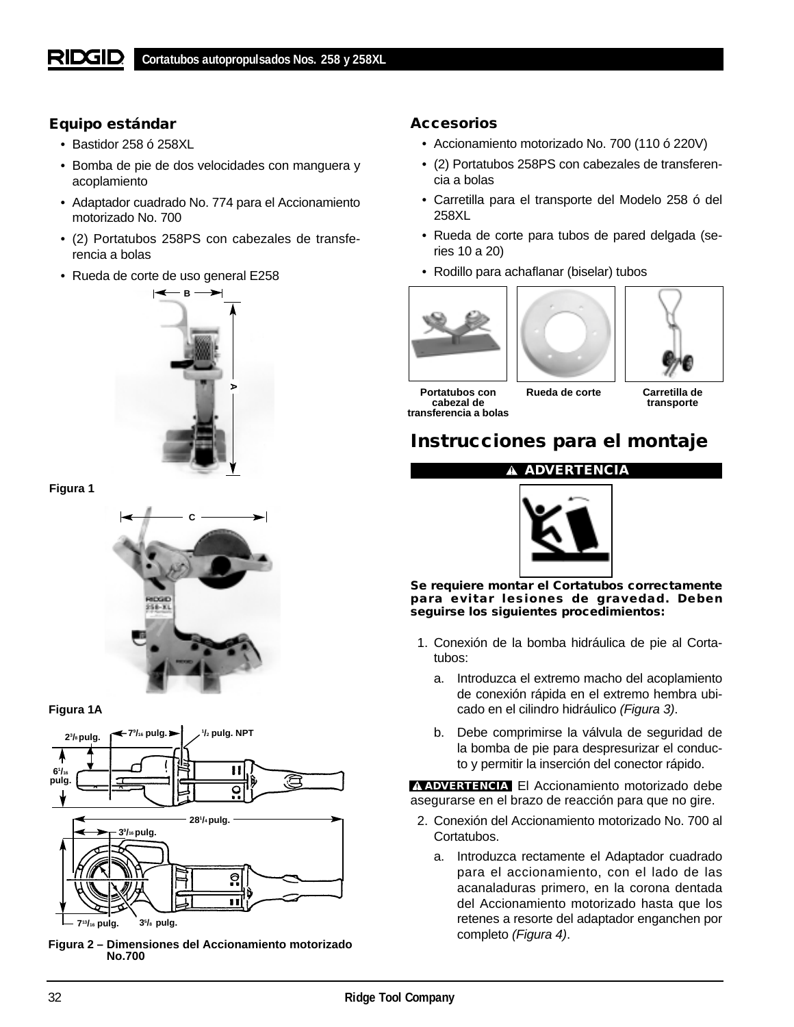## Equipo estándar

- Bastidor 258 ó 258XL
- Bomba de pie de dos velocidades con manguera y acoplamiento
- Adaptador cuadrado No. 774 para el Accionamiento motorizado No. 700
- (2) Portatubos 258PS con cabezales de transferencia a bolas
- Rueda de corte de uso general E258

Figura 1

Figura 1A

Figura 2 – Dimensiones del Accionamiento motorizado No.700

## Accesorios

- Accionamiento motorizado No. 700 (110 ó 220V)
- (2) Portatubos 258PS con cabezales de transferencia a bolas
- Carretilla para el transporte del Modelo 258 ó del 258XL
- Rueda de corte para tubos de pared delgada (series 10 a 20)
- Rodillo para achaflanar (biselar) tubos

Portatubos con cabezal de transferencia a bolas | Rueda de corte | Carretilla de transporte

## Instrucciones para el montaje

**⚠ ADVERTENCIA**

**Se requiere montar el Cortatubos correctamente para evitar lesiones de gravedad. Deben seguirse los siguientes procedimientos:**

1. Conexión de la bomba hidráulica de pie al Cortatubos:
   a. Introduzca el extremo macho del acoplamiento de conexión rápida en el extremo hembra ubicado en el cilindro hidráulico *(Figura 3)*.
   b. Debe comprimirse la válvula de seguridad de la bomba de pie para despresurizar el conducto y permitir la inserción del conector rápido.

**⚠ ADVERTENCIA** El Accionamiento motorizado debe asegurarse en el brazo de reacción para que no gire.

2. Conexión del Accionamiento motorizado No. 700 al Cortatubos.
   a. Introduzca rectamente el Adaptador cuadrado para el accionamiento, con el lado de las acanaladuras primero, en la corona dentada del Accionamiento motorizado hasta que los retenes a resorte del adaptador enganchen por completo *(Figura 4)*.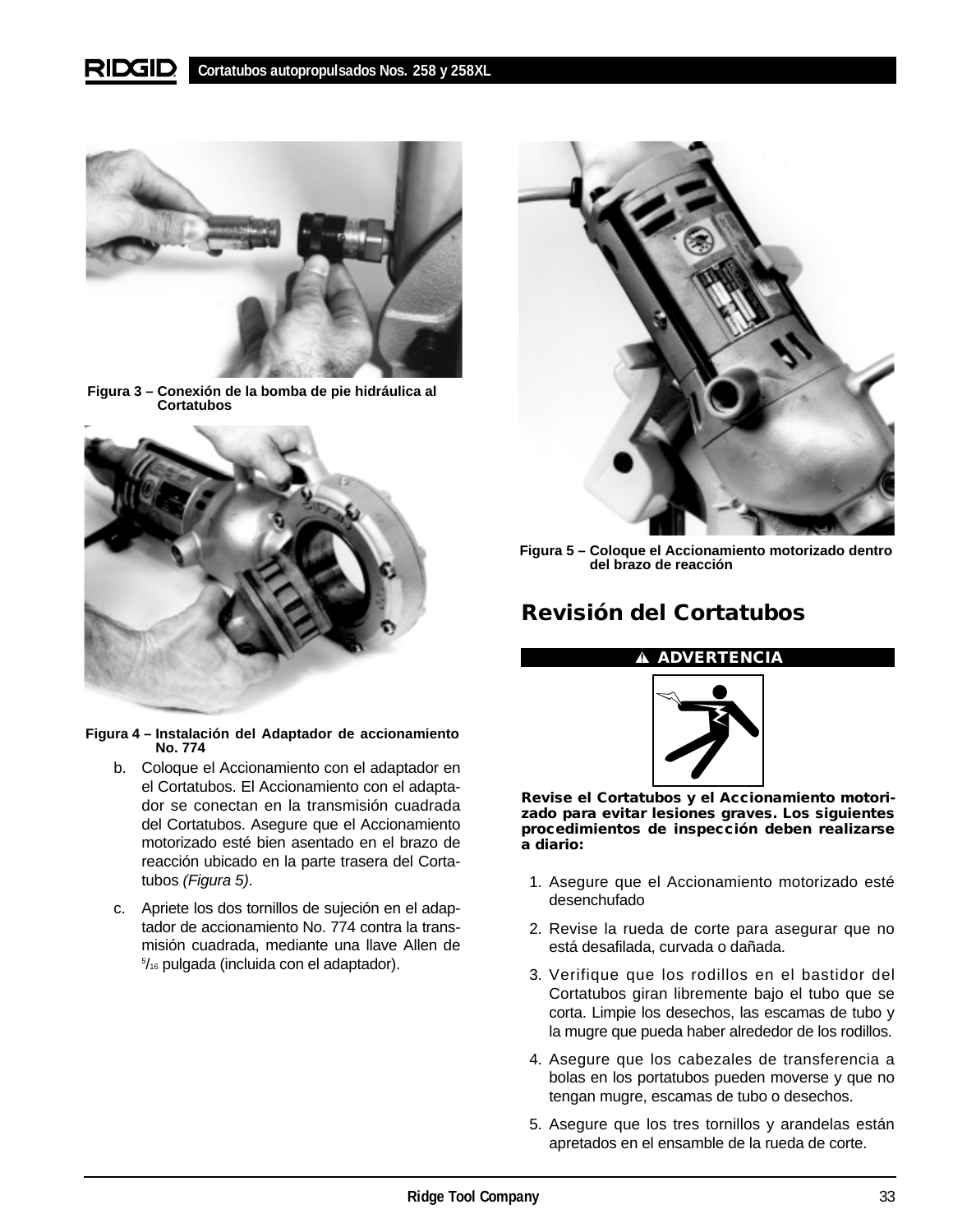Figura 3 – Conexión de la bomba de pie hidráulica al Cortatubos

Figura 4 – Instalación del Adaptador de accionamiento No. 774

b. Coloque el Accionamiento con el adaptador en el Cortatubos. El Accionamiento con el adaptador se conectan en la transmisión cuadrada del Cortatubos. Asegure que el Accionamiento motorizado esté bien asentado en el brazo de reacción ubicado en la parte trasera del Cortatubos *(Figura 5)*.

c. Apriete los dos tornillos de sujeción en el adaptador de accionamiento No. 774 contra la transmisión cuadrada, mediante una llave Allen de $^{5}/_{16}$ pulgada (incluida con el adaptador).

Figura 5 – Coloque el Accionamiento motorizado dentro del brazo de reacción

## Revisión del Cortatubos

**⚠ ADVERTENCIA**

**Revise el Cortatubos y el Accionamiento motorizado para evitar lesiones graves. Los siguientes procedimientos de inspección deben realizarse a diario:**

1. Asegure que el Accionamiento motorizado esté desenchufado
2. Revise la rueda de corte para asegurar que no está desafilada, curvada o dañada.
3. Verifique que los rodillos en el bastidor del Cortatubos giran libremente bajo el tubo que se corta. Limpie los desechos, las escamas de tubo y la mugre que pueda haber alrededor de los rodillos.
4. Asegure que los cabezales de transferencia a bolas en los portatubos pueden moverse y que no tengan mugre, escamas de tubo o desechos.
5. Asegure que los tres tornillos y arandelas están apretados en el ensamble de la rueda de corte.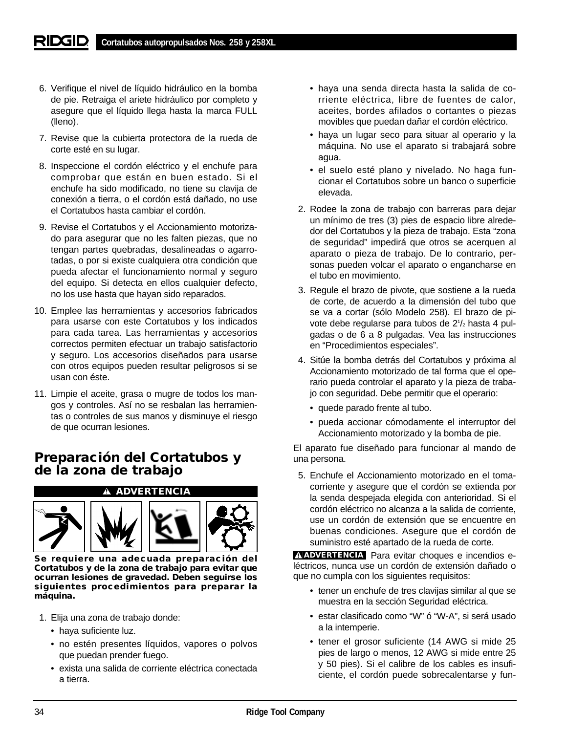6. Verifique el nivel de líquido hidráulico en la bomba de pie. Retraiga el ariete hidráulico por completo y asegure que el líquido llega hasta la marca FULL (lleno).
7. Revise que la cubierta protectora de la rueda de corte esté en su lugar.
8. Inspeccione el cordón eléctrico y el enchufe para comprobar que están en buen estado. Si el enchufe ha sido modificado, no tiene su clavija de conexión a tierra, o el cordón está dañado, no use el Cortatubos hasta cambiar el cordón.
9. Revise el Cortatubos y el Accionamiento motorizado para asegurar que no les falten piezas, que no tengan partes quebradas, desalineadas o agarrotadas, o por si existe cualquiera otra condición que pueda afectar el funcionamiento normal y seguro del equipo. Si detecta en ellos cualquier defecto, no los use hasta que hayan sido reparados.
10. Emplee las herramientas y accesorios fabricados para usarse con este Cortatubos y los indicados para cada tarea. Las herramientas y accesorios correctos permiten efectuar un trabajo satisfactorio y seguro. Los accesorios diseñados para usarse con otros equipos pueden resultar peligrosos si se usan con éste.
11. Limpie el aceite, grasa o mugre de todos los mangos y controles. Así no se resbalan las herramientas o controles de sus manos y disminuye el riesgo de que ocurran lesiones.

## Preparación del Cortatubos y de la zona de trabajo

**⚠ ADVERTENCIA**

**Se requiere una adecuada preparación del Cortatubos y de la zona de trabajo para evitar que ocurran lesiones de gravedad. Deben seguirse los siguientes procedimientos para preparar la máquina.**

1. Elija una zona de trabajo donde:
   - haya suficiente luz.
   - no estén presentes líquidos, vapores o polvos que puedan prender fuego.
   - exista una salida de corriente eléctrica conectada a tierra.
   - haya una senda directa hasta la salida de corriente eléctrica, libre de fuentes de calor, aceites, bordes afilados o cortantes o piezas movibles que puedan dañar el cordón eléctrico.
   - haya un lugar seco para situar al operario y la máquina. No use el aparato si trabajará sobre agua.
   - el suelo esté plano y nivelado. No haga funcionar el Cortatubos sobre un banco o superficie elevada.
2. Rodee la zona de trabajo con barreras para dejar un mínimo de tres (3) pies de espacio libre alrededor del Cortatubos y la pieza de trabajo. Esta “zona de seguridad” impedirá que otros se acerquen al aparato o pieza de trabajo. De lo contrario, personas pueden volcar el aparato o engancharse en el tubo en movimiento.
3. Regule el brazo de pivote, que sostiene a la rueda de corte, de acuerdo a la dimensión del tubo que se va a cortar (sólo Modelo 258). El brazo de pivote debe regularse para tubos de 2½ hasta 4 pulgadas o de 6 a 8 pulgadas. Vea las instrucciones en “Procedimientos especiales”.
4. Sitúe la bomba detrás del Cortatubos y próxima al Accionamiento motorizado de tal forma que el operario pueda controlar el aparato y la pieza de trabajo con seguridad. Debe permitir que el operario:
   - quede parado frente al tubo.
   - pueda accionar cómodamente el interruptor del Accionamiento motorizado y la bomba de pie.

El aparato fue diseñado para funcionar al mando de una persona.

5. Enchufe el Accionamiento motorizado en el tomacorriente y asegure que el cordón se extienda por la senda despejada elegida con anterioridad. Si el cordón eléctrico no alcanza a la salida de corriente, use un cordón de extensión que se encuentre en buenas condiciones. Asegure que el cordón de suministro esté apartado de la rueda de corte.

**⚠ ADVERTENCIA** Para evitar choques e incendios eléctricos, nunca use un cordón de extensión dañado o que no cumpla con los siguientes requisitos:

- tener un enchufe de tres clavijas similar al que se muestra en la sección Seguridad eléctrica.
- estar clasificado como “W” ó “W-A”, si será usado a la intemperie.
- tener el grosor suficiente (14 AWG si mide 25 pies de largo o menos, 12 AWG si mide entre 25 y 50 pies). Si el calibre de los cables es insuficiente, el cordón puede sobrecalentarse y fun-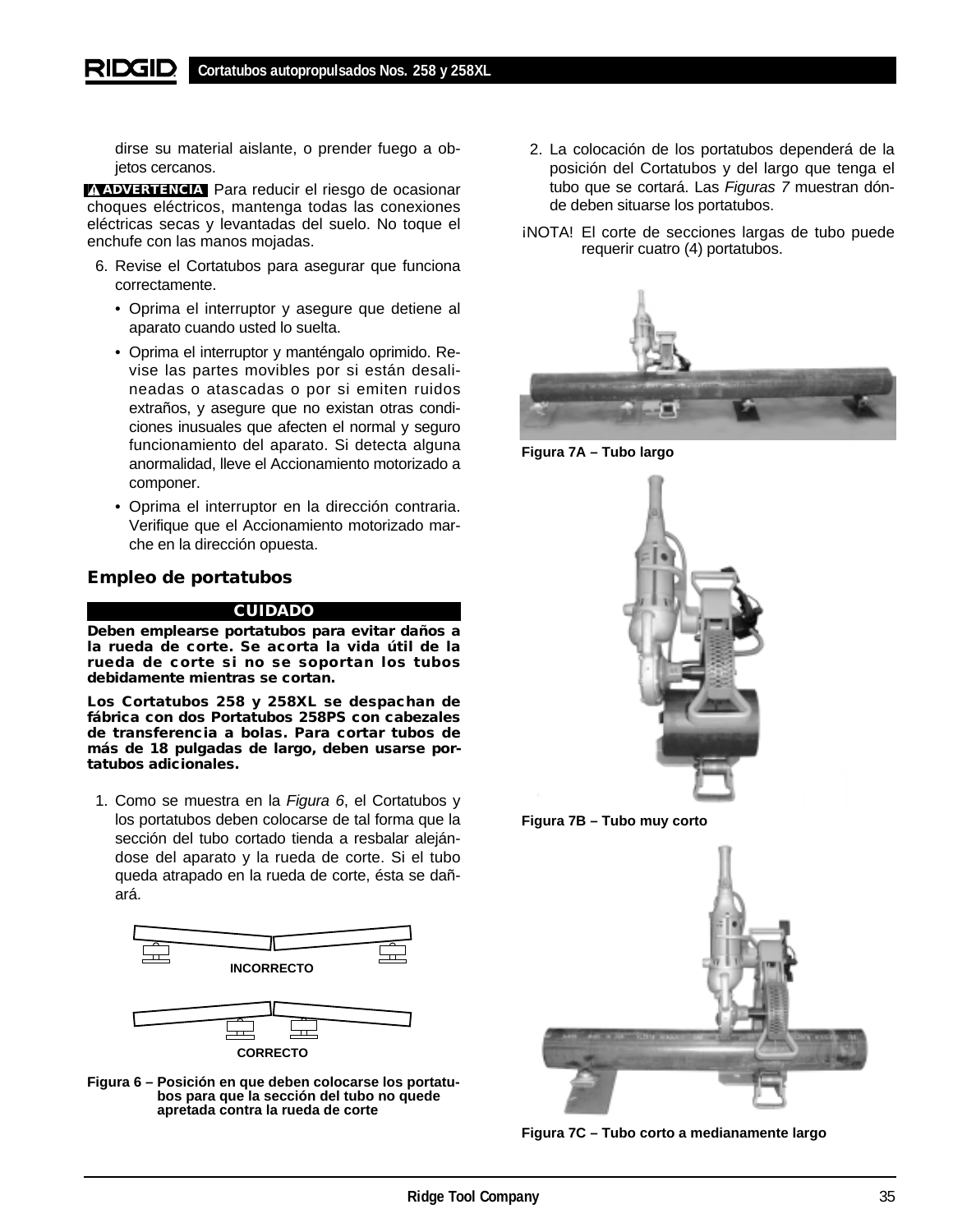dirse su material aislante, o prender fuego a objetos cercanos.

**ADVERTENCIA** Para reducir el riesgo de ocasionar choques eléctricos, mantenga todas las conexiones eléctricas secas y levantadas del suelo. No toque el enchufe con las manos mojadas.

6. Revise el Cortatubos para asegurar que funciona correctamente.
   - Oprima el interruptor y asegure que detiene al aparato cuando usted lo suelta.
   - Oprima el interruptor y manténgalo oprimido. Revise las partes movibles por si están desalineadas o atascadas o por si emiten ruidos extraños, y asegure que no existan otras condiciones inusuales que afecten el normal y seguro funcionamiento del aparato. Si detecta alguna anormalidad, lleve el Accionamiento motorizado a componer.
   - Oprima el interruptor en la dirección contraria. Verifique que el Accionamiento motorizado marche en la dirección opuesta.

## Empleo de portatubos

**CUIDADO**

**Deben emplearse portatubos para evitar daños a la rueda de corte. Se acorta la vida útil de la rueda de corte si no se soportan los tubos debidamente mientras se cortan.**

**Los Cortatubos 258 y 258XL se despachan de fábrica con dos Portatubos 258PS con cabezales de transferencia a bolas. Para cortar tubos de más de 18 pulgadas de largo, deben usarse portatubos adicionales.**

1. Como se muestra en la *Figura 6*, el Cortatubos y los portatubos deben colocarse de tal forma que la sección del tubo cortado tienda a resbalar alejándose del aparato y la rueda de corte. Si el tubo queda atrapado en la rueda de corte, ésta se dañará.

INCORRECTO

CORRECTO

**Figura 6 – Posición en que deben colocarse los portatubos para que la sección del tubo no quede apretada contra la rueda de corte**

2. La colocación de los portatubos dependerá de la posición del Cortatubos y del largo que tenga el tubo que se cortará. Las *Figuras 7* muestran dónde deben situarse los portatubos.

¡NOTA! El corte de secciones largas de tubo puede requerir cuatro (4) portatubos.

**Figura 7A – Tubo largo**

**Figura 7B – Tubo muy corto**

**Figura 7C – Tubo corto a medianamente largo**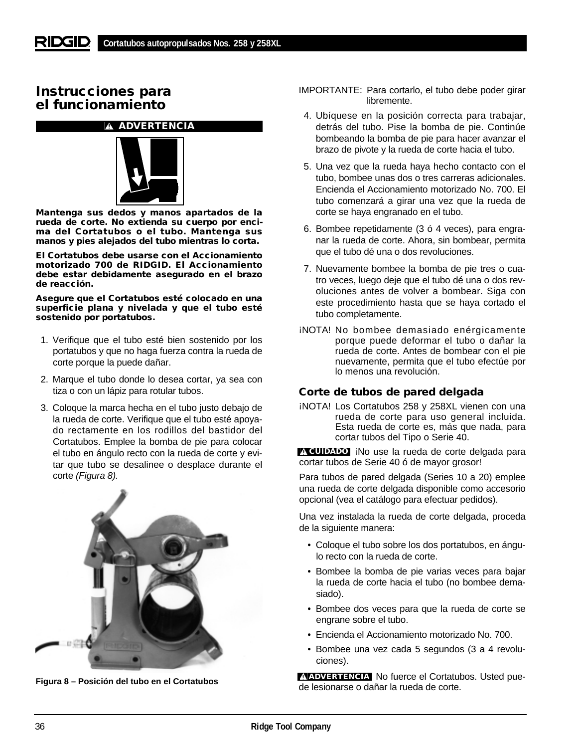## Instrucciones para el funcionamiento

**⚠ ADVERTENCIA**

**Mantenga sus dedos y manos apartados de la rueda de corte. No extienda su cuerpo por encima del Cortatubos o el tubo. Mantenga sus manos y pies alejados del tubo mientras lo corta.**

**El Cortatubos debe usarse con el Accionamiento motorizado 700 de RIDGID. El Accionamiento debe estar debidamente asegurado en el brazo de reacción.**

**Asegure que el Cortatubos esté colocado en una superficie plana y nivelada y que el tubo esté sostenido por portatubos.**

1. Verifique que el tubo esté bien sostenido por los portatubos y que no haga fuerza contra la rueda de corte porque la puede dañar.
2. Marque el tubo donde lo desea cortar, ya sea con tiza o con un lápiz para rotular tubos.
3. Coloque la marca hecha en el tubo justo debajo de la rueda de corte. Verifique que el tubo esté apoyado rectamente en los rodillos del bastidor del Cortatubos. Emplee la bomba de pie para colocar el tubo en ángulo recto con la rueda de corte y evitar que tubo se desalinee o desplace durante el corte *(Figura 8).*

**Figura 8 – Posición del tubo en el Cortatubos**

IMPORTANTE: Para cortarlo, el tubo debe poder girar libremente.

4. Ubíquese en la posición correcta para trabajar, detrás del tubo. Pise la bomba de pie. Continúe bombeando la bomba de pie para hacer avanzar el brazo de pivote y la rueda de corte hacia el tubo.
5. Una vez que la rueda haya hecho contacto con el tubo, bombee unas dos o tres carreras adicionales. Encienda el Accionamiento motorizado No. 700. El tubo comenzará a girar una vez que la rueda de corte se haya engranado en el tubo.
6. Bombee repetidamente (3 ó 4 veces), para engranar la rueda de corte. Ahora, sin bombear, permita que el tubo dé una o dos revoluciones.
7. Nuevamente bombee la bomba de pie tres o cuatro veces, luego deje que el tubo dé una o dos revoluciones antes de volver a bombear. Siga con este procedimiento hasta que se haya cortado el tubo completamente.

¡NOTA! No bombee demasiado enérgicamente porque puede deformar el tubo o dañar la rueda de corte. Antes de bombear con el pie nuevamente, permita que el tubo efectúe por lo menos una revolución.

### Corte de tubos de pared delgada

¡NOTA! Los Cortatubos 258 y 258XL vienen con una rueda de corte para uso general incluida. Esta rueda de corte es, más que nada, para cortar tubos del Tipo o Serie 40.

**⚠ CUIDADO** ¡No use la rueda de corte delgada para cortar tubos de Serie 40 ó de mayor grosor!

Para tubos de pared delgada (Series 10 a 20) emplee una rueda de corte delgada disponible como accesorio opcional (vea el catálogo para efectuar pedidos).

Una vez instalada la rueda de corte delgada, proceda de la siguiente manera:

- Coloque el tubo sobre los dos portatubos, en ángulo recto con la rueda de corte.
- Bombee la bomba de pie varias veces para bajar la rueda de corte hacia el tubo (no bombee demasiado).
- Bombee dos veces para que la rueda de corte se engrane sobre el tubo.
- Encienda el Accionamiento motorizado No. 700.
- Bombee una vez cada 5 segundos (3 a 4 revoluciones).

**⚠ ADVERTENCIA** No fuerce el Cortatubos. Usted puede lesionarse o dañar la rueda de corte.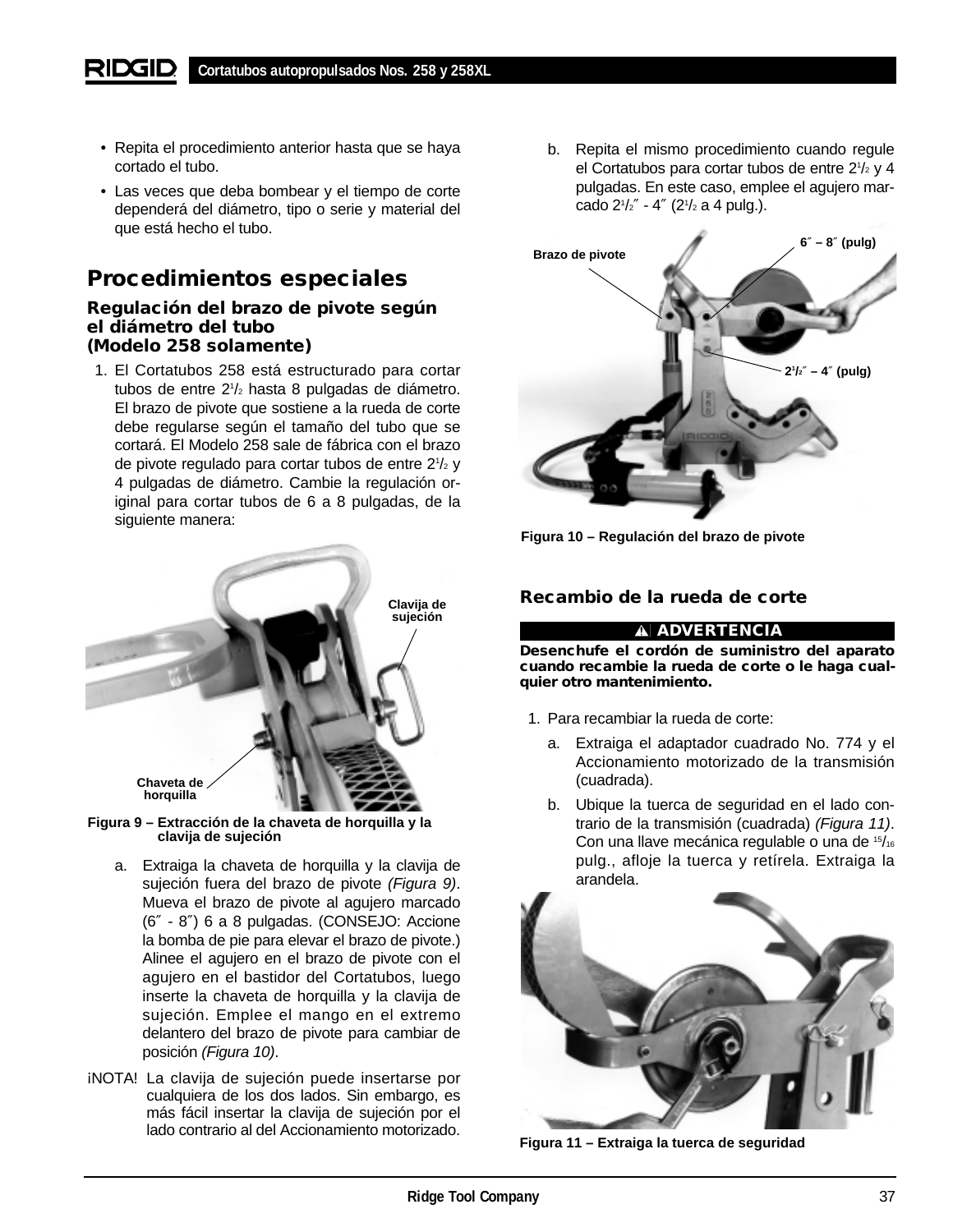- Repita el procedimiento anterior hasta que se haya cortado el tubo.
- Las veces que deba bombear y el tiempo de corte dependerá del diámetro, tipo o serie y material del que está hecho el tubo.

## Procedimientos especiales

### Regulación del brazo de pivote según el diámetro del tubo (Modelo 258 solamente)

1. El Cortatubos 258 está estructurado para cortar tubos de entre 2¹/₂ hasta 8 pulgadas de diámetro. El brazo de pivote que sostiene a la rueda de corte debe regularse según el tamaño del tubo que se cortará. El Modelo 258 sale de fábrica con el brazo de pivote regulado para cortar tubos de entre 2¹/₂ y 4 pulgadas de diámetro. Cambie la regulación original para cortar tubos de 6 a 8 pulgadas, de la siguiente manera:

Clavija de sujeción

Chaveta de horquilla

**Figura 9 – Extracción de la chaveta de horquilla y la clavija de sujeción**

a. Extraiga la chaveta de horquilla y la clavija de sujeción fuera del brazo de pivote *(Figura 9)*. Mueva el brazo de pivote al agujero marcado (6″ - 8″) 6 a 8 pulgadas. (CONSEJO: Accione la bomba de pie para elevar el brazo de pivote.) Alinee el agujero en el brazo de pivote con el agujero en el bastidor del Cortatubos, luego inserte la chaveta de horquilla y la clavija de sujeción. Emplee el mango en el extremo delantero del brazo de pivote para cambiar de posición *(Figura 10)*.

¡NOTA! La clavija de sujeción puede insertarse por cualquiera de los dos lados. Sin embargo, es más fácil insertar la clavija de sujeción por el lado contrario al del Accionamiento motorizado.

b. Repita el mismo procedimiento cuando regule el Cortatubos para cortar tubos de entre 2¹/₂ y 4 pulgadas. En este caso, emplee el agujero marcado 2¹/₂″ - 4″ (2¹/₂ a 4 pulg.).

Brazo de pivote

6″ – 8″ (pulg)

2¹/₂″ – 4″ (pulg)

**Figura 10 – Regulación del brazo de pivote**

### Recambio de la rueda de corte

**⚠ ADVERTENCIA**

**Desenchufe el cordón de suministro del aparato cuando recambie la rueda de corte o le haga cualquier otro mantenimiento.**

1. Para recambiar la rueda de corte:

   a. Extraiga el adaptador cuadrado No. 774 y el Accionamiento motorizado de la transmisión (cuadrada).

   b. Ubique la tuerca de seguridad en el lado contrario de la transmisión (cuadrada) *(Figura 11)*. Con una llave mecánica regulable o una de ¹⁵/₁₆ pulg., afloje la tuerca y retírela. Extraiga la arandela.

**Figura 11 – Extraiga la tuerca de seguridad**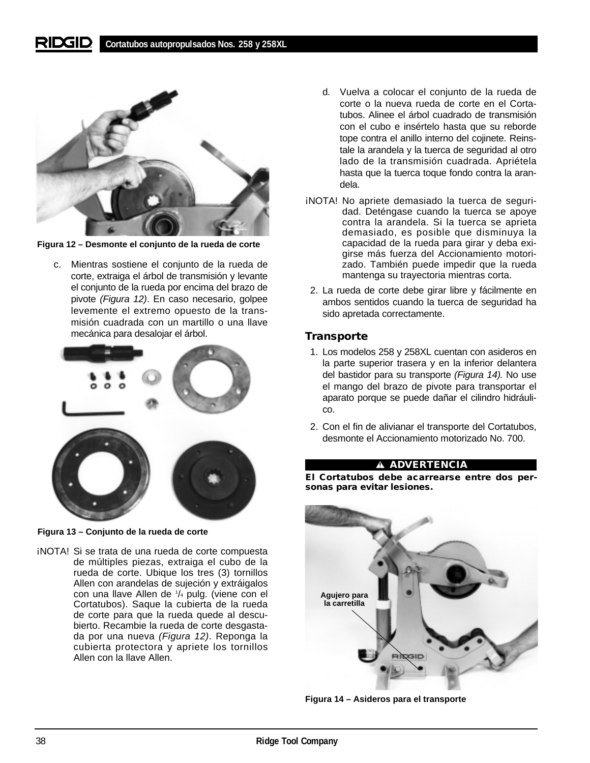Figura 12 – Desmonte el conjunto de la rueda de corte

c. Mientras sostiene el conjunto de la rueda de corte, extraiga el árbol de transmisión y levante el conjunto de la rueda por encima del brazo de pivote *(Figura 12)*. En caso necesario, golpee levemente el extremo opuesto de la transmisión cuadrada con un martillo o una llave mecánica para desalojar el árbol.

Figura 13 – Conjunto de la rueda de corte

¡NOTA! Si se trata de una rueda de corte compuesta de múltiples piezas, extraiga el cubo de la rueda de corte. Ubique los tres (3) tornillos Allen con arandelas de sujeción y extráigalos con una llave Allen de $^{1}/_{4}$ pulg. (viene con el Cortatubos). Saque la cubierta de la rueda de corte para que la rueda quede al descubierto. Recambie la rueda de corte desgastada por una nueva *(Figura 12)*. Reponga la cubierta protectora y apriete los tornillos Allen con la llave Allen.

d. Vuelva a colocar el conjunto de la rueda de corte o la nueva rueda de corte en el Cortatubos. Alinee el árbol cuadrado de transmisión con el cubo e insértelo hasta que su reborde tope contra el anillo interno del cojinete. Reinstale la arandela y la tuerca de seguridad al otro lado de la transmisión cuadrada. Apriétela hasta que la tuerca toque fondo contra la arandela.

¡NOTA! No apriete demasiado la tuerca de seguridad. Deténgase cuando la tuerca se apoye contra la arandela. Si la tuerca se aprieta demasiado, es posible que disminuya la capacidad de la rueda para girar y deba exigirse más fuerza del Accionamiento motorizado. También puede impedir que la rueda mantenga su trayectoria mientras corta.

2. La rueda de corte debe girar libre y fácilmente en ambos sentidos cuando la tuerca de seguridad ha sido apretada correctamente.

## Transporte

1. Los modelos 258 y 258XL cuentan con asideros en la parte superior trasera y en la inferior delantera del bastidor para su transporte *(Figura 14)*. No use el mango del brazo de pivote para transportar el aparato porque se puede dañar el cilindro hidráulico.

2. Con el fin de alivianar el transporte del Cortatubos, desmonte el Accionamiento motorizado No. 700.

**⚠ ADVERTENCIA**

**El Cortatubos debe acarrearse entre dos personas para evitar lesiones.**

Agujero para la carretilla

Figura 14 – Asideros para el transporte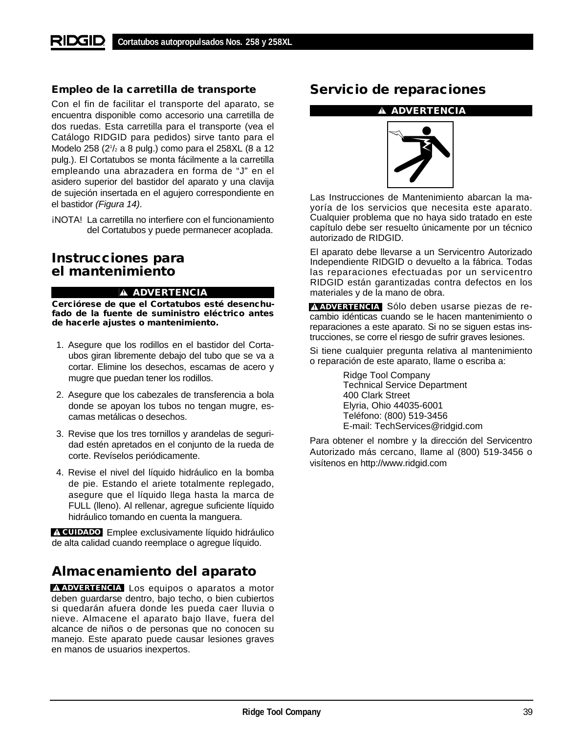### Empleo de la carretilla de transporte

Con el fin de facilitar el transporte del aparato, se encuentra disponible como accesorio una carretilla de dos ruedas. Esta carretilla para el transporte (vea el Catálogo RIDGID para pedidos) sirve tanto para el Modelo 258 ($2^{1}/_{2}$ a 8 pulg.) como para el 258XL (8 a 12 pulg.). El Cortatubos se monta fácilmente a la carretilla empleando una abrazadera en forma de "J" en el asidero superior del bastidor del aparato y una clavija de sujeción insertada en el agujero correspondiente en el bastidor *(Figura 14)*.

¡NOTA! La carretilla no interfiere con el funcionamiento del Cortatubos y puede permanecer acoplada.

## Instrucciones para el mantenimiento

**⚠ ADVERTENCIA**

**Cerciórese de que el Cortatubos esté desenchufado de la fuente de suministro eléctrico antes de hacerle ajustes o mantenimiento.**

1. Asegure que los rodillos en el bastidor del Cortaubos giran libremente debajo del tubo que se va a cortar. Elimine los desechos, escamas de acero y mugre que puedan tener los rodillos.
2. Asegure que los cabezales de transferencia a bola donde se apoyan los tubos no tengan mugre, escamas metálicas o desechos.
3. Revise que los tres tornillos y arandelas de seguridad estén apretados en el conjunto de la rueda de corte. Revíselos periódicamente.
4. Revise el nivel del líquido hidráulico en la bomba de pie. Estando el ariete totalmente replegado, asegure que el líquido llega hasta la marca de FULL (lleno). Al rellenar, agregue suficiente líquido hidráulico tomando en cuenta la manguera.

**⚠ CUIDADO** Emplee exclusivamente líquido hidráulico de alta calidad cuando reemplace o agregue líquido.

## Almacenamiento del aparato

**⚠ ADVERTENCIA** Los equipos o aparatos a motor deben guardarse dentro, bajo techo, o bien cubiertos si quedarán afuera donde les pueda caer lluvia o nieve. Almacene el aparato bajo llave, fuera del alcance de niños o de personas que no conocen su manejo. Este aparato puede causar lesiones graves en manos de usuarios inexpertos.

## Servicio de reparaciones

**⚠ ADVERTENCIA**

Las Instrucciones de Mantenimiento abarcan la mayoría de los servicios que necesita este aparato. Cualquier problema que no haya sido tratado en este capítulo debe ser resuelto únicamente por un técnico autorizado de RIDGID.

El aparato debe llevarse a un Servicentro Autorizado Independiente RIDGID o devuelto a la fábrica. Todas las reparaciones efectuadas por un servicentro RIDGID están garantizadas contra defectos en los materiales y de la mano de obra.

**⚠ ADVERTENCIA** Sólo deben usarse piezas de recambio idénticas cuando se le hacen mantenimiento o reparaciones a este aparato. Si no se siguen estas instrucciones, se corre el riesgo de sufrir graves lesiones.

Si tiene cualquier pregunta relativa al mantenimiento o reparación de este aparato, llame o escriba a:

Ridge Tool Company
Technical Service Department
400 Clark Street
Elyria, Ohio 44035-6001
Teléfono: (800) 519-3456
E-mail: TechServices@ridgid.com

Para obtener el nombre y la dirección del Servicentro Autorizado más cercano, llame al (800) 519-3456 o visítenos en http://www.ridgid.com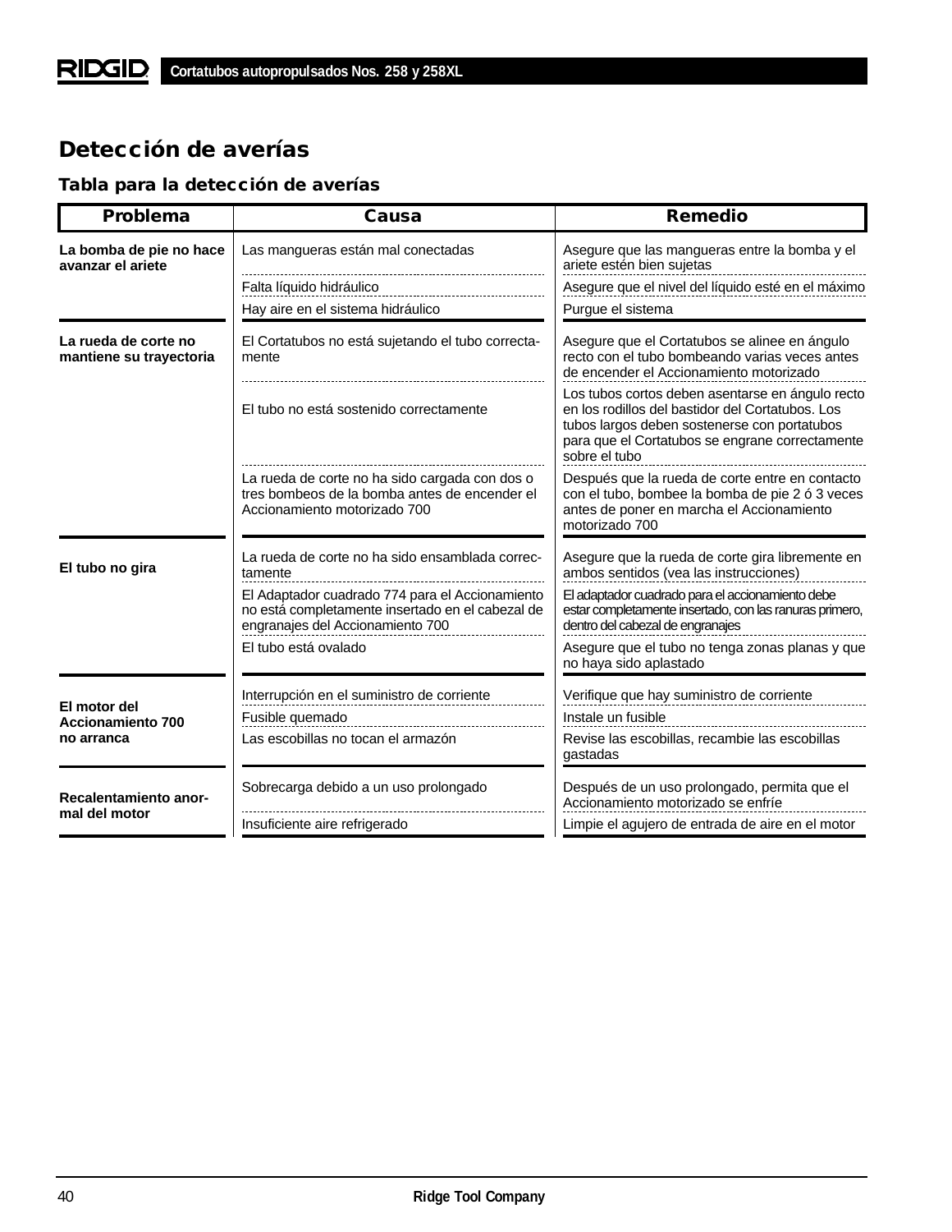# Detección de averías

## Tabla para la detección de averías

| Problema | Causa | Remedio |
|---|---|---|
| **La bomba de pie no hace avanzar el ariete** | Las mangueras están mal conectadas | Asegure que las mangueras entre la bomba y el ariete estén bien sujetas |
| | Falta líquido hidráulico | Asegure que el nivel del líquido esté en el máximo |
| | Hay aire en el sistema hidráulico | Purgue el sistema |
| **La rueda de corte no mantiene su trayectoria** | El Cortatubos no está sujetando el tubo correctamente | Asegure que el Cortatubos se alinee en ángulo recto con el tubo bombeando varias veces antes de encender el Accionamiento motorizado |
| | El tubo no está sostenido correctamente | Los tubos cortos deben asentarse en ángulo recto en los rodillos del bastidor del Cortatubos. Los tubos largos deben sostenerse con portatubos para que el Cortatubos se engrane correctamente sobre el tubo |
| | La rueda de corte no ha sido cargada con dos o tres bombeos de la bomba antes de encender el Accionamiento motorizado 700 | Después que la rueda de corte entre en contacto con el tubo, bombee la bomba de pie 2 ó 3 veces antes de poner en marcha el Accionamiento motorizado 700 |
| **El tubo no gira** | La rueda de corte no ha sido ensamblada correctamente | Asegure que la rueda de corte gira libremente en ambos sentidos (vea las instrucciones) |
| | El Adaptador cuadrado 774 para el Accionamiento no está completamente insertado en el cabezal de engranajes del Accionamiento 700 | El adaptador cuadrado para el accionamiento debe estar completamente insertado, con las ranuras primero, dentro del cabezal de engranajes |
| | El tubo está ovalado | Asegure que el tubo no tenga zonas planas y que no haya sido aplastado |
| **El motor del Accionamiento 700 no arranca** | Interrupción en el suministro de corriente | Verifique que hay suministro de corriente |
| | Fusible quemado | Instale un fusible |
| | Las escobillas no tocan el armazón | Revise las escobillas, recambie las escobillas gastadas |
| **Recalentamiento anormal del motor** | Sobrecarga debido a un uso prolongado | Después de un uso prolongado, permita que el Accionamiento motorizado se enfríe |
| | Insuficiente aire refrigerado | Limpie el agujero de entrada de aire en el motor |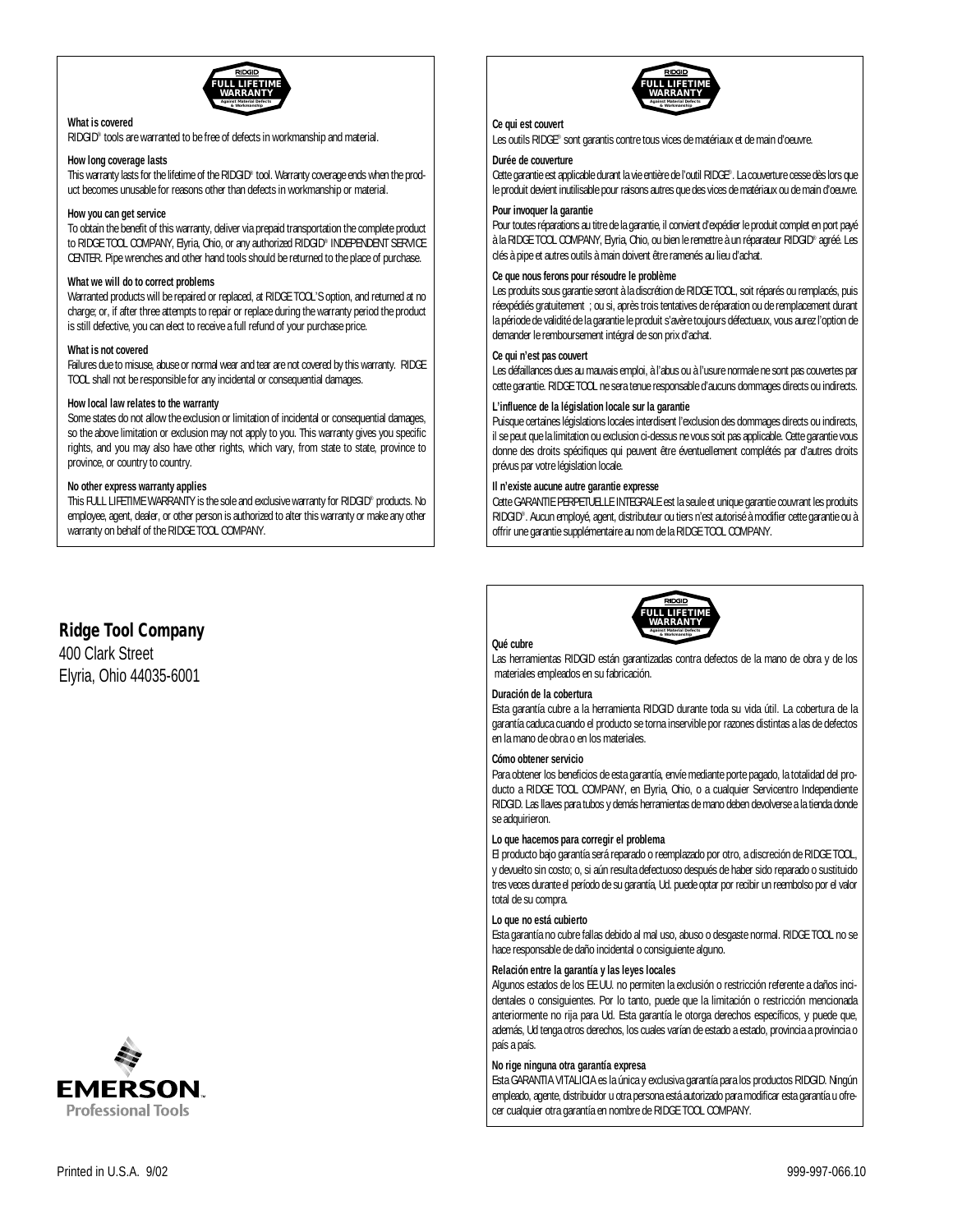RIDGID FULL LIFETIME WARRANTY Against Material Defects & Workmanship

**What is covered**

RIDGID® tools are warranted to be free of defects in workmanship and material.

**How long coverage lasts**

This warranty lasts for the lifetime of the RIDGID® tool. Warranty coverage ends when the product becomes unusable for reasons other than defects in workmanship or material.

**How you can get service**

To obtain the benefit of this warranty, deliver via prepaid transportation the complete product to RIDGE TOOL COMPANY, Elyria, Ohio, or any authorized RIDGID® INDEPENDENT SERVICE CENTER. Pipe wrenches and other hand tools should be returned to the place of purchase.

**What we will do to correct problems**

Warranted products will be repaired or replaced, at RIDGE TOOL'S option, and returned at no charge; or, if after three attempts to repair or replace during the warranty period the product is still defective, you can elect to receive a full refund of your purchase price.

**What is not covered**

Failures due to misuse, abuse or normal wear and tear are not covered by this warranty. RIDGE TOOL shall not be responsible for any incidental or consequential damages.

**How local law relates to the warranty**

Some states do not allow the exclusion or limitation of incidental or consequential damages, so the above limitation or exclusion may not apply to you. This warranty gives you specific rights, and you may also have other rights, which vary, from state to state, province to province, or country to country.

**No other express warranty applies**

This FULL LIFETIME WARRANTY is the sole and exclusive warranty for RIDGID® products. No employee, agent, dealer, or other person is authorized to alter this warranty or make any other warranty on behalf of the RIDGE TOOL COMPANY.

RIDGID FULL LIFETIME WARRANTY Against Material Defects & Workmanship

**Ce qui est couvert**

Les outils RIDGE® sont garantis contre tous vices de matériaux et de main d'oeuvre.

**Durée de couverture**

Cette garantie est applicable durant la vie entière de l'outil RIDGE®. La couverture cesse dès lors que le produit devient inutilisable pour raisons autres que des vices de matériaux ou de main d'oeuvre.

**Pour invoquer la garantie**

Pour toutes réparations au titre de la garantie, il convient d'expédier le produit complet en port payé à la RIDGE TOOL COMPANY, Elyria, Ohio, ou bien le remettre à un réparateur RIDGID® agréé. Les clés à pipe et autres outils à main doivent être ramenés au lieu d'achat.

**Ce que nous ferons pour résoudre le problème**

Les produits sous garantie seront à la discrétion de RIDGE TOOL, soit réparés ou remplacés, puis réexpédiés gratuitement ; ou si, après trois tentatives de réparation ou de remplacement durant la période de validité de la garantie le produit s'avère toujours défectueux, vous aurez l'option de demander le remboursement intégral de son prix d'achat.

**Ce qui n'est pas couvert**

Les défaillances dues au mauvais emploi, à l'abus ou à l'usure normale ne sont pas couvertes par cette garantie. RIDGE TOOL ne sera tenue responsable d'aucuns dommages directs ou indirects.

**L'influence de la législation locale sur la garantie**

Puisque certaines législations locales interdisent l'exclusion des dommages directs ou indirects, il se peut que la limitation ou exclusion ci-dessus ne vous soit pas applicable. Cette garantie vous donne des droits spécifiques qui peuvent être éventuellement complétés par d'autres droits prévus par votre législation locale.

**Il n'existe aucune autre garantie expresse**

Cette GARANTIE PERPETUELLE INTEGRALE est la seule et unique garantie couvrant les produits RIDGID®. Aucun employé, agent, distributeur ou tiers n'est autorisé à modifier cette garantie ou à offrir une garantie supplémentaire au nom de la RIDGE TOOL COMPANY.

**Ridge Tool Company**
400 Clark Street
Elyria, Ohio 44035-6001

RIDGID FULL LIFETIME WARRANTY Against Material Defects & Workmanship

**Qué cubre**

Las herramientas RIDGID están garantizadas contra defectos de la mano de obra y de los materiales empleados en su fabricación.

**Duración de la cobertura**

Esta garantía cubre a la herramienta RIDGID durante toda su vida útil. La cobertura de la garantía caduca cuando el producto se torna inservible por razones distintas a las de defectos en la mano de obra o en los materiales.

**Cómo obtener servicio**

Para obtener los beneficios de esta garantía, envíe mediante porte pagado, la totalidad del producto a RIDGE TOOL COMPANY, en Elyria, Ohio, o a cualquier Servicentro Independiente RIDGID. Las llaves para tubos y demás herramientas de mano deben devolverse a la tienda donde se adquirieron.

**Lo que hacemos para corregir el problema**

El producto bajo garantía será reparado o reemplazado por otro, a discreción de RIDGE TOOL, y devuelto sin costo; o, si aún resulta defectuoso después de haber sido reparado o sustituido tres veces durante el período de su garantía, Ud. puede optar por recibir un reembolso por el valor total de su compra.

**Lo que no está cubierto**

Esta garantía no cubre fallas debido al mal uso, abuso o desgaste normal. RIDGE TOOL no se hace responsable de daño incidental o consiguiente alguno.

**Relación entre la garantía y las leyes locales**

Algunos estados de los EE.UU. no permiten la exclusión o restricción referente a daños incidentales o consiguientes. Por lo tanto, puede que la limitación o restricción mencionada anteriormente no rija para Ud. Esta garantía le otorga derechos específicos, y puede que, además, Ud tenga otros derechos, los cuales varían de estado a estado, provincia a provincia o país a país.

**No rige ninguna otra garantía expresa**

Esta GARANTIA VITALICIA es la única y exclusiva garantía para los productos RIDGID. Ningún empleado, agente, distribuidor u otra persona está autorizado para modificar esta garantía u ofrecer cualquier otra garantía en nombre de RIDGE TOOL COMPANY.

EMERSON. Professional Tools

Printed in U.S.A. 9/02

999-997-066.10